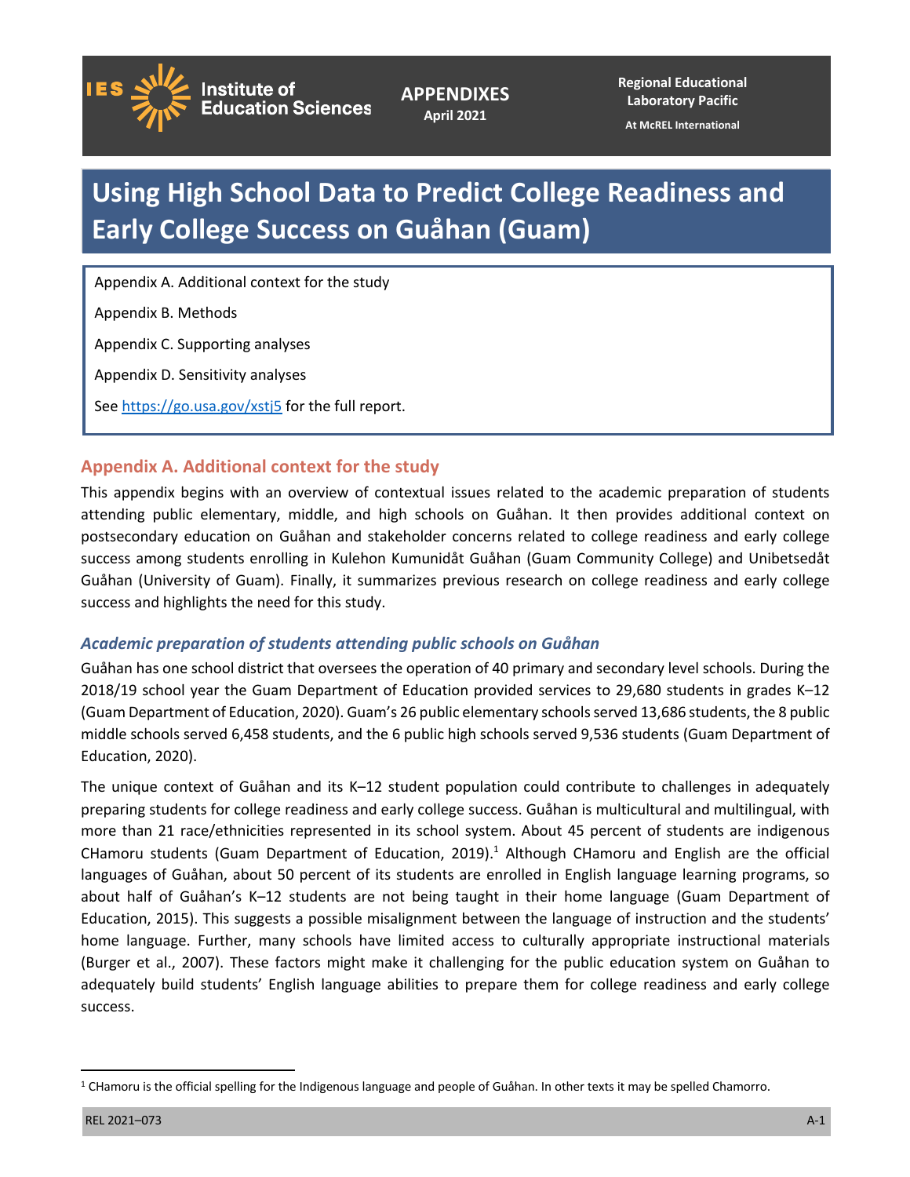**APPENDIXES**
April 2021

Regional Educational Laboratory Pacific
At McREL International

# Using High School Data to Predict College Readiness and Early College Success on Guåhan (Guam)

Appendix A. Additional context for the study

Appendix B. Methods

Appendix C. Supporting analyses

Appendix D. Sensitivity analyses

See https://go.usa.gov/xstj5 for the full report.

## Appendix A. Additional context for the study

This appendix begins with an overview of contextual issues related to the academic preparation of students attending public elementary, middle, and high schools on Guåhan. It then provides additional context on postsecondary education on Guåhan and stakeholder concerns related to college readiness and early college success among students enrolling in Kulehon Kumunidåt Guåhan (Guam Community College) and Unibetsedåt Guåhan (University of Guam). Finally, it summarizes previous research on college readiness and early college success and highlights the need for this study.

### *Academic preparation of students attending public schools on Guåhan*

Guåhan has one school district that oversees the operation of 40 primary and secondary level schools. During the 2018/19 school year the Guam Department of Education provided services to 29,680 students in grades K–12 (Guam Department of Education, 2020). Guam's 26 public elementary schools served 13,686 students, the 8 public middle schools served 6,458 students, and the 6 public high schools served 9,536 students (Guam Department of Education, 2020).

The unique context of Guåhan and its K–12 student population could contribute to challenges in adequately preparing students for college readiness and early college success. Guåhan is multicultural and multilingual, with more than 21 race/ethnicities represented in its school system. About 45 percent of students are indigenous CHamoru students (Guam Department of Education, 2019).[1] Although CHamoru and English are the official languages of Guåhan, about 50 percent of its students are enrolled in English language learning programs, so about half of Guåhan's K–12 students are not being taught in their home language (Guam Department of Education, 2015). This suggests a possible misalignment between the language of instruction and the students' home language. Further, many schools have limited access to culturally appropriate instructional materials (Burger et al., 2007). These factors might make it challenging for the public education system on Guåhan to adequately build students' English language abilities to prepare them for college readiness and early college success.

[1] CHamoru is the official spelling for the Indigenous language and people of Guåhan. In other texts it may be spelled Chamorro.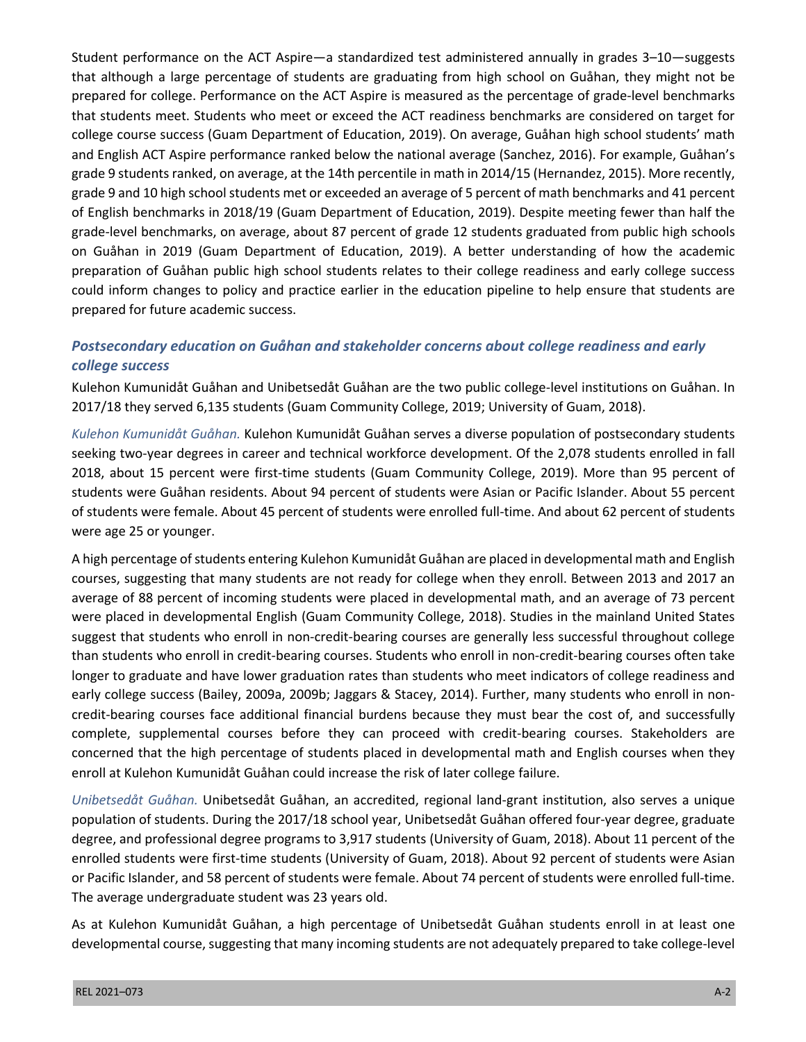Student performance on the ACT Aspire—a standardized test administered annually in grades 3–10—suggests that although a large percentage of students are graduating from high school on Guåhan, they might not be prepared for college. Performance on the ACT Aspire is measured as the percentage of grade-level benchmarks that students meet. Students who meet or exceed the ACT readiness benchmarks are considered on target for college course success (Guam Department of Education, 2019). On average, Guåhan high school students' math and English ACT Aspire performance ranked below the national average (Sanchez, 2016). For example, Guåhan's grade 9 students ranked, on average, at the 14th percentile in math in 2014/15 (Hernandez, 2015). More recently, grade 9 and 10 high school students met or exceeded an average of 5 percent of math benchmarks and 41 percent of English benchmarks in 2018/19 (Guam Department of Education, 2019). Despite meeting fewer than half the grade-level benchmarks, on average, about 87 percent of grade 12 students graduated from public high schools on Guåhan in 2019 (Guam Department of Education, 2019). A better understanding of how the academic preparation of Guåhan public high school students relates to their college readiness and early college success could inform changes to policy and practice earlier in the education pipeline to help ensure that students are prepared for future academic success.

### *Postsecondary education on Guåhan and stakeholder concerns about college readiness and early college success*

Kulehon Kumunidåt Guåhan and Unibetsedåt Guåhan are the two public college-level institutions on Guåhan. In 2017/18 they served 6,135 students (Guam Community College, 2019; University of Guam, 2018).

*Kulehon Kumunidåt Guåhan.* Kulehon Kumunidåt Guåhan serves a diverse population of postsecondary students seeking two-year degrees in career and technical workforce development. Of the 2,078 students enrolled in fall 2018, about 15 percent were first-time students (Guam Community College, 2019). More than 95 percent of students were Guåhan residents. About 94 percent of students were Asian or Pacific Islander. About 55 percent of students were female. About 45 percent of students were enrolled full-time. And about 62 percent of students were age 25 or younger.

A high percentage of students entering Kulehon Kumunidåt Guåhan are placed in developmental math and English courses, suggesting that many students are not ready for college when they enroll. Between 2013 and 2017 an average of 88 percent of incoming students were placed in developmental math, and an average of 73 percent were placed in developmental English (Guam Community College, 2018). Studies in the mainland United States suggest that students who enroll in non-credit-bearing courses are generally less successful throughout college than students who enroll in credit-bearing courses. Students who enroll in non-credit-bearing courses often take longer to graduate and have lower graduation rates than students who meet indicators of college readiness and early college success (Bailey, 2009a, 2009b; Jaggars & Stacey, 2014). Further, many students who enroll in non-credit-bearing courses face additional financial burdens because they must bear the cost of, and successfully complete, supplemental courses before they can proceed with credit-bearing courses. Stakeholders are concerned that the high percentage of students placed in developmental math and English courses when they enroll at Kulehon Kumunidåt Guåhan could increase the risk of later college failure.

*Unibetsedåt Guåhan.* Unibetsedåt Guåhan, an accredited, regional land-grant institution, also serves a unique population of students. During the 2017/18 school year, Unibetsedåt Guåhan offered four-year degree, graduate degree, and professional degree programs to 3,917 students (University of Guam, 2018). About 11 percent of the enrolled students were first-time students (University of Guam, 2018). About 92 percent of students were Asian or Pacific Islander, and 58 percent of students were female. About 74 percent of students were enrolled full-time. The average undergraduate student was 23 years old.

As at Kulehon Kumunidåt Guåhan, a high percentage of Unibetsedåt Guåhan students enroll in at least one developmental course, suggesting that many incoming students are not adequately prepared to take college-level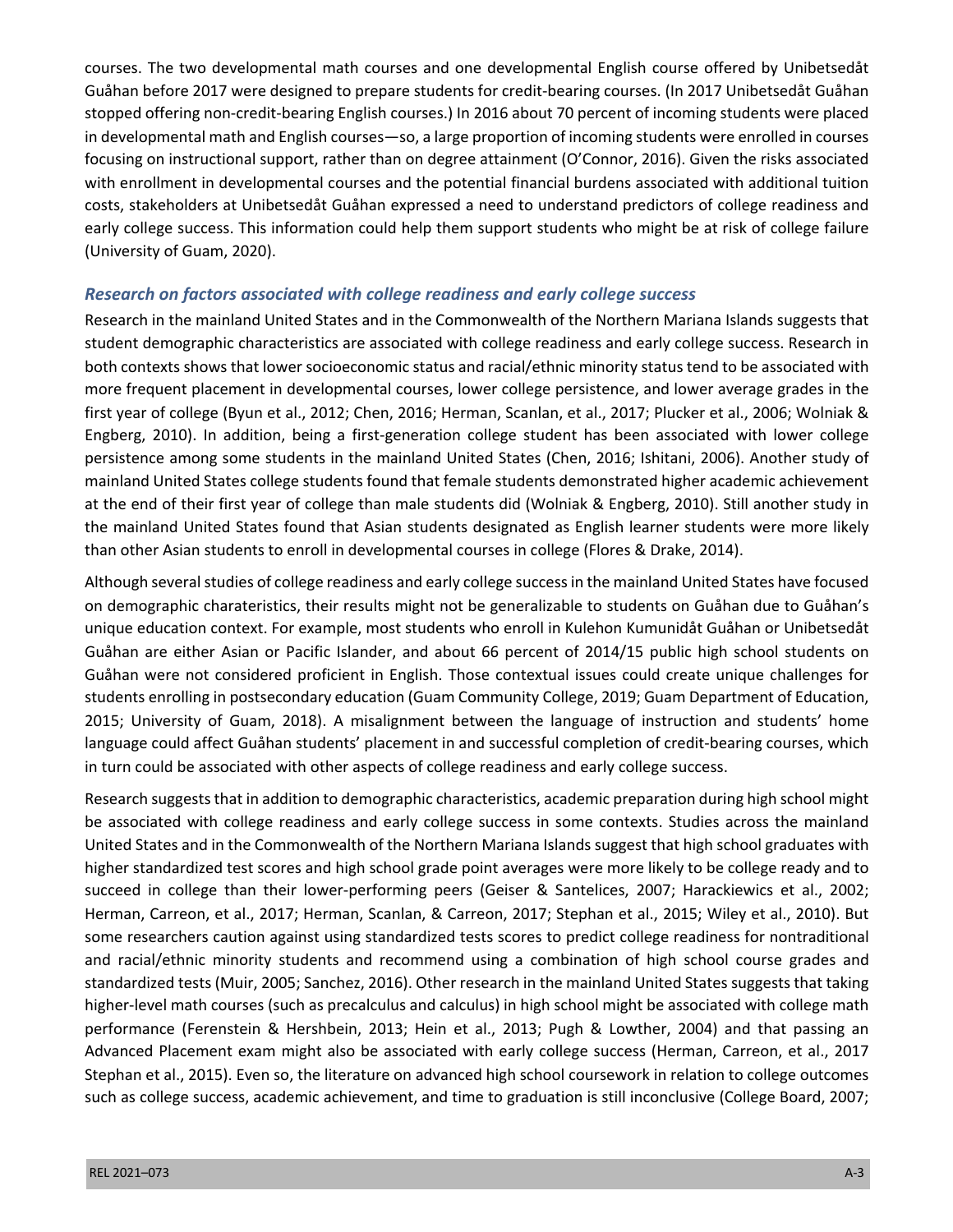courses. The two developmental math courses and one developmental English course offered by Unibetsedåt Guåhan before 2017 were designed to prepare students for credit-bearing courses. (In 2017 Unibetsedåt Guåhan stopped offering non-credit-bearing English courses.) In 2016 about 70 percent of incoming students were placed in developmental math and English courses—so, a large proportion of incoming students were enrolled in courses focusing on instructional support, rather than on degree attainment (O'Connor, 2016). Given the risks associated with enrollment in developmental courses and the potential financial burdens associated with additional tuition costs, stakeholders at Unibetsedåt Guåhan expressed a need to understand predictors of college readiness and early college success. This information could help them support students who might be at risk of college failure (University of Guam, 2020).

### *Research on factors associated with college readiness and early college success*

Research in the mainland United States and in the Commonwealth of the Northern Mariana Islands suggests that student demographic characteristics are associated with college readiness and early college success. Research in both contexts shows that lower socioeconomic status and racial/ethnic minority status tend to be associated with more frequent placement in developmental courses, lower college persistence, and lower average grades in the first year of college (Byun et al., 2012; Chen, 2016; Herman, Scanlan, et al., 2017; Plucker et al., 2006; Wolniak & Engberg, 2010). In addition, being a first-generation college student has been associated with lower college persistence among some students in the mainland United States (Chen, 2016; Ishitani, 2006). Another study of mainland United States college students found that female students demonstrated higher academic achievement at the end of their first year of college than male students did (Wolniak & Engberg, 2010). Still another study in the mainland United States found that Asian students designated as English learner students were more likely than other Asian students to enroll in developmental courses in college (Flores & Drake, 2014).

Although several studies of college readiness and early college success in the mainland United States have focused on demographic charateristics, their results might not be generalizable to students on Guåhan due to Guåhan's unique education context. For example, most students who enroll in Kulehon Kumunidåt Guåhan or Unibetsedåt Guåhan are either Asian or Pacific Islander, and about 66 percent of 2014/15 public high school students on Guåhan were not considered proficient in English. Those contextual issues could create unique challenges for students enrolling in postsecondary education (Guam Community College, 2019; Guam Department of Education, 2015; University of Guam, 2018). A misalignment between the language of instruction and students' home language could affect Guåhan students' placement in and successful completion of credit-bearing courses, which in turn could be associated with other aspects of college readiness and early college success.

Research suggests that in addition to demographic characteristics, academic preparation during high school might be associated with college readiness and early college success in some contexts. Studies across the mainland United States and in the Commonwealth of the Northern Mariana Islands suggest that high school graduates with higher standardized test scores and high school grade point averages were more likely to be college ready and to succeed in college than their lower-performing peers (Geiser & Santelices, 2007; Harackiewics et al., 2002; Herman, Carreon, et al., 2017; Herman, Scanlan, & Carreon, 2017; Stephan et al., 2015; Wiley et al., 2010). But some researchers caution against using standardized tests scores to predict college readiness for nontraditional and racial/ethnic minority students and recommend using a combination of high school course grades and standardized tests (Muir, 2005; Sanchez, 2016). Other research in the mainland United States suggests that taking higher-level math courses (such as precalculus and calculus) in high school might be associated with college math performance (Ferenstein & Hershbein, 2013; Hein et al., 2013; Pugh & Lowther, 2004) and that passing an Advanced Placement exam might also be associated with early college success (Herman, Carreon, et al., 2017 Stephan et al., 2015). Even so, the literature on advanced high school coursework in relation to college outcomes such as college success, academic achievement, and time to graduation is still inconclusive (College Board, 2007;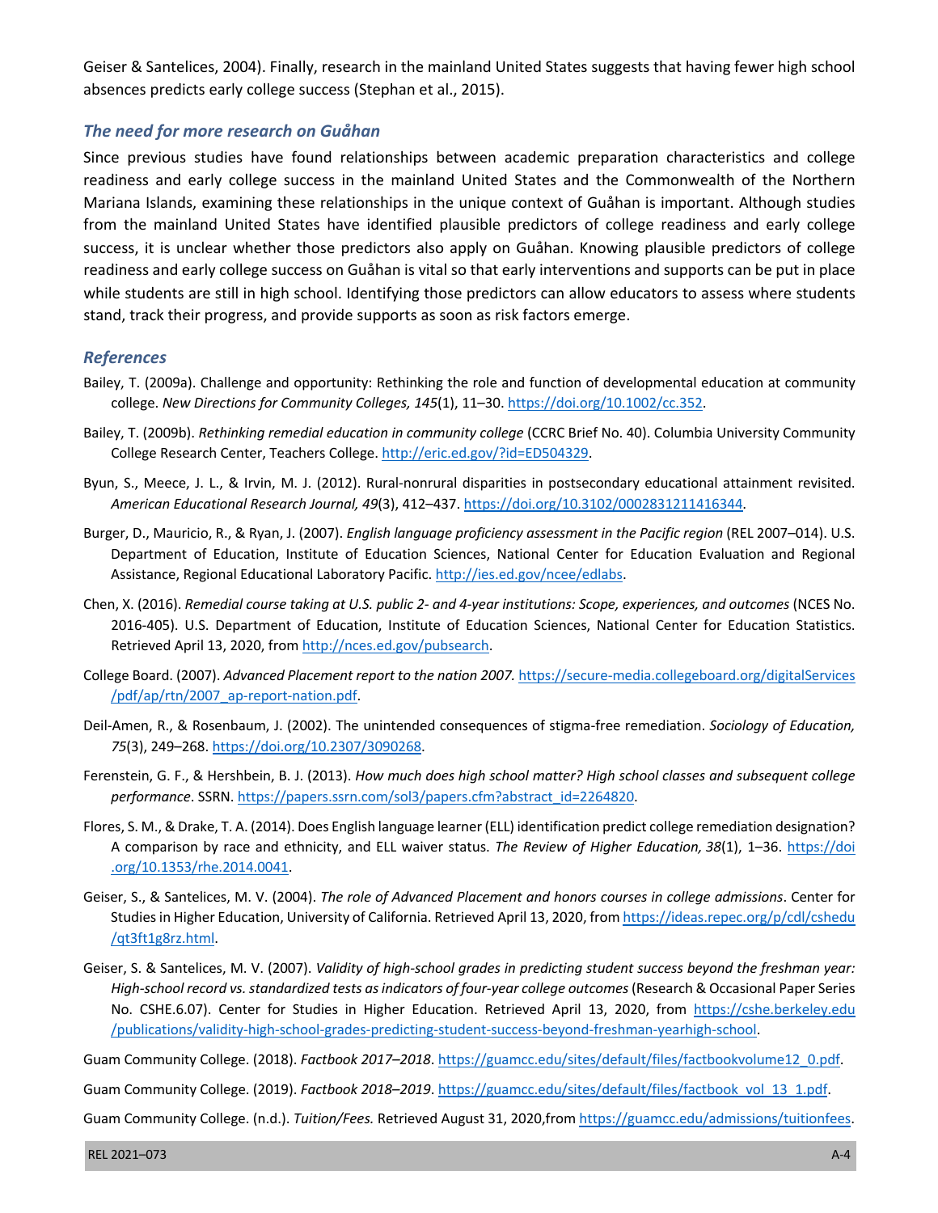Geiser & Santelices, 2004). Finally, research in the mainland United States suggests that having fewer high school absences predicts early college success (Stephan et al., 2015).

### *The need for more research on Guåhan*

Since previous studies have found relationships between academic preparation characteristics and college readiness and early college success in the mainland United States and the Commonwealth of the Northern Mariana Islands, examining these relationships in the unique context of Guåhan is important. Although studies from the mainland United States have identified plausible predictors of college readiness and early college success, it is unclear whether those predictors also apply on Guåhan. Knowing plausible predictors of college readiness and early college success on Guåhan is vital so that early interventions and supports can be put in place while students are still in high school. Identifying those predictors can allow educators to assess where students stand, track their progress, and provide supports as soon as risk factors emerge.

### *References*

Bailey, T. (2009a). Challenge and opportunity: Rethinking the role and function of developmental education at community college. *New Directions for Community Colleges, 145*(1), 11–30. https://doi.org/10.1002/cc.352.

Bailey, T. (2009b). *Rethinking remedial education in community college* (CCRC Brief No. 40). Columbia University Community College Research Center, Teachers College. http://eric.ed.gov/?id=ED504329.

Byun, S., Meece, J. L., & Irvin, M. J. (2012). Rural-nonrural disparities in postsecondary educational attainment revisited. *American Educational Research Journal, 49*(3), 412–437. https://doi.org/10.3102/0002831211416344.

Burger, D., Mauricio, R., & Ryan, J. (2007). *English language proficiency assessment in the Pacific region* (REL 2007–014). U.S. Department of Education, Institute of Education Sciences, National Center for Education Evaluation and Regional Assistance, Regional Educational Laboratory Pacific. http://ies.ed.gov/ncee/edlabs.

Chen, X. (2016). *Remedial course taking at U.S. public 2- and 4-year institutions: Scope, experiences, and outcomes* (NCES No. 2016-405). U.S. Department of Education, Institute of Education Sciences, National Center for Education Statistics. Retrieved April 13, 2020, from http://nces.ed.gov/pubsearch.

College Board. (2007). *Advanced Placement report to the nation 2007.* https://secure-media.collegeboard.org/digitalServices/pdf/ap/rtn/2007_ap-report-nation.pdf.

Deil-Amen, R., & Rosenbaum, J. (2002). The unintended consequences of stigma-free remediation. *Sociology of Education, 75*(3), 249–268. https://doi.org/10.2307/3090268.

Ferenstein, G. F., & Hershbein, B. J. (2013). *How much does high school matter? High school classes and subsequent college performance*. SSRN. https://papers.ssrn.com/sol3/papers.cfm?abstract_id=2264820.

Flores, S. M., & Drake, T. A. (2014). Does English language learner (ELL) identification predict college remediation designation? A comparison by race and ethnicity, and ELL waiver status. *The Review of Higher Education, 38*(1), 1–36. https://doi.org/10.1353/rhe.2014.0041.

Geiser, S., & Santelices, M. V. (2004). *The role of Advanced Placement and honors courses in college admissions*. Center for Studies in Higher Education, University of California. Retrieved April 13, 2020, from https://ideas.repec.org/p/cdl/cshedu/qt3ft1g8rz.html.

Geiser, S. & Santelices, M. V. (2007). *Validity of high-school grades in predicting student success beyond the freshman year: High-school record vs. standardized tests as indicators of four-year college outcomes* (Research & Occasional Paper Series No. CSHE.6.07). Center for Studies in Higher Education. Retrieved April 13, 2020, from https://cshe.berkeley.edu/publications/validity-high-school-grades-predicting-student-success-beyond-freshman-yearhigh-school.

Guam Community College. (2018). *Factbook 2017–2018*. https://guamcc.edu/sites/default/files/factbookvolume12_0.pdf.

Guam Community College. (2019). *Factbook 2018–2019*. https://guamcc.edu/sites/default/files/factbook_vol_13_1.pdf.

Guam Community College. (n.d.). *Tuition/Fees.* Retrieved August 31, 2020,from https://guamcc.edu/admissions/tuitionfees.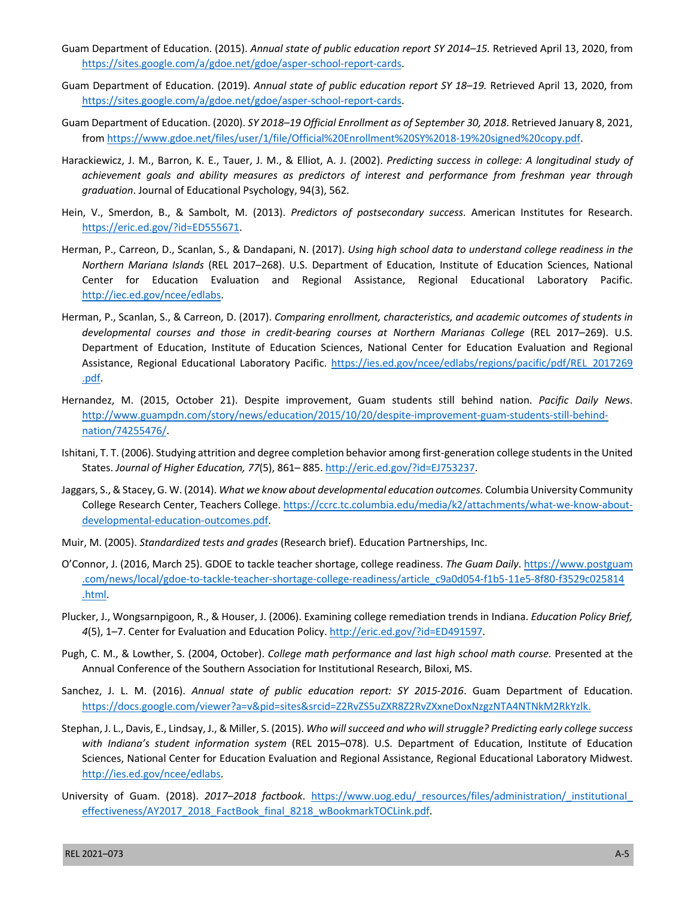Guam Department of Education. (2015). *Annual state of public education report SY 2014–15.* Retrieved April 13, 2020, from https://sites.google.com/a/gdoe.net/gdoe/asper-school-report-cards.

Guam Department of Education. (2019). *Annual state of public education report SY 18–19.* Retrieved April 13, 2020, from https://sites.google.com/a/gdoe.net/gdoe/asper-school-report-cards.

Guam Department of Education. (2020). *SY 2018–19 Official Enrollment as of September 30, 2018*. Retrieved January 8, 2021, from https://www.gdoe.net/files/user/1/file/Official%20Enrollment%20SY%2018-19%20signed%20copy.pdf.

Harackiewicz, J. M., Barron, K. E., Tauer, J. M., & Elliot, A. J. (2002). *Predicting success in college: A longitudinal study of achievement goals and ability measures as predictors of interest and performance from freshman year through graduation*. Journal of Educational Psychology, 94(3), 562.

Hein, V., Smerdon, B., & Sambolt, M. (2013). *Predictors of postsecondary success.* American Institutes for Research. https://eric.ed.gov/?id=ED555671.

Herman, P., Carreon, D., Scanlan, S., & Dandapani, N. (2017). *Using high school data to understand college readiness in the Northern Mariana Islands* (REL 2017–268). U.S. Department of Education, Institute of Education Sciences, National Center for Education Evaluation and Regional Assistance, Regional Educational Laboratory Pacific. http://iec.ed.gov/ncee/edlabs.

Herman, P., Scanlan, S., & Carreon, D. (2017). *Comparing enrollment, characteristics, and academic outcomes of students in developmental courses and those in credit-bearing courses at Northern Marianas College* (REL 2017–269). U.S. Department of Education, Institute of Education Sciences, National Center for Education Evaluation and Regional Assistance, Regional Educational Laboratory Pacific. https://ies.ed.gov/ncee/edlabs/regions/pacific/pdf/REL_2017269.pdf.

Hernandez, M. (2015, October 21). Despite improvement, Guam students still behind nation. *Pacific Daily News*. http://www.guampdn.com/story/news/education/2015/10/20/despite-improvement-guam-students-still-behind-nation/74255476/.

Ishitani, T. T. (2006). Studying attrition and degree completion behavior among first-generation college students in the United States. *Journal of Higher Education, 77*(5), 861– 885. http://eric.ed.gov/?id=EJ753237.

Jaggars, S., & Stacey, G. W. (2014). *What we know about developmental education outcomes.* Columbia University Community College Research Center, Teachers College. https://ccrc.tc.columbia.edu/media/k2/attachments/what-we-know-about-developmental-education-outcomes.pdf.

Muir, M. (2005). *Standardized tests and grades* (Research brief). Education Partnerships, Inc.

O'Connor, J. (2016, March 25). GDOE to tackle teacher shortage, college readiness. *The Guam Daily*. https://www.postguam.com/news/local/gdoe-to-tackle-teacher-shortage-college-readiness/article_c9a0d054-f1b5-11e5-8f80-f3529c025814.html.

Plucker, J., Wongsarnpigoon, R., & Houser, J. (2006). Examining college remediation trends in Indiana. *Education Policy Brief, 4*(5), 1–7. Center for Evaluation and Education Policy. http://eric.ed.gov/?id=ED491597.

Pugh, C. M., & Lowther, S. (2004, October). *College math performance and last high school math course.* Presented at the Annual Conference of the Southern Association for Institutional Research, Biloxi, MS.

Sanchez, J. L. M. (2016). *Annual state of public education report: SY 2015-2016*. Guam Department of Education. https://docs.google.com/viewer?a=v&pid=sites&srcid=Z2RvZS5uZXR8Z2RvZXxneDoxNzgzNTA4NTNkM2RkYzlk.

Stephan, J. L., Davis, E., Lindsay, J., & Miller, S. (2015). *Who will succeed and who will struggle? Predicting early college success with Indiana's student information system* (REL 2015–078). U.S. Department of Education, Institute of Education Sciences, National Center for Education Evaluation and Regional Assistance, Regional Educational Laboratory Midwest. http://ies.ed.gov/ncee/edlabs.

University of Guam. (2018). *2017–2018 factbook*. https://www.uog.edu/_resources/files/administration/_institutional_effectiveness/AY2017_2018_FactBook_final_8218_wBookmarkTOCLink.pdf.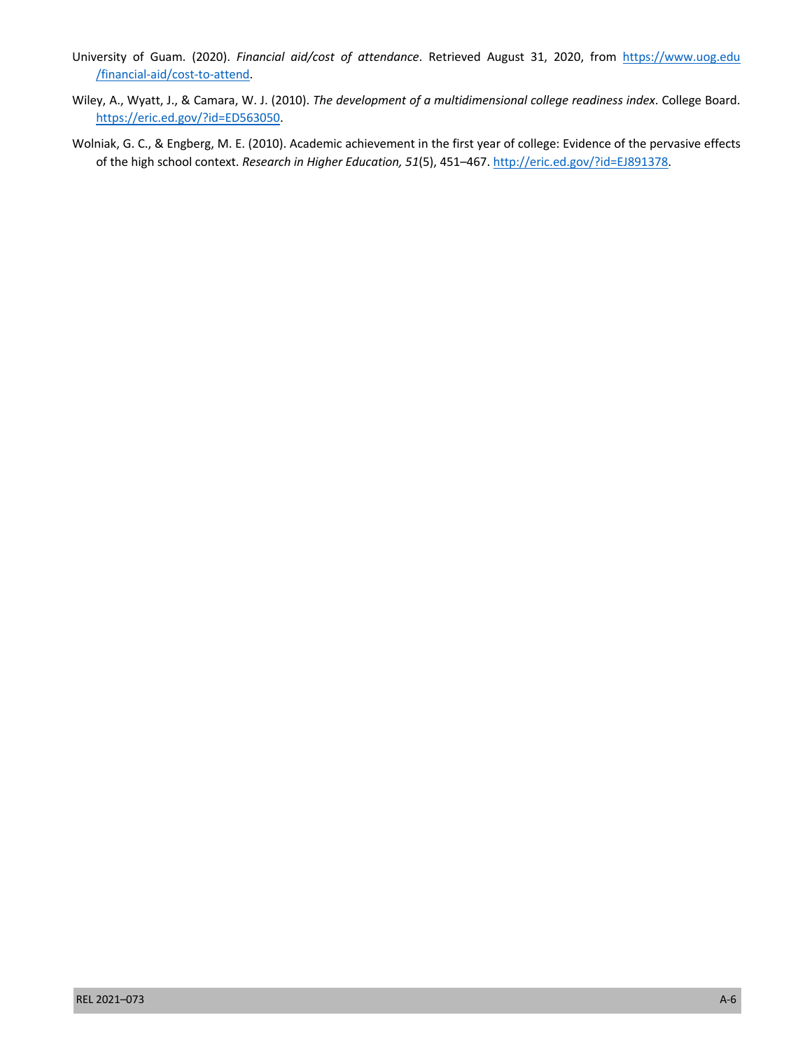University of Guam. (2020). *Financial aid/cost of attendance*. Retrieved August 31, 2020, from https://www.uog.edu/financial-aid/cost-to-attend.

Wiley, A., Wyatt, J., & Camara, W. J. (2010). *The development of a multidimensional college readiness index*. College Board. https://eric.ed.gov/?id=ED563050.

Wolniak, G. C., & Engberg, M. E. (2010). Academic achievement in the first year of college: Evidence of the pervasive effects of the high school context. *Research in Higher Education, 51*(5), 451–467. http://eric.ed.gov/?id=EJ891378.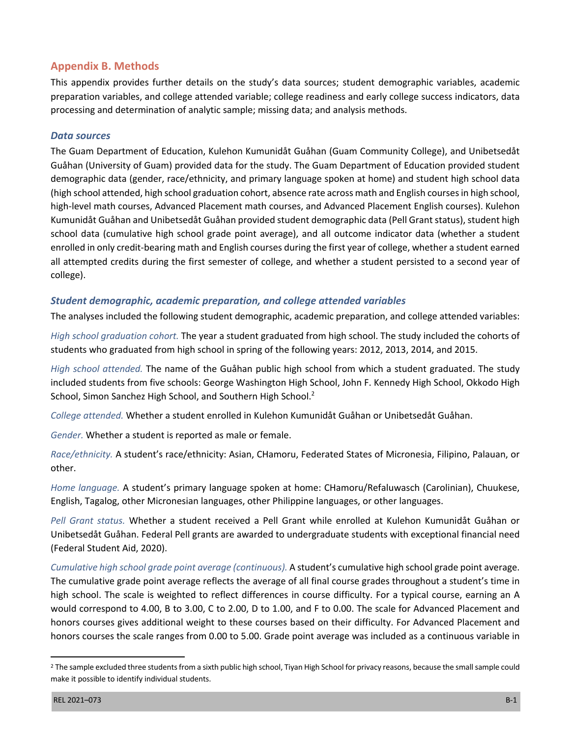## Appendix B. Methods

This appendix provides further details on the study's data sources; student demographic variables, academic preparation variables, and college attended variable; college readiness and early college success indicators, data processing and determination of analytic sample; missing data; and analysis methods.

### *Data sources*

The Guam Department of Education, Kulehon Kumunidåt Guåhan (Guam Community College), and Unibetsedåt Guåhan (University of Guam) provided data for the study. The Guam Department of Education provided student demographic data (gender, race/ethnicity, and primary language spoken at home) and student high school data (high school attended, high school graduation cohort, absence rate across math and English courses in high school, high-level math courses, Advanced Placement math courses, and Advanced Placement English courses). Kulehon Kumunidåt Guåhan and Unibetsedåt Guåhan provided student demographic data (Pell Grant status), student high school data (cumulative high school grade point average), and all outcome indicator data (whether a student enrolled in only credit-bearing math and English courses during the first year of college, whether a student earned all attempted credits during the first semester of college, and whether a student persisted to a second year of college).

### *Student demographic, academic preparation, and college attended variables*

The analyses included the following student demographic, academic preparation, and college attended variables:

*High school graduation cohort.* The year a student graduated from high school. The study included the cohorts of students who graduated from high school in spring of the following years: 2012, 2013, 2014, and 2015.

*High school attended.* The name of the Guåhan public high school from which a student graduated. The study included students from five schools: George Washington High School, John F. Kennedy High School, Okkodo High School, Simon Sanchez High School, and Southern High School.[2]

*College attended.* Whether a student enrolled in Kulehon Kumunidåt Guåhan or Unibetsedåt Guåhan.

*Gender.* Whether a student is reported as male or female.

*Race/ethnicity.* A student's race/ethnicity: Asian, CHamoru, Federated States of Micronesia, Filipino, Palauan, or other.

*Home language.* A student's primary language spoken at home: CHamoru/Refaluwasch (Carolinian), Chuukese, English, Tagalog, other Micronesian languages, other Philippine languages, or other languages.

*Pell Grant status.* Whether a student received a Pell Grant while enrolled at Kulehon Kumunidåt Guåhan or Unibetsedåt Guåhan. Federal Pell grants are awarded to undergraduate students with exceptional financial need (Federal Student Aid, 2020).

*Cumulative high school grade point average (continuous).* A student's cumulative high school grade point average. The cumulative grade point average reflects the average of all final course grades throughout a student's time in high school. The scale is weighted to reflect differences in course difficulty. For a typical course, earning an A would correspond to 4.00, B to 3.00, C to 2.00, D to 1.00, and F to 0.00. The scale for Advanced Placement and honors courses gives additional weight to these courses based on their difficulty. For Advanced Placement and honors courses the scale ranges from 0.00 to 5.00. Grade point average was included as a continuous variable in

[2] The sample excluded three students from a sixth public high school, Tiyan High School for privacy reasons, because the small sample could make it possible to identify individual students.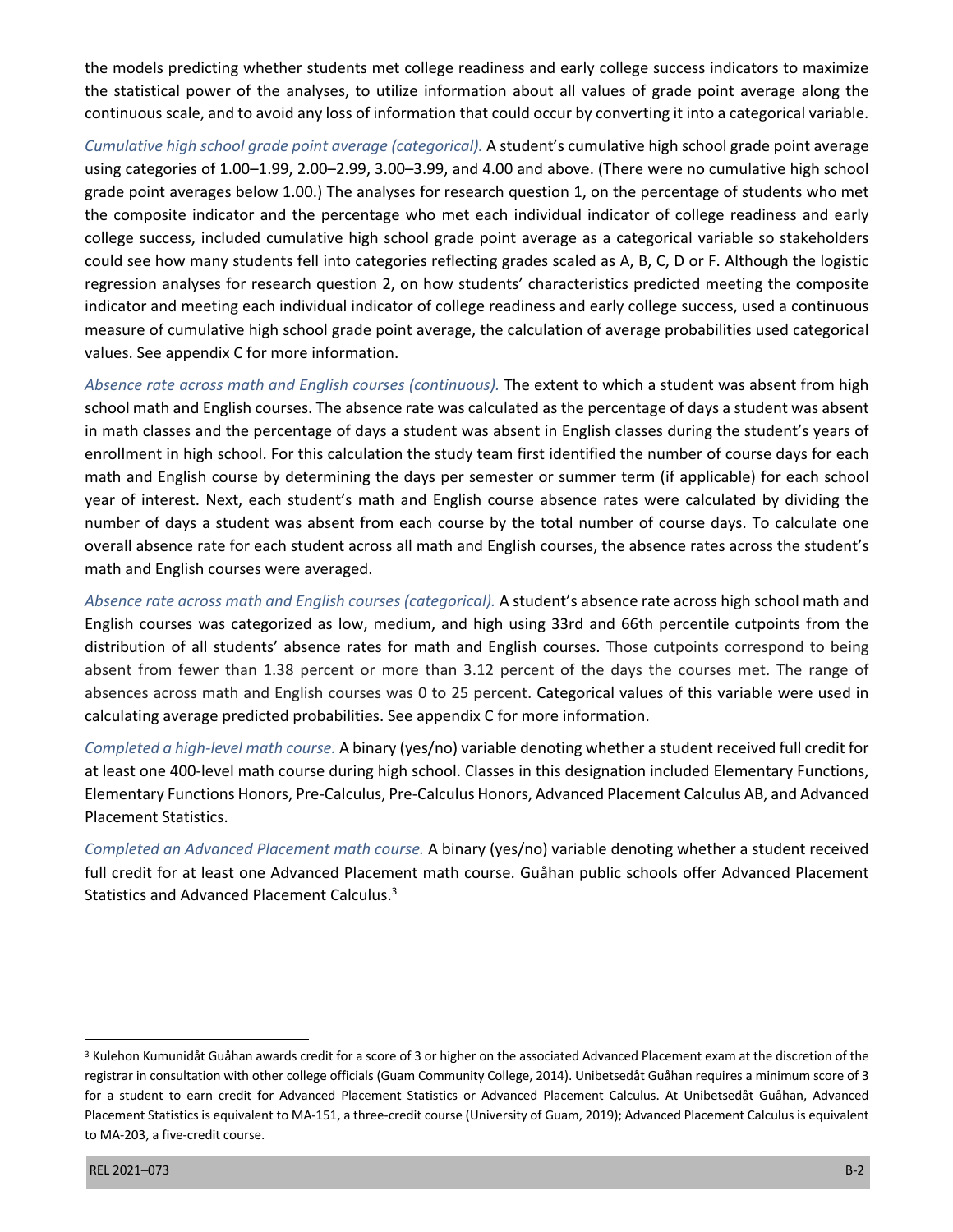the models predicting whether students met college readiness and early college success indicators to maximize the statistical power of the analyses, to utilize information about all values of grade point average along the continuous scale, and to avoid any loss of information that could occur by converting it into a categorical variable.

*Cumulative high school grade point average (categorical).* A student's cumulative high school grade point average using categories of 1.00–1.99, 2.00–2.99, 3.00–3.99, and 4.00 and above. (There were no cumulative high school grade point averages below 1.00.) The analyses for research question 1, on the percentage of students who met the composite indicator and the percentage who met each individual indicator of college readiness and early college success, included cumulative high school grade point average as a categorical variable so stakeholders could see how many students fell into categories reflecting grades scaled as A, B, C, D or F. Although the logistic regression analyses for research question 2, on how students' characteristics predicted meeting the composite indicator and meeting each individual indicator of college readiness and early college success, used a continuous measure of cumulative high school grade point average, the calculation of average probabilities used categorical values. See appendix C for more information.

*Absence rate across math and English courses (continuous).* The extent to which a student was absent from high school math and English courses. The absence rate was calculated as the percentage of days a student was absent in math classes and the percentage of days a student was absent in English classes during the student's years of enrollment in high school. For this calculation the study team first identified the number of course days for each math and English course by determining the days per semester or summer term (if applicable) for each school year of interest. Next, each student's math and English course absence rates were calculated by dividing the number of days a student was absent from each course by the total number of course days. To calculate one overall absence rate for each student across all math and English courses, the absence rates across the student's math and English courses were averaged.

*Absence rate across math and English courses (categorical).* A student's absence rate across high school math and English courses was categorized as low, medium, and high using 33rd and 66th percentile cutpoints from the distribution of all students' absence rates for math and English courses. Those cutpoints correspond to being absent from fewer than 1.38 percent or more than 3.12 percent of the days the courses met. The range of absences across math and English courses was 0 to 25 percent. Categorical values of this variable were used in calculating average predicted probabilities. See appendix C for more information.

*Completed a high-level math course.* A binary (yes/no) variable denoting whether a student received full credit for at least one 400-level math course during high school. Classes in this designation included Elementary Functions, Elementary Functions Honors, Pre-Calculus, Pre-Calculus Honors, Advanced Placement Calculus AB, and Advanced Placement Statistics.

*Completed an Advanced Placement math course.* A binary (yes/no) variable denoting whether a student received full credit for at least one Advanced Placement math course. Guåhan public schools offer Advanced Placement Statistics and Advanced Placement Calculus.[3]

[3] Kulehon Kumunidåt Guåhan awards credit for a score of 3 or higher on the associated Advanced Placement exam at the discretion of the registrar in consultation with other college officials (Guam Community College, 2014). Unibetsedåt Guåhan requires a minimum score of 3 for a student to earn credit for Advanced Placement Statistics or Advanced Placement Calculus. At Unibetsedåt Guåhan, Advanced Placement Statistics is equivalent to MA-151, a three-credit course (University of Guam, 2019); Advanced Placement Calculus is equivalent to MA-203, a five-credit course.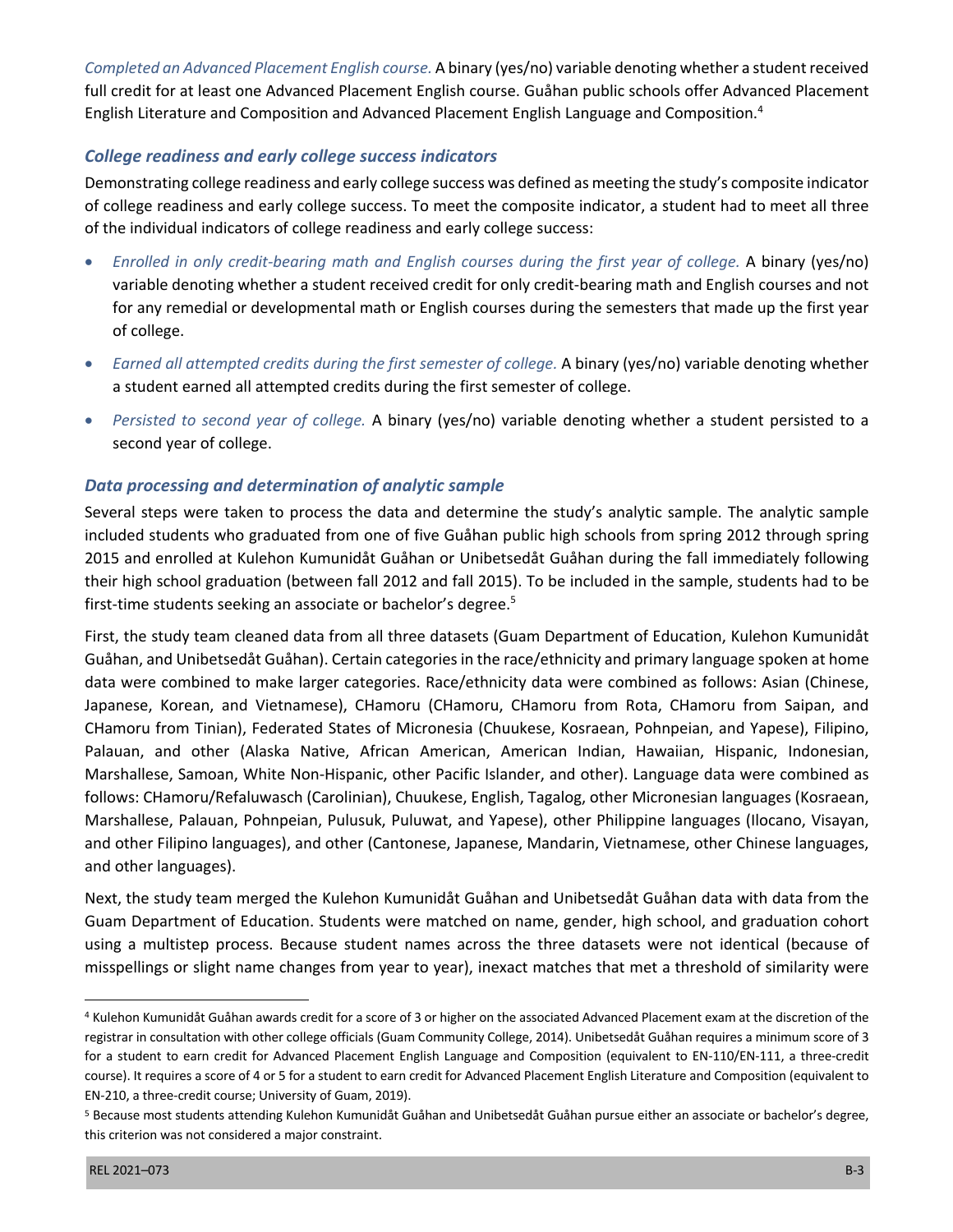*Completed an Advanced Placement English course.* A binary (yes/no) variable denoting whether a student received full credit for at least one Advanced Placement English course. Guåhan public schools offer Advanced Placement English Literature and Composition and Advanced Placement English Language and Composition.[4]

### College readiness and early college success indicators

Demonstrating college readiness and early college success was defined as meeting the study's composite indicator of college readiness and early college success. To meet the composite indicator, a student had to meet all three of the individual indicators of college readiness and early college success:

- *Enrolled in only credit-bearing math and English courses during the first year of college.* A binary (yes/no) variable denoting whether a student received credit for only credit-bearing math and English courses and not for any remedial or developmental math or English courses during the semesters that made up the first year of college.
- *Earned all attempted credits during the first semester of college.* A binary (yes/no) variable denoting whether a student earned all attempted credits during the first semester of college.
- *Persisted to second year of college.* A binary (yes/no) variable denoting whether a student persisted to a second year of college.

### Data processing and determination of analytic sample

Several steps were taken to process the data and determine the study's analytic sample. The analytic sample included students who graduated from one of five Guåhan public high schools from spring 2012 through spring 2015 and enrolled at Kulehon Kumunidåt Guåhan or Unibetsedåt Guåhan during the fall immediately following their high school graduation (between fall 2012 and fall 2015). To be included in the sample, students had to be first-time students seeking an associate or bachelor's degree.[5]

First, the study team cleaned data from all three datasets (Guam Department of Education, Kulehon Kumunidåt Guåhan, and Unibetsedåt Guåhan). Certain categories in the race/ethnicity and primary language spoken at home data were combined to make larger categories. Race/ethnicity data were combined as follows: Asian (Chinese, Japanese, Korean, and Vietnamese), CHamoru (CHamoru, CHamoru from Rota, CHamoru from Saipan, and CHamoru from Tinian), Federated States of Micronesia (Chuukese, Kosraean, Pohnpeian, and Yapese), Filipino, Palauan, and other (Alaska Native, African American, American Indian, Hawaiian, Hispanic, Indonesian, Marshallese, Samoan, White Non-Hispanic, other Pacific Islander, and other). Language data were combined as follows: CHamoru/Refaluwasch (Carolinian), Chuukese, English, Tagalog, other Micronesian languages (Kosraean, Marshallese, Palauan, Pohnpeian, Pulusuk, Puluwat, and Yapese), other Philippine languages (Ilocano, Visayan, and other Filipino languages), and other (Cantonese, Japanese, Mandarin, Vietnamese, other Chinese languages, and other languages).

Next, the study team merged the Kulehon Kumunidåt Guåhan and Unibetsedåt Guåhan data with data from the Guam Department of Education. Students were matched on name, gender, high school, and graduation cohort using a multistep process. Because student names across the three datasets were not identical (because of misspellings or slight name changes from year to year), inexact matches that met a threshold of similarity were

[4] Kulehon Kumunidåt Guåhan awards credit for a score of 3 or higher on the associated Advanced Placement exam at the discretion of the registrar in consultation with other college officials (Guam Community College, 2014). Unibetsedåt Guåhan requires a minimum score of 3 for a student to earn credit for Advanced Placement English Language and Composition (equivalent to EN-110/EN-111, a three-credit course). It requires a score of 4 or 5 for a student to earn credit for Advanced Placement English Literature and Composition (equivalent to EN-210, a three-credit course; University of Guam, 2019).

[5] Because most students attending Kulehon Kumunidåt Guåhan and Unibetsedåt Guåhan pursue either an associate or bachelor's degree, this criterion was not considered a major constraint.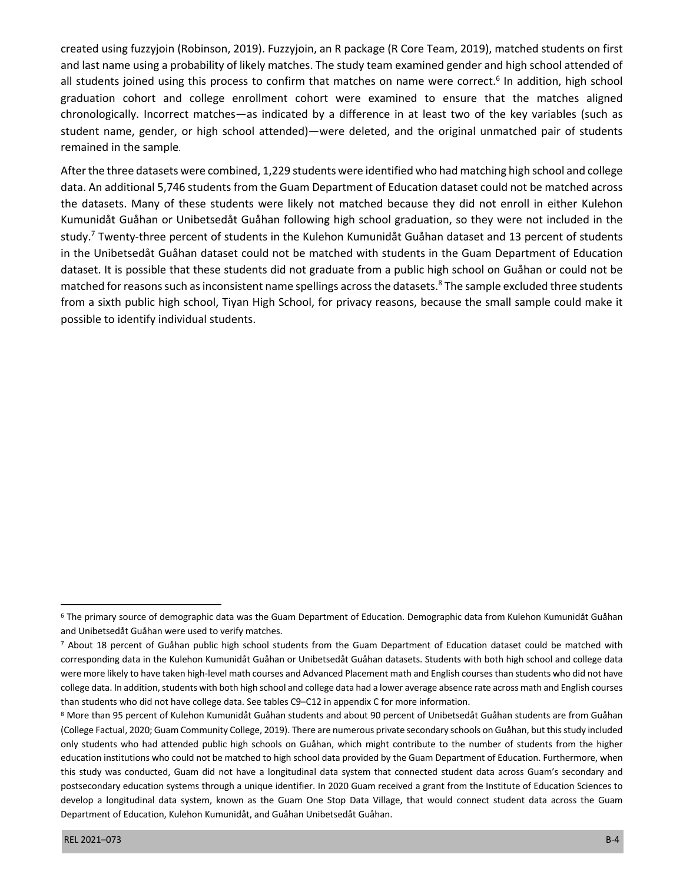created using fuzzyjoin (Robinson, 2019). Fuzzyjoin, an R package (R Core Team, 2019), matched students on first and last name using a probability of likely matches. The study team examined gender and high school attended of all students joined using this process to confirm that matches on name were correct.[6] In addition, high school graduation cohort and college enrollment cohort were examined to ensure that the matches aligned chronologically. Incorrect matches—as indicated by a difference in at least two of the key variables (such as student name, gender, or high school attended)—were deleted, and the original unmatched pair of students remained in the sample.

After the three datasets were combined, 1,229 students were identified who had matching high school and college data. An additional 5,746 students from the Guam Department of Education dataset could not be matched across the datasets. Many of these students were likely not matched because they did not enroll in either Kulehon Kumunidåt Guåhan or Unibetsedåt Guåhan following high school graduation, so they were not included in the study.[7] Twenty-three percent of students in the Kulehon Kumunidåt Guåhan dataset and 13 percent of students in the Unibetsedåt Guåhan dataset could not be matched with students in the Guam Department of Education dataset. It is possible that these students did not graduate from a public high school on Guåhan or could not be matched for reasons such as inconsistent name spellings across the datasets.[8] The sample excluded three students from a sixth public high school, Tiyan High School, for privacy reasons, because the small sample could make it possible to identify individual students.

---

[6] The primary source of demographic data was the Guam Department of Education. Demographic data from Kulehon Kumunidåt Guåhan and Unibetsedåt Guåhan were used to verify matches.

[7] About 18 percent of Guåhan public high school students from the Guam Department of Education dataset could be matched with corresponding data in the Kulehon Kumunidåt Guåhan or Unibetsedåt Guåhan datasets. Students with both high school and college data were more likely to have taken high-level math courses and Advanced Placement math and English courses than students who did not have college data. In addition, students with both high school and college data had a lower average absence rate across math and English courses than students who did not have college data. See tables C9–C12 in appendix C for more information.

[8] More than 95 percent of Kulehon Kumunidåt Guåhan students and about 90 percent of Unibetsedåt Guåhan students are from Guåhan (College Factual, 2020; Guam Community College, 2019). There are numerous private secondary schools on Guåhan, but this study included only students who had attended public high schools on Guåhan, which might contribute to the number of students from the higher education institutions who could not be matched to high school data provided by the Guam Department of Education. Furthermore, when this study was conducted, Guam did not have a longitudinal data system that connected student data across Guam's secondary and postsecondary education systems through a unique identifier. In 2020 Guam received a grant from the Institute of Education Sciences to develop a longitudinal data system, known as the Guam One Stop Data Village, that would connect student data across the Guam Department of Education, Kulehon Kumunidåt, and Guåhan Unibetsedåt Guåhan.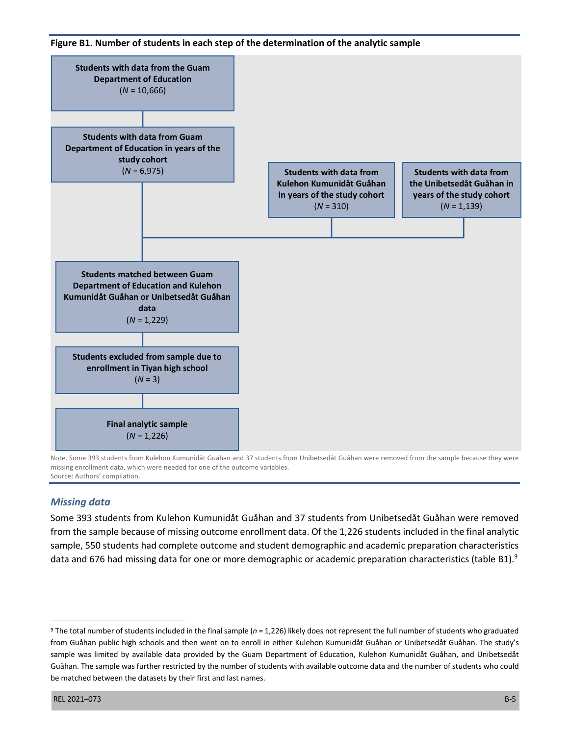**Figure B1. Number of students in each step of the determination of the analytic sample**

**Students with data from the Guam Department of Education**
(*N* = 10,666)

**Students with data from Guam Department of Education in years of the study cohort**
(*N* = 6,975)

**Students with data from Kulehon Kumunidåt Guåhan in years of the study cohort**
(*N* = 310)

**Students with data from the Unibetsedåt Guåhan in years of the study cohort**
(*N* = 1,139)

**Students matched between Guam Department of Education and Kulehon Kumunidåt Guåhan or Unibetsedåt Guåhan data**
(*N* = 1,229)

**Students excluded from sample due to enrollment in Tiyan high school**
(*N* = 3)

**Final analytic sample**
(*N* = 1,226)

Note. Some 393 students from Kulehon Kumunidåt Guåhan and 37 students from Unibetsedåt Guåhan were removed from the sample because they were missing enrollment data, which were needed for one of the outcome variables.
Source: Authors' compilation.

### *Missing data*

Some 393 students from Kulehon Kumunidåt Guåhan and 37 students from Unibetsedåt Guåhan were removed from the sample because of missing outcome enrollment data. Of the 1,226 students included in the final analytic sample, 550 students had complete outcome and student demographic and academic preparation characteristics data and 676 had missing data for one or more demographic or academic preparation characteristics (table B1).[9]

[9] The total number of students included in the final sample (*n* = 1,226) likely does not represent the full number of students who graduated from Guåhan public high schools and then went on to enroll in either Kulehon Kumunidåt Guåhan or Unibetsedåt Guåhan. The study's sample was limited by available data provided by the Guam Department of Education, Kulehon Kumunidåt Guåhan, and Unibetsedåt Guåhan. The sample was further restricted by the number of students with available outcome data and the number of students who could be matched between the datasets by their first and last names.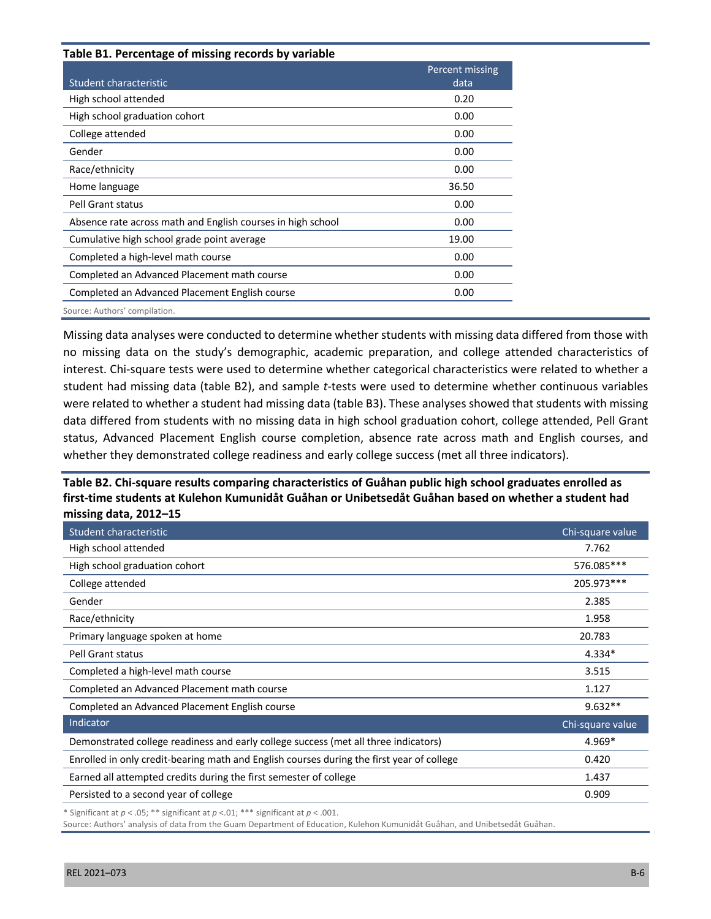**Table B1. Percentage of missing records by variable**

| Student characteristic | Percent missing data |
|---|---|
| High school attended | 0.20 |
| High school graduation cohort | 0.00 |
| College attended | 0.00 |
| Gender | 0.00 |
| Race/ethnicity | 0.00 |
| Home language | 36.50 |
| Pell Grant status | 0.00 |
| Absence rate across math and English courses in high school | 0.00 |
| Cumulative high school grade point average | 19.00 |
| Completed a high-level math course | 0.00 |
| Completed an Advanced Placement math course | 0.00 |
| Completed an Advanced Placement English course | 0.00 |

Source: Authors' compilation.

Missing data analyses were conducted to determine whether students with missing data differed from those with no missing data on the study's demographic, academic preparation, and college attended characteristics of interest. Chi-square tests were used to determine whether categorical characteristics were related to whether a student had missing data (table B2), and sample *t*-tests were used to determine whether continuous variables were related to whether a student had missing data (table B3). These analyses showed that students with missing data differed from students with no missing data in high school graduation cohort, college attended, Pell Grant status, Advanced Placement English course completion, absence rate across math and English courses, and whether they demonstrated college readiness and early college success (met all three indicators).

**Table B2. Chi-square results comparing characteristics of Guåhan public high school graduates enrolled as first-time students at Kulehon Kumunidåt Guåhan or Unibetsedåt Guåhan based on whether a student had missing data, 2012–15**

| Student characteristic | Chi-square value |
|---|---|
| High school attended | 7.762 |
| High school graduation cohort | 576.085*** |
| College attended | 205.973*** |
| Gender | 2.385 |
| Race/ethnicity | 1.958 |
| Primary language spoken at home | 20.783 |
| Pell Grant status | 4.334* |
| Completed a high-level math course | 3.515 |
| Completed an Advanced Placement math course | 1.127 |
| Completed an Advanced Placement English course | 9.632** |
| **Indicator** | **Chi-square value** |
| Demonstrated college readiness and early college success (met all three indicators) | 4.969* |
| Enrolled in only credit-bearing math and English courses during the first year of college | 0.420 |
| Earned all attempted credits during the first semester of college | 1.437 |
| Persisted to a second year of college | 0.909 |

\* Significant at $p < .05$; ** significant at $p < .01$; *** significant at $p < .001$.

Source: Authors' analysis of data from the Guam Department of Education, Kulehon Kumunidåt Guåhan, and Unibetsedåt Guåhan.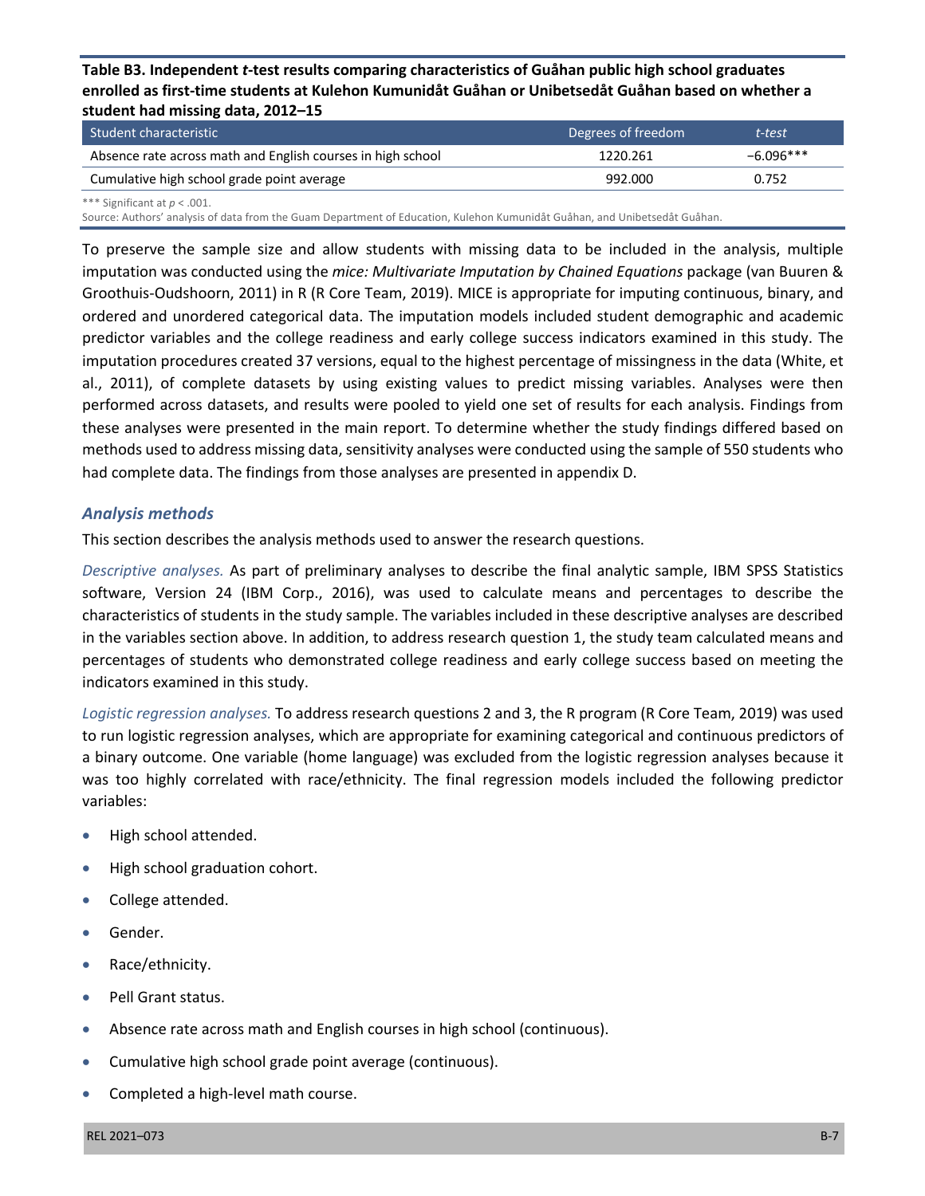**Table B3. Independent *t*-test results comparing characteristics of Guåhan public high school graduates enrolled as first-time students at Kulehon Kumunidåt Guåhan or Unibetsedåt Guåhan based on whether a student had missing data, 2012–15**

| Student characteristic | Degrees of freedom | *t*-test |
|---|---|---|
| Absence rate across math and English courses in high school | 1220.261 | −6.096*** |
| Cumulative high school grade point average | 992.000 | 0.752 |

*** Significant at $p < .001$.

Source: Authors' analysis of data from the Guam Department of Education, Kulehon Kumunidåt Guåhan, and Unibetsedåt Guåhan.

To preserve the sample size and allow students with missing data to be included in the analysis, multiple imputation was conducted using the *mice: Multivariate Imputation by Chained Equations* package (van Buuren & Groothuis-Oudshoorn, 2011) in R (R Core Team, 2019). MICE is appropriate for imputing continuous, binary, and ordered and unordered categorical data. The imputation models included student demographic and academic predictor variables and the college readiness and early college success indicators examined in this study. The imputation procedures created 37 versions, equal to the highest percentage of missingness in the data (White, et al., 2011), of complete datasets by using existing values to predict missing variables. Analyses were then performed across datasets, and results were pooled to yield one set of results for each analysis. Findings from these analyses were presented in the main report. To determine whether the study findings differed based on methods used to address missing data, sensitivity analyses were conducted using the sample of 550 students who had complete data. The findings from those analyses are presented in appendix D.

### *Analysis methods*

This section describes the analysis methods used to answer the research questions.

*Descriptive analyses.* As part of preliminary analyses to describe the final analytic sample, IBM SPSS Statistics software, Version 24 (IBM Corp., 2016), was used to calculate means and percentages to describe the characteristics of students in the study sample. The variables included in these descriptive analyses are described in the variables section above. In addition, to address research question 1, the study team calculated means and percentages of students who demonstrated college readiness and early college success based on meeting the indicators examined in this study.

*Logistic regression analyses.* To address research questions 2 and 3, the R program (R Core Team, 2019) was used to run logistic regression analyses, which are appropriate for examining categorical and continuous predictors of a binary outcome. One variable (home language) was excluded from the logistic regression analyses because it was too highly correlated with race/ethnicity. The final regression models included the following predictor variables:

- High school attended.
- High school graduation cohort.
- College attended.
- Gender.
- Race/ethnicity.
- Pell Grant status.
- Absence rate across math and English courses in high school (continuous).
- Cumulative high school grade point average (continuous).
- Completed a high-level math course.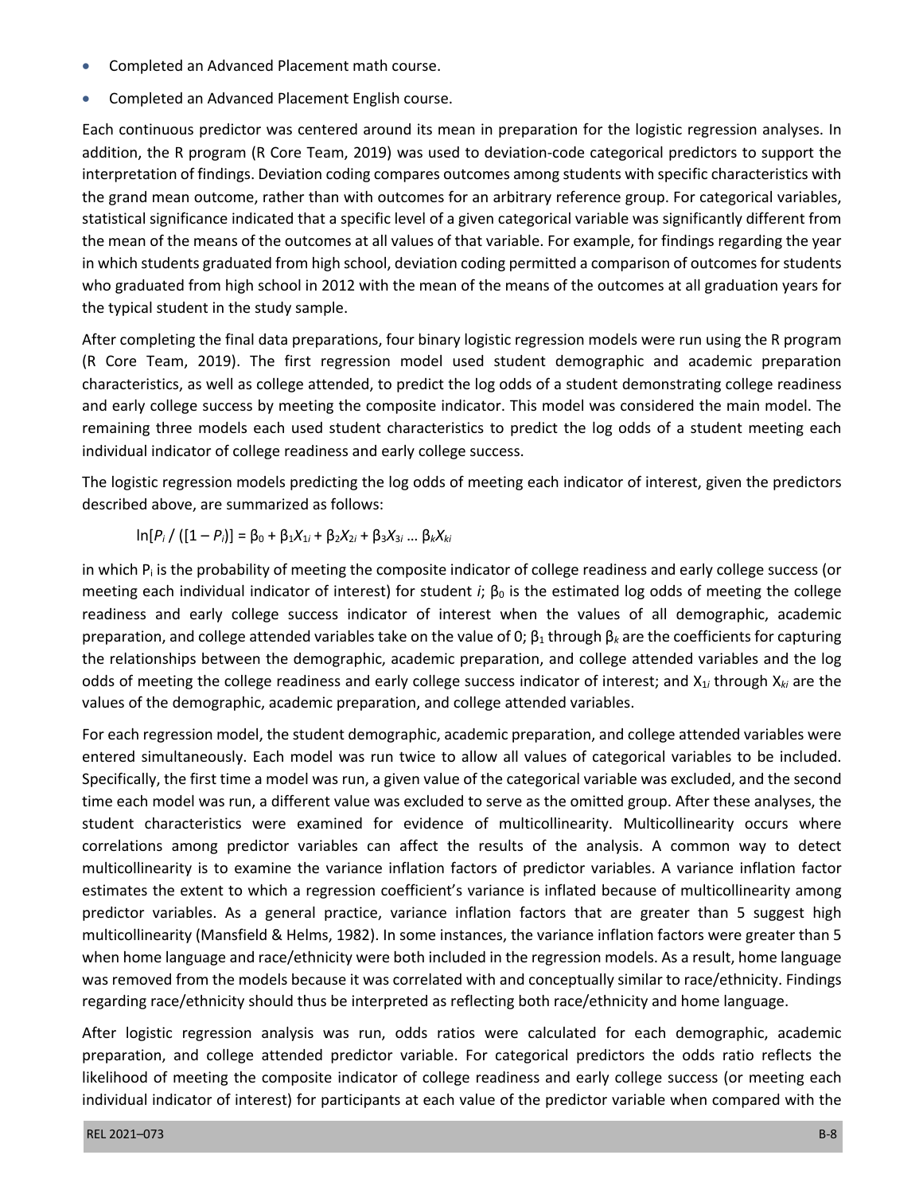- Completed an Advanced Placement math course.
- Completed an Advanced Placement English course.

Each continuous predictor was centered around its mean in preparation for the logistic regression analyses. In addition, the R program (R Core Team, 2019) was used to deviation-code categorical predictors to support the interpretation of findings. Deviation coding compares outcomes among students with specific characteristics with the grand mean outcome, rather than with outcomes for an arbitrary reference group. For categorical variables, statistical significance indicated that a specific level of a given categorical variable was significantly different from the mean of the means of the outcomes at all values of that variable. For example, for findings regarding the year in which students graduated from high school, deviation coding permitted a comparison of outcomes for students who graduated from high school in 2012 with the mean of the means of the outcomes at all graduation years for the typical student in the study sample.

After completing the final data preparations, four binary logistic regression models were run using the R program (R Core Team, 2019). The first regression model used student demographic and academic preparation characteristics, as well as college attended, to predict the log odds of a student demonstrating college readiness and early college success by meeting the composite indicator. This model was considered the main model. The remaining three models each used student characteristics to predict the log odds of a student meeting each individual indicator of college readiness and early college success.

The logistic regression models predicting the log odds of meeting each indicator of interest, given the predictors described above, are summarized as follows:

$$\ln[P_i / ([1 - P_i)] = \beta_0 + \beta_1 X_{1i} + \beta_2 X_{2i} + \beta_3 X_{3i} \ldots \beta_k X_{ki}$$

in which $P_i$ is the probability of meeting the composite indicator of college readiness and early college success (or meeting each individual indicator of interest) for student *i*; $\beta_0$ is the estimated log odds of meeting the college readiness and early college success indicator of interest when the values of all demographic, academic preparation, and college attended variables take on the value of 0; $\beta_1$ through $\beta_k$ are the coefficients for capturing the relationships between the demographic, academic preparation, and college attended variables and the log odds of meeting the college readiness and early college success indicator of interest; and $X_{1i}$ through $X_{ki}$ are the values of the demographic, academic preparation, and college attended variables.

For each regression model, the student demographic, academic preparation, and college attended variables were entered simultaneously. Each model was run twice to allow all values of categorical variables to be included. Specifically, the first time a model was run, a given value of the categorical variable was excluded, and the second time each model was run, a different value was excluded to serve as the omitted group. After these analyses, the student characteristics were examined for evidence of multicollinearity. Multicollinearity occurs where correlations among predictor variables can affect the results of the analysis. A common way to detect multicollinearity is to examine the variance inflation factors of predictor variables. A variance inflation factor estimates the extent to which a regression coefficient's variance is inflated because of multicollinearity among predictor variables. As a general practice, variance inflation factors that are greater than 5 suggest high multicollinearity (Mansfield & Helms, 1982). In some instances, the variance inflation factors were greater than 5 when home language and race/ethnicity were both included in the regression models. As a result, home language was removed from the models because it was correlated with and conceptually similar to race/ethnicity. Findings regarding race/ethnicity should thus be interpreted as reflecting both race/ethnicity and home language.

After logistic regression analysis was run, odds ratios were calculated for each demographic, academic preparation, and college attended predictor variable. For categorical predictors the odds ratio reflects the likelihood of meeting the composite indicator of college readiness and early college success (or meeting each individual indicator of interest) for participants at each value of the predictor variable when compared with the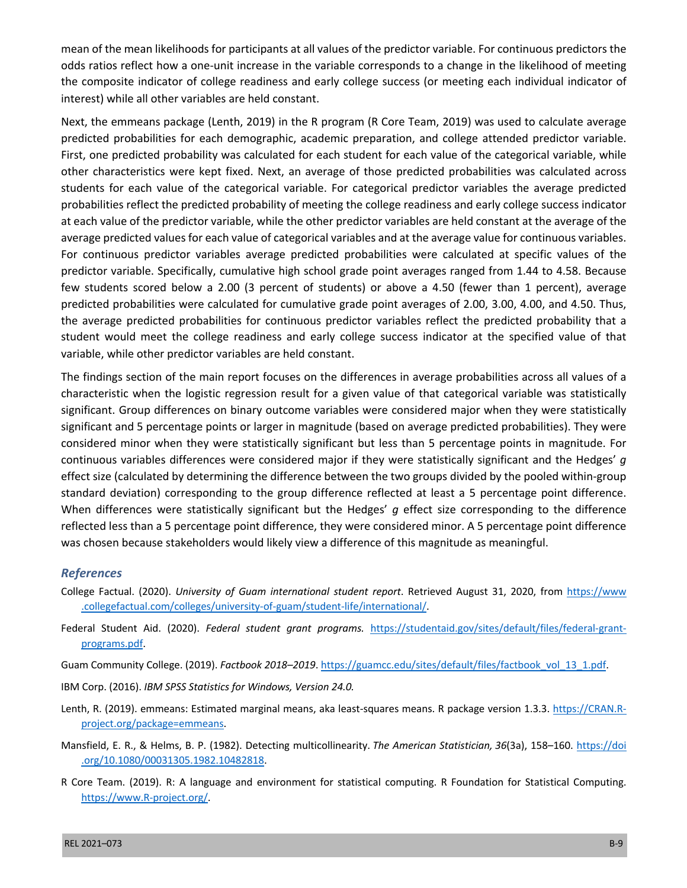mean of the mean likelihoods for participants at all values of the predictor variable. For continuous predictors the odds ratios reflect how a one-unit increase in the variable corresponds to a change in the likelihood of meeting the composite indicator of college readiness and early college success (or meeting each individual indicator of interest) while all other variables are held constant.

Next, the emmeans package (Lenth, 2019) in the R program (R Core Team, 2019) was used to calculate average predicted probabilities for each demographic, academic preparation, and college attended predictor variable. First, one predicted probability was calculated for each student for each value of the categorical variable, while other characteristics were kept fixed. Next, an average of those predicted probabilities was calculated across students for each value of the categorical variable. For categorical predictor variables the average predicted probabilities reflect the predicted probability of meeting the college readiness and early college success indicator at each value of the predictor variable, while the other predictor variables are held constant at the average of the average predicted values for each value of categorical variables and at the average value for continuous variables. For continuous predictor variables average predicted probabilities were calculated at specific values of the predictor variable. Specifically, cumulative high school grade point averages ranged from 1.44 to 4.58. Because few students scored below a 2.00 (3 percent of students) or above a 4.50 (fewer than 1 percent), average predicted probabilities were calculated for cumulative grade point averages of 2.00, 3.00, 4.00, and 4.50. Thus, the average predicted probabilities for continuous predictor variables reflect the predicted probability that a student would meet the college readiness and early college success indicator at the specified value of that variable, while other predictor variables are held constant.

The findings section of the main report focuses on the differences in average probabilities across all values of a characteristic when the logistic regression result for a given value of that categorical variable was statistically significant. Group differences on binary outcome variables were considered major when they were statistically significant and 5 percentage points or larger in magnitude (based on average predicted probabilities). They were considered minor when they were statistically significant but less than 5 percentage points in magnitude. For continuous variables differences were considered major if they were statistically significant and the Hedges' *g* effect size (calculated by determining the difference between the two groups divided by the pooled within-group standard deviation) corresponding to the group difference reflected at least a 5 percentage point difference. When differences were statistically significant but the Hedges' *g* effect size corresponding to the difference reflected less than a 5 percentage point difference, they were considered minor. A 5 percentage point difference was chosen because stakeholders would likely view a difference of this magnitude as meaningful.

### *References*

College Factual. (2020). *University of Guam international student report*. Retrieved August 31, 2020, from https://www.collegefactual.com/colleges/university-of-guam/student-life/international/.

Federal Student Aid. (2020). *Federal student grant programs.* https://studentaid.gov/sites/default/files/federal-grant-programs.pdf.

Guam Community College. (2019). *Factbook 2018–2019*. https://guamcc.edu/sites/default/files/factbook_vol_13_1.pdf.

IBM Corp. (2016). *IBM SPSS Statistics for Windows, Version 24.0.*

Lenth, R. (2019). emmeans: Estimated marginal means, aka least-squares means. R package version 1.3.3. https://CRAN.R-project.org/package=emmeans.

Mansfield, E. R., & Helms, B. P. (1982). Detecting multicollinearity. *The American Statistician, 36*(3a), 158–160. https://doi.org/10.1080/00031305.1982.10482818.

R Core Team. (2019). R: A language and environment for statistical computing. R Foundation for Statistical Computing. https://www.R-project.org/.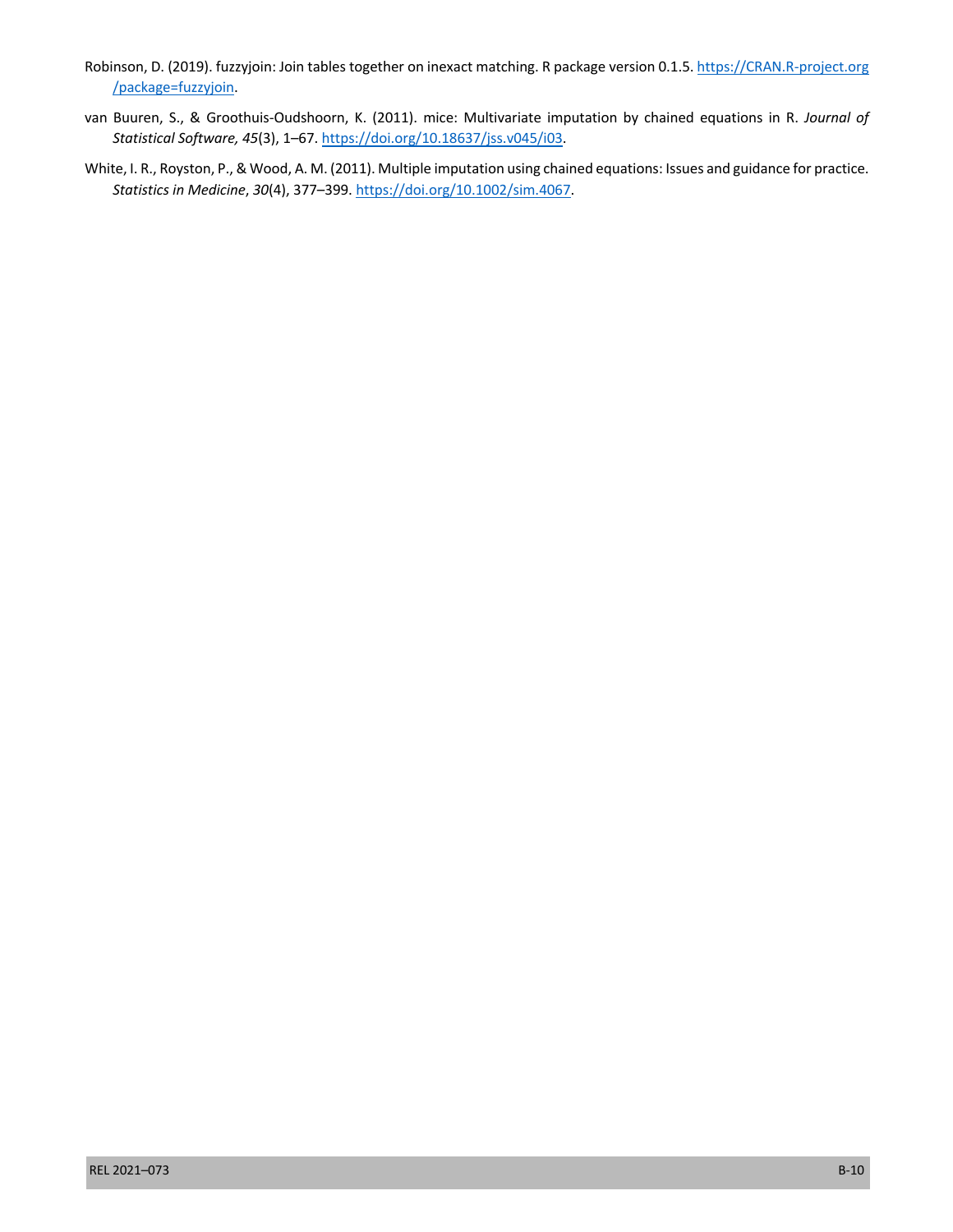Robinson, D. (2019). fuzzyjoin: Join tables together on inexact matching. R package version 0.1.5. https://CRAN.R-project.org/package=fuzzyjoin.

van Buuren, S., & Groothuis-Oudshoorn, K. (2011). mice: Multivariate imputation by chained equations in R. *Journal of Statistical Software, 45*(3), 1–67. https://doi.org/10.18637/jss.v045/i03.

White, I. R., Royston, P., & Wood, A. M. (2011). Multiple imputation using chained equations: Issues and guidance for practice. *Statistics in Medicine*, *30*(4), 377–399. https://doi.org/10.1002/sim.4067.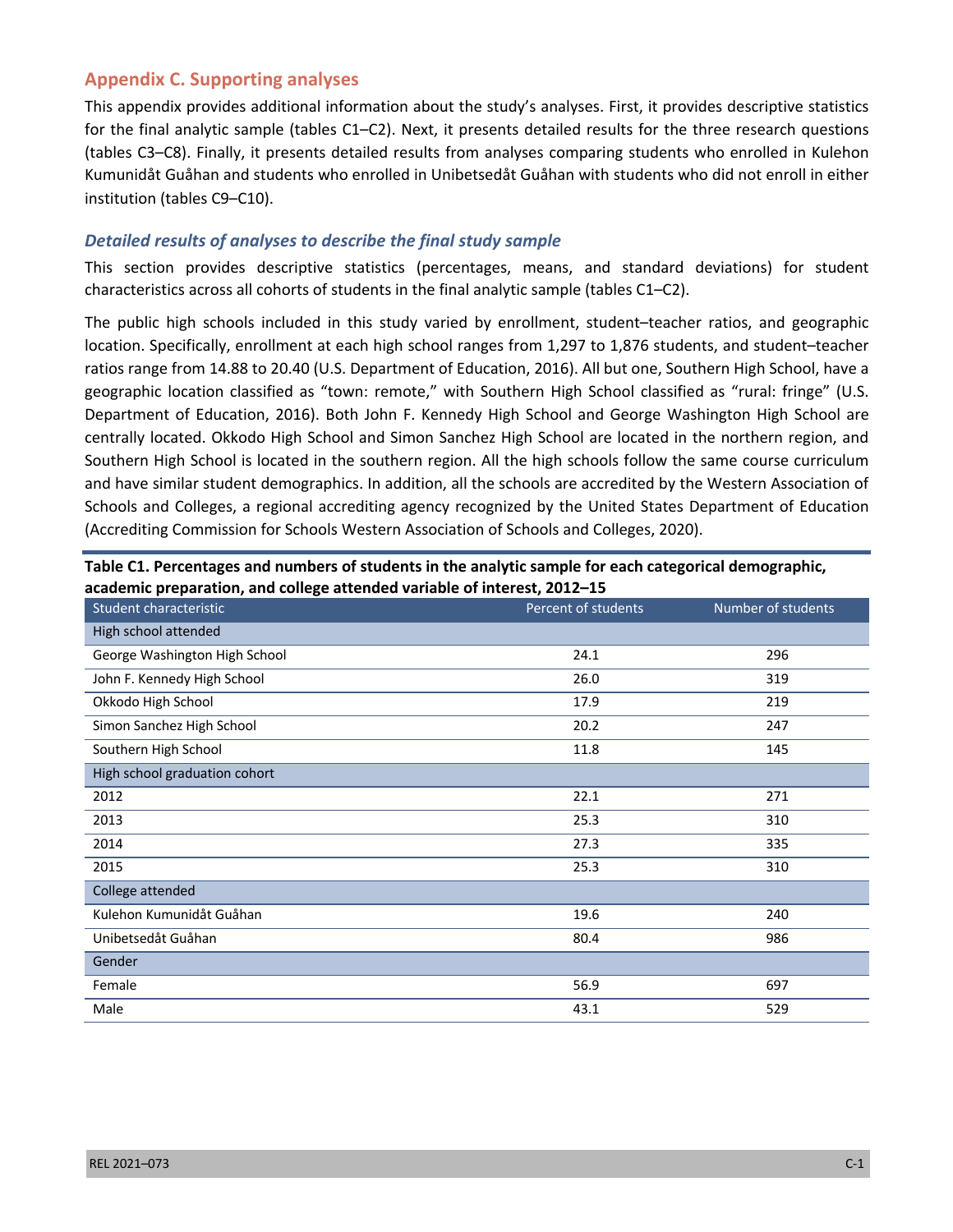## Appendix C. Supporting analyses

This appendix provides additional information about the study's analyses. First, it provides descriptive statistics for the final analytic sample (tables C1–C2). Next, it presents detailed results for the three research questions (tables C3–C8). Finally, it presents detailed results from analyses comparing students who enrolled in Kulehon Kumunidåt Guåhan and students who enrolled in Unibetsedåt Guåhan with students who did not enroll in either institution (tables C9–C10).

### *Detailed results of analyses to describe the final study sample*

This section provides descriptive statistics (percentages, means, and standard deviations) for student characteristics across all cohorts of students in the final analytic sample (tables C1–C2).

The public high schools included in this study varied by enrollment, student–teacher ratios, and geographic location. Specifically, enrollment at each high school ranges from 1,297 to 1,876 students, and student–teacher ratios range from 14.88 to 20.40 (U.S. Department of Education, 2016). All but one, Southern High School, have a geographic location classified as "town: remote," with Southern High School classified as "rural: fringe" (U.S. Department of Education, 2016). Both John F. Kennedy High School and George Washington High School are centrally located. Okkodo High School and Simon Sanchez High School are located in the northern region, and Southern High School is located in the southern region. All the high schools follow the same course curriculum and have similar student demographics. In addition, all the schools are accredited by the Western Association of Schools and Colleges, a regional accrediting agency recognized by the United States Department of Education (Accrediting Commission for Schools Western Association of Schools and Colleges, 2020).

**Table C1. Percentages and numbers of students in the analytic sample for each categorical demographic, academic preparation, and college attended variable of interest, 2012–15**

| Student characteristic | Percent of students | Number of students |
|---|---|---|
| High school attended | | |
| George Washington High School | 24.1 | 296 |
| John F. Kennedy High School | 26.0 | 319 |
| Okkodo High School | 17.9 | 219 |
| Simon Sanchez High School | 20.2 | 247 |
| Southern High School | 11.8 | 145 |
| High school graduation cohort | | |
| 2012 | 22.1 | 271 |
| 2013 | 25.3 | 310 |
| 2014 | 27.3 | 335 |
| 2015 | 25.3 | 310 |
| College attended | | |
| Kulehon Kumunidåt Guåhan | 19.6 | 240 |
| Unibetsedåt Guåhan | 80.4 | 986 |
| Gender | | |
| Female | 56.9 | 697 |
| Male | 43.1 | 529 |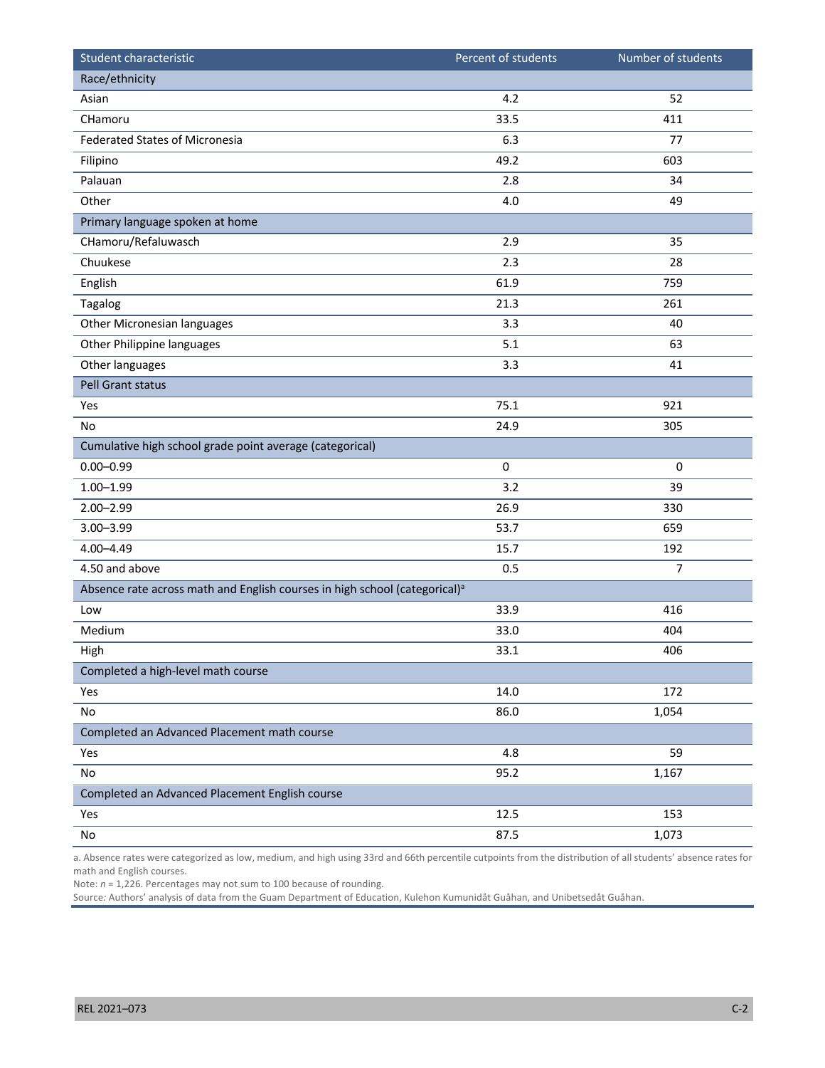| Student characteristic | Percent of students | Number of students |
|---|---|---|
| **Race/ethnicity** | | |
| Asian | 4.2 | 52 |
| CHamoru | 33.5 | 411 |
| Federated States of Micronesia | 6.3 | 77 |
| Filipino | 49.2 | 603 |
| Palauan | 2.8 | 34 |
| Other | 4.0 | 49 |
| **Primary language spoken at home** | | |
| CHamoru/Refaluwasch | 2.9 | 35 |
| Chuukese | 2.3 | 28 |
| English | 61.9 | 759 |
| Tagalog | 21.3 | 261 |
| Other Micronesian languages | 3.3 | 40 |
| Other Philippine languages | 5.1 | 63 |
| Other languages | 3.3 | 41 |
| **Pell Grant status** | | |
| Yes | 75.1 | 921 |
| No | 24.9 | 305 |
| **Cumulative high school grade point average (categorical)** | | |
| 0.00–0.99 | 0 | 0 |
| 1.00–1.99 | 3.2 | 39 |
| 2.00–2.99 | 26.9 | 330 |
| 3.00–3.99 | 53.7 | 659 |
| 4.00–4.49 | 15.7 | 192 |
| 4.50 and above | 0.5 | 7 |
| **Absence rate across math and English courses in high school (categorical)[a]** | | |
| Low | 33.9 | 416 |
| Medium | 33.0 | 404 |
| High | 33.1 | 406 |
| **Completed a high-level math course** | | |
| Yes | 14.0 | 172 |
| No | 86.0 | 1,054 |
| **Completed an Advanced Placement math course** | | |
| Yes | 4.8 | 59 |
| No | 95.2 | 1,167 |
| **Completed an Advanced Placement English course** | | |
| Yes | 12.5 | 153 |
| No | 87.5 | 1,073 |

a. Absence rates were categorized as low, medium, and high using 33rd and 66th percentile cutpoints from the distribution of all students' absence rates for math and English courses.

Note: *n* = 1,226. Percentages may not sum to 100 because of rounding.

Source: Authors' analysis of data from the Guam Department of Education, Kulehon Kumunidåt Guåhan, and Unibetsedåt Guåhan.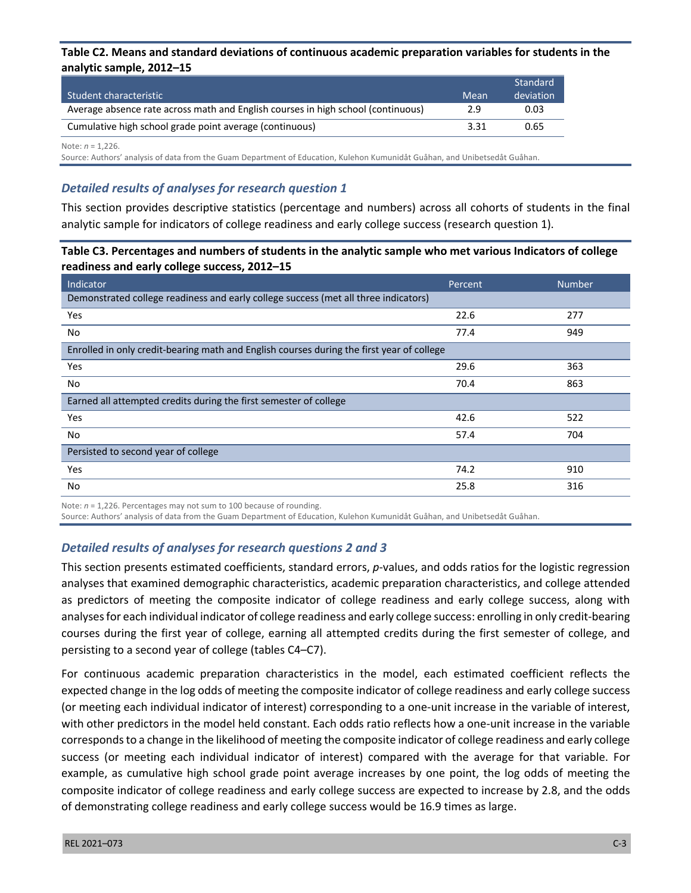**Table C2. Means and standard deviations of continuous academic preparation variables for students in the analytic sample, 2012–15**

| Student characteristic | Mean | Standard deviation |
|---|---|---|
| Average absence rate across math and English courses in high school (continuous) | 2.9 | 0.03 |
| Cumulative high school grade point average (continuous) | 3.31 | 0.65 |

Note: *n* = 1,226.

Source: Authors' analysis of data from the Guam Department of Education, Kulehon Kumunidåt Guåhan, and Unibetsedåt Guåhan.

### *Detailed results of analyses for research question 1*

This section provides descriptive statistics (percentage and numbers) across all cohorts of students in the final analytic sample for indicators of college readiness and early college success (research question 1).

**Table C3. Percentages and numbers of students in the analytic sample who met various Indicators of college readiness and early college success, 2012–15**

| Indicator | Percent | Number |
|---|---|---|
| Demonstrated college readiness and early college success (met all three indicators) | | |
| Yes | 22.6 | 277 |
| No | 77.4 | 949 |
| Enrolled in only credit-bearing math and English courses during the first year of college | | |
| Yes | 29.6 | 363 |
| No | 70.4 | 863 |
| Earned all attempted credits during the first semester of college | | |
| Yes | 42.6 | 522 |
| No | 57.4 | 704 |
| Persisted to second year of college | | |
| Yes | 74.2 | 910 |
| No | 25.8 | 316 |

Note: *n* = 1,226. Percentages may not sum to 100 because of rounding.

Source: Authors' analysis of data from the Guam Department of Education, Kulehon Kumunidåt Guåhan, and Unibetsedåt Guåhan.

### *Detailed results of analyses for research questions 2 and 3*

This section presents estimated coefficients, standard errors, *p*-values, and odds ratios for the logistic regression analyses that examined demographic characteristics, academic preparation characteristics, and college attended as predictors of meeting the composite indicator of college readiness and early college success, along with analyses for each individual indicator of college readiness and early college success: enrolling in only credit-bearing courses during the first year of college, earning all attempted credits during the first semester of college, and persisting to a second year of college (tables C4–C7).

For continuous academic preparation characteristics in the model, each estimated coefficient reflects the expected change in the log odds of meeting the composite indicator of college readiness and early college success (or meeting each individual indicator of interest) corresponding to a one-unit increase in the variable of interest, with other predictors in the model held constant. Each odds ratio reflects how a one-unit increase in the variable corresponds to a change in the likelihood of meeting the composite indicator of college readiness and early college success (or meeting each individual indicator of interest) compared with the average for that variable. For example, as cumulative high school grade point average increases by one point, the log odds of meeting the composite indicator of college readiness and early college success are expected to increase by 2.8, and the odds of demonstrating college readiness and early college success would be 16.9 times as large.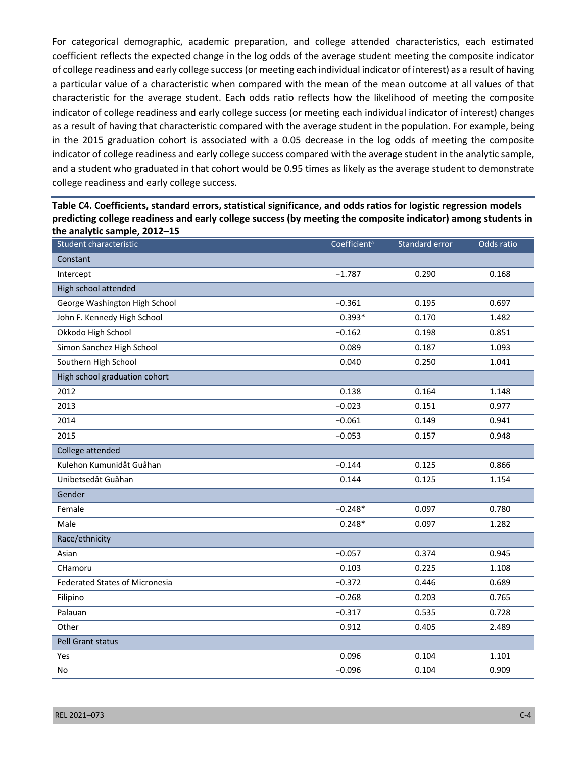For categorical demographic, academic preparation, and college attended characteristics, each estimated coefficient reflects the expected change in the log odds of the average student meeting the composite indicator of college readiness and early college success (or meeting each individual indicator of interest) as a result of having a particular value of a characteristic when compared with the mean of the mean outcome at all values of that characteristic for the average student. Each odds ratio reflects how the likelihood of meeting the composite indicator of college readiness and early college success (or meeting each individual indicator of interest) changes as a result of having that characteristic compared with the average student in the population. For example, being in the 2015 graduation cohort is associated with a 0.05 decrease in the log odds of meeting the composite indicator of college readiness and early college success compared with the average student in the analytic sample, and a student who graduated in that cohort would be 0.95 times as likely as the average student to demonstrate college readiness and early college success.

**Table C4. Coefficients, standard errors, statistical significance, and odds ratios for logistic regression models predicting college readiness and early college success (by meeting the composite indicator) among students in the analytic sample, 2012–15**

| Student characteristic | Coefficient[a] | Standard error | Odds ratio |
|---|---|---|---|
| Constant | | | |
| Intercept | −1.787 | 0.290 | 0.168 |
| High school attended | | | |
| George Washington High School | −0.361 | 0.195 | 0.697 |
| John F. Kennedy High School | 0.393* | 0.170 | 1.482 |
| Okkodo High School | −0.162 | 0.198 | 0.851 |
| Simon Sanchez High School | 0.089 | 0.187 | 1.093 |
| Southern High School | 0.040 | 0.250 | 1.041 |
| High school graduation cohort | | | |
| 2012 | 0.138 | 0.164 | 1.148 |
| 2013 | −0.023 | 0.151 | 0.977 |
| 2014 | −0.061 | 0.149 | 0.941 |
| 2015 | −0.053 | 0.157 | 0.948 |
| College attended | | | |
| Kulehon Kumunidåt Guåhan | −0.144 | 0.125 | 0.866 |
| Unibetsedåt Guåhan | 0.144 | 0.125 | 1.154 |
| Gender | | | |
| Female | −0.248* | 0.097 | 0.780 |
| Male | 0.248* | 0.097 | 1.282 |
| Race/ethnicity | | | |
| Asian | −0.057 | 0.374 | 0.945 |
| CHamoru | 0.103 | 0.225 | 1.108 |
| Federated States of Micronesia | −0.372 | 0.446 | 0.689 |
| Filipino | −0.268 | 0.203 | 0.765 |
| Palauan | −0.317 | 0.535 | 0.728 |
| Other | 0.912 | 0.405 | 2.489 |
| Pell Grant status | | | |
| Yes | 0.096 | 0.104 | 1.101 |
| No | −0.096 | 0.104 | 0.909 |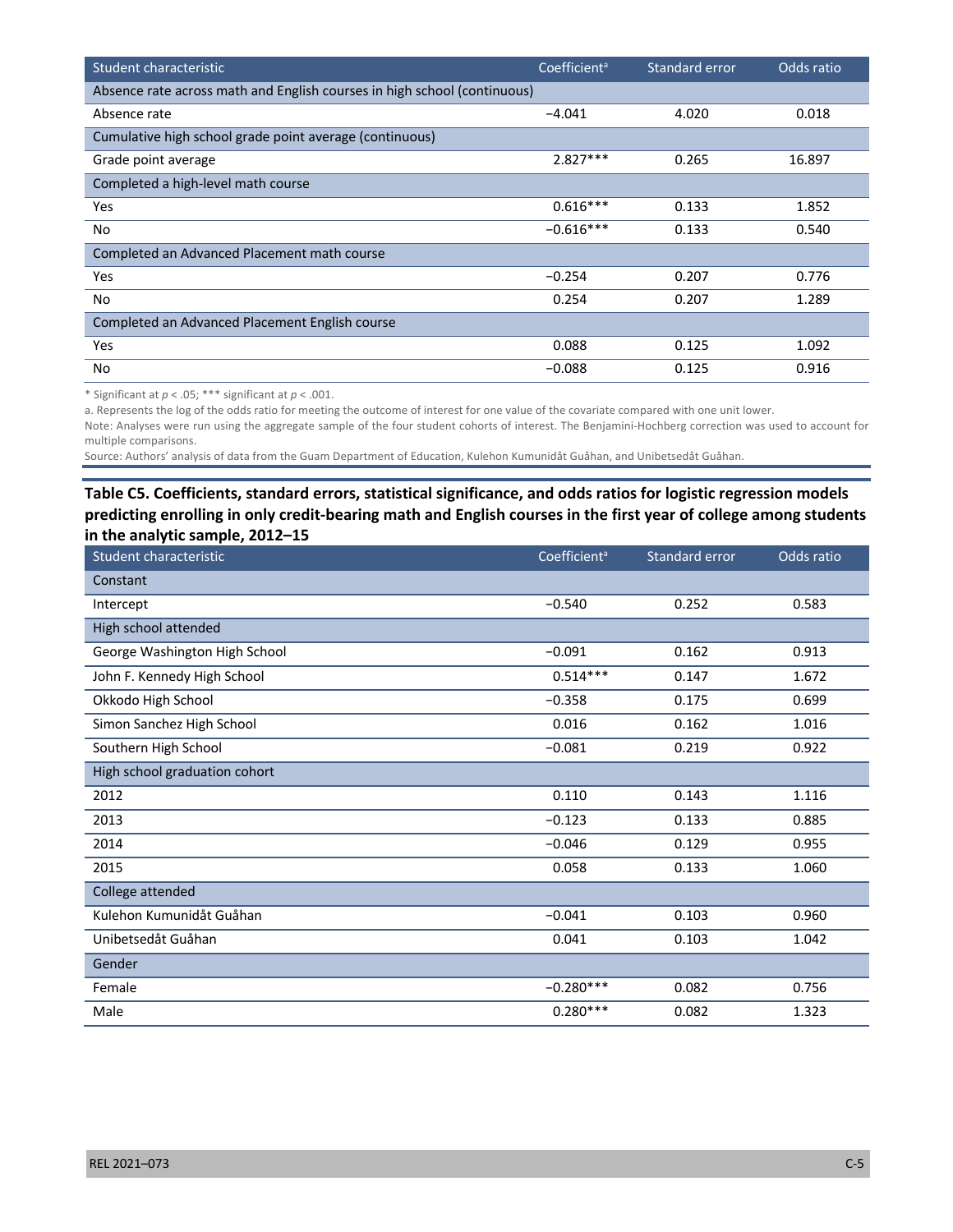| Student characteristic | Coefficient[a] | Standard error | Odds ratio |
|---|---|---|---|
| Absence rate across math and English courses in high school (continuous) | | | |
| Absence rate | −4.041 | 4.020 | 0.018 |
| Cumulative high school grade point average (continuous) | | | |
| Grade point average | 2.827*** | 0.265 | 16.897 |
| Completed a high-level math course | | | |
| Yes | 0.616*** | 0.133 | 1.852 |
| No | −0.616*** | 0.133 | 0.540 |
| Completed an Advanced Placement math course | | | |
| Yes | −0.254 | 0.207 | 0.776 |
| No | 0.254 | 0.207 | 1.289 |
| Completed an Advanced Placement English course | | | |
| Yes | 0.088 | 0.125 | 1.092 |
| No | −0.088 | 0.125 | 0.916 |

* Significant at $p < .05$; *** significant at $p < .001$.

a. Represents the log of the odds ratio for meeting the outcome of interest for one value of the covariate compared with one unit lower.

Note: Analyses were run using the aggregate sample of the four student cohorts of interest. The Benjamini-Hochberg correction was used to account for multiple comparisons.

Source: Authors' analysis of data from the Guam Department of Education, Kulehon Kumunidåt Guåhan, and Unibetsedåt Guåhan.

**Table C5. Coefficients, standard errors, statistical significance, and odds ratios for logistic regression models predicting enrolling in only credit-bearing math and English courses in the first year of college among students in the analytic sample, 2012–15**

| Student characteristic | Coefficient[a] | Standard error | Odds ratio |
|---|---|---|---|
| Constant | | | |
| Intercept | −0.540 | 0.252 | 0.583 |
| High school attended | | | |
| George Washington High School | −0.091 | 0.162 | 0.913 |
| John F. Kennedy High School | 0.514*** | 0.147 | 1.672 |
| Okkodo High School | −0.358 | 0.175 | 0.699 |
| Simon Sanchez High School | 0.016 | 0.162 | 1.016 |
| Southern High School | −0.081 | 0.219 | 0.922 |
| High school graduation cohort | | | |
| 2012 | 0.110 | 0.143 | 1.116 |
| 2013 | −0.123 | 0.133 | 0.885 |
| 2014 | −0.046 | 0.129 | 0.955 |
| 2015 | 0.058 | 0.133 | 1.060 |
| College attended | | | |
| Kulehon Kumunidåt Guåhan | −0.041 | 0.103 | 0.960 |
| Unibetsedåt Guåhan | 0.041 | 0.103 | 1.042 |
| Gender | | | |
| Female | −0.280*** | 0.082 | 0.756 |
| Male | 0.280*** | 0.082 | 1.323 |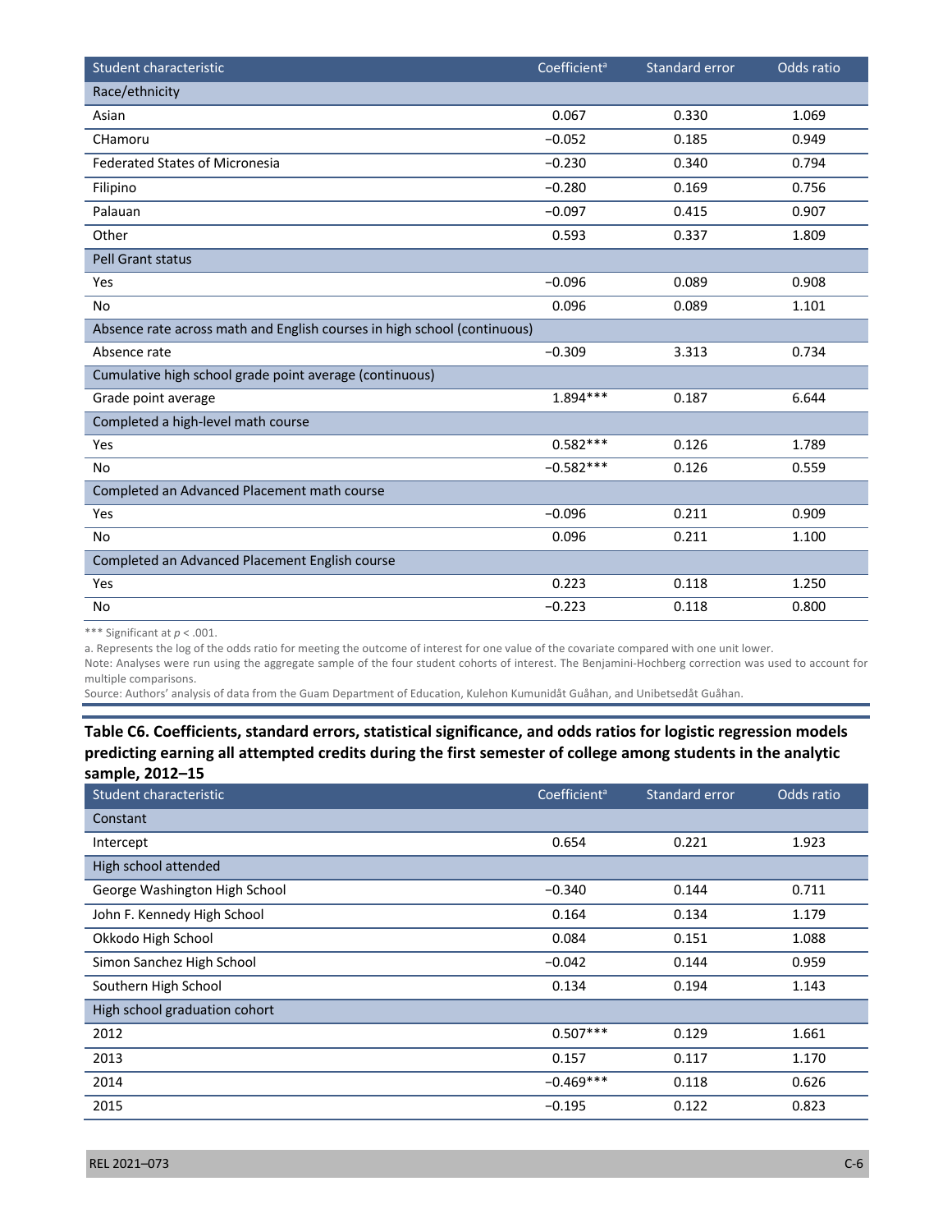| Student characteristic | Coefficient[a] | Standard error | Odds ratio |
|---|---|---|---|
| Race/ethnicity | | | |
| Asian | 0.067 | 0.330 | 1.069 |
| CHamoru | −0.052 | 0.185 | 0.949 |
| Federated States of Micronesia | −0.230 | 0.340 | 0.794 |
| Filipino | −0.280 | 0.169 | 0.756 |
| Palauan | −0.097 | 0.415 | 0.907 |
| Other | 0.593 | 0.337 | 1.809 |
| Pell Grant status | | | |
| Yes | −0.096 | 0.089 | 0.908 |
| No | 0.096 | 0.089 | 1.101 |
| Absence rate across math and English courses in high school (continuous) | | | |
| Absence rate | −0.309 | 3.313 | 0.734 |
| Cumulative high school grade point average (continuous) | | | |
| Grade point average | 1.894*** | 0.187 | 6.644 |
| Completed a high-level math course | | | |
| Yes | 0.582*** | 0.126 | 1.789 |
| No | −0.582*** | 0.126 | 0.559 |
| Completed an Advanced Placement math course | | | |
| Yes | −0.096 | 0.211 | 0.909 |
| No | 0.096 | 0.211 | 1.100 |
| Completed an Advanced Placement English course | | | |
| Yes | 0.223 | 0.118 | 1.250 |
| No | −0.223 | 0.118 | 0.800 |

*** Significant at $p < .001$.

a. Represents the log of the odds ratio for meeting the outcome of interest for one value of the covariate compared with one unit lower.

Note: Analyses were run using the aggregate sample of the four student cohorts of interest. The Benjamini-Hochberg correction was used to account for multiple comparisons.

Source: Authors' analysis of data from the Guam Department of Education, Kulehon Kumunidåt Guåhan, and Unibetsedåt Guåhan.

**Table C6. Coefficients, standard errors, statistical significance, and odds ratios for logistic regression models predicting earning all attempted credits during the first semester of college among students in the analytic sample, 2012–15**

| Student characteristic | Coefficient[a] | Standard error | Odds ratio |
|---|---|---|---|
| Constant | | | |
| Intercept | 0.654 | 0.221 | 1.923 |
| High school attended | | | |
| George Washington High School | −0.340 | 0.144 | 0.711 |
| John F. Kennedy High School | 0.164 | 0.134 | 1.179 |
| Okkodo High School | 0.084 | 0.151 | 1.088 |
| Simon Sanchez High School | −0.042 | 0.144 | 0.959 |
| Southern High School | 0.134 | 0.194 | 1.143 |
| High school graduation cohort | | | |
| 2012 | 0.507*** | 0.129 | 1.661 |
| 2013 | 0.157 | 0.117 | 1.170 |
| 2014 | −0.469*** | 0.118 | 0.626 |
| 2015 | −0.195 | 0.122 | 0.823 |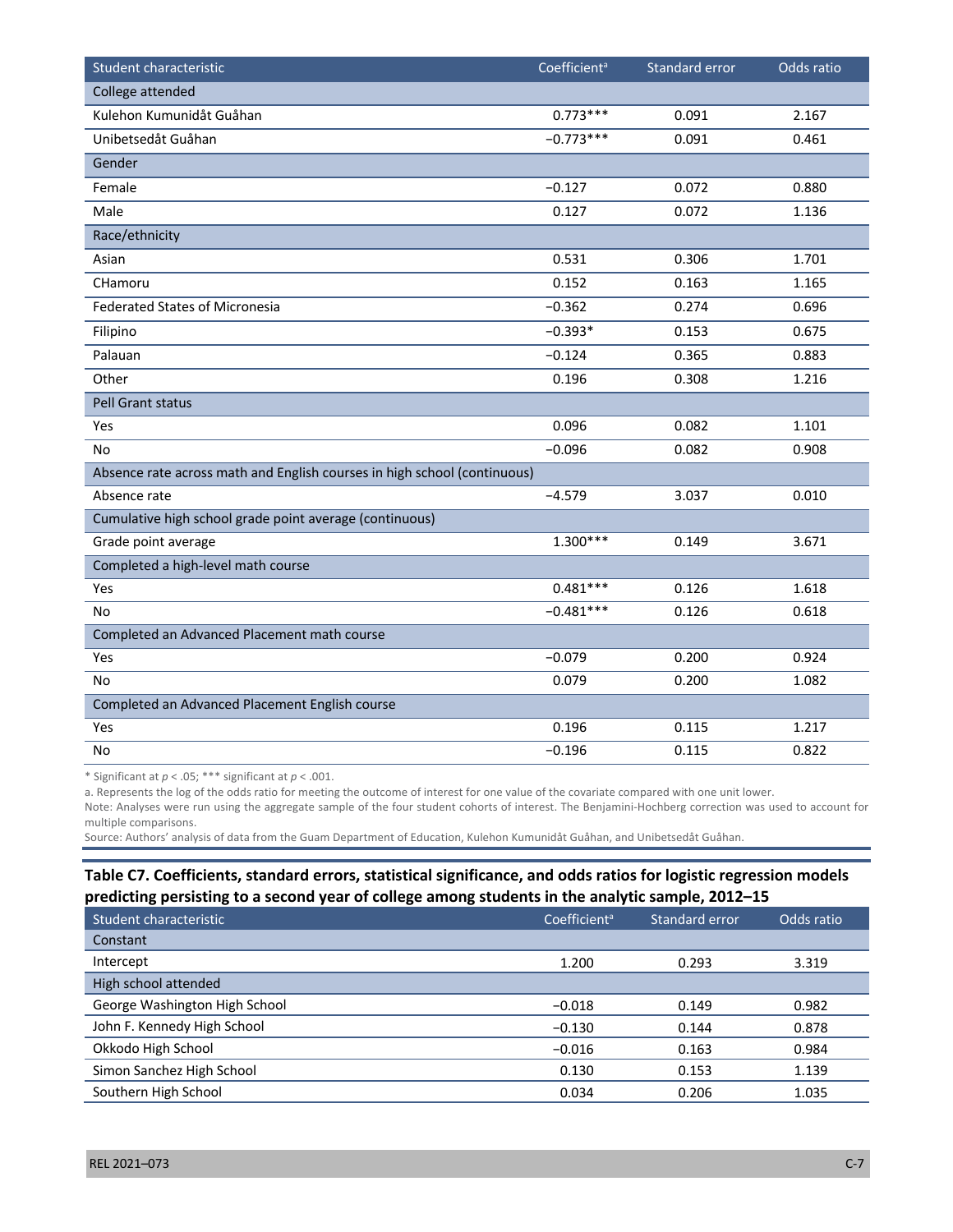| Student characteristic | Coefficient[a] | Standard error | Odds ratio |
|---|---|---|---|
| **College attended** | | | |
| Kulehon Kumunidåt Guåhan | 0.773*** | 0.091 | 2.167 |
| Unibetsedåt Guåhan | −0.773*** | 0.091 | 0.461 |
| **Gender** | | | |
| Female | −0.127 | 0.072 | 0.880 |
| Male | 0.127 | 0.072 | 1.136 |
| **Race/ethnicity** | | | |
| Asian | 0.531 | 0.306 | 1.701 |
| CHamoru | 0.152 | 0.163 | 1.165 |
| Federated States of Micronesia | −0.362 | 0.274 | 0.696 |
| Filipino | −0.393* | 0.153 | 0.675 |
| Palauan | −0.124 | 0.365 | 0.883 |
| Other | 0.196 | 0.308 | 1.216 |
| **Pell Grant status** | | | |
| Yes | 0.096 | 0.082 | 1.101 |
| No | −0.096 | 0.082 | 0.908 |
| **Absence rate across math and English courses in high school (continuous)** | | | |
| Absence rate | −4.579 | 3.037 | 0.010 |
| **Cumulative high school grade point average (continuous)** | | | |
| Grade point average | 1.300*** | 0.149 | 3.671 |
| **Completed a high-level math course** | | | |
| Yes | 0.481*** | 0.126 | 1.618 |
| No | −0.481*** | 0.126 | 0.618 |
| **Completed an Advanced Placement math course** | | | |
| Yes | −0.079 | 0.200 | 0.924 |
| No | 0.079 | 0.200 | 1.082 |
| **Completed an Advanced Placement English course** | | | |
| Yes | 0.196 | 0.115 | 1.217 |
| No | −0.196 | 0.115 | 0.822 |

\* Significant at $p < .05$; *** significant at $p < .001$.

a. Represents the log of the odds ratio for meeting the outcome of interest for one value of the covariate compared with one unit lower.

Note: Analyses were run using the aggregate sample of the four student cohorts of interest. The Benjamini-Hochberg correction was used to account for multiple comparisons.

Source: Authors' analysis of data from the Guam Department of Education, Kulehon Kumunidåt Guåhan, and Unibetsedåt Guåhan.

**Table C7. Coefficients, standard errors, statistical significance, and odds ratios for logistic regression models predicting persisting to a second year of college among students in the analytic sample, 2012–15**

| Student characteristic | Coefficient[a] | Standard error | Odds ratio |
|---|---|---|---|
| **Constant** | | | |
| Intercept | 1.200 | 0.293 | 3.319 |
| **High school attended** | | | |
| George Washington High School | −0.018 | 0.149 | 0.982 |
| John F. Kennedy High School | −0.130 | 0.144 | 0.878 |
| Okkodo High School | −0.016 | 0.163 | 0.984 |
| Simon Sanchez High School | 0.130 | 0.153 | 1.139 |
| Southern High School | 0.034 | 0.206 | 1.035 |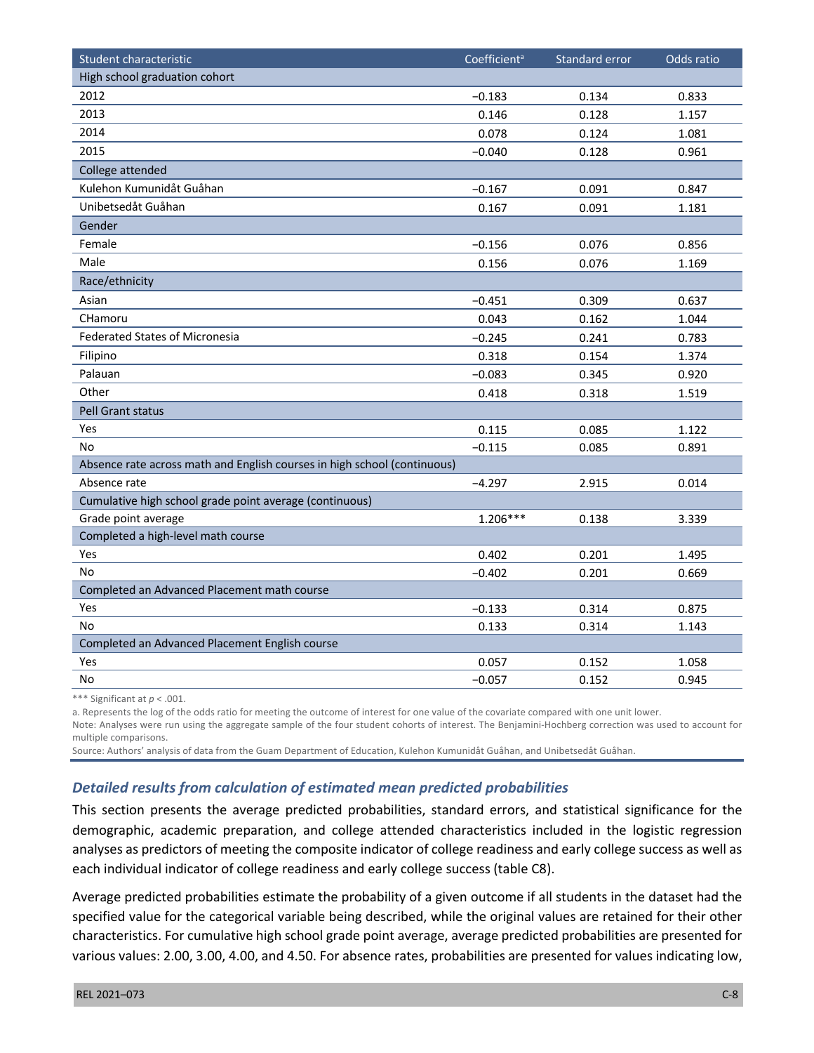| Student characteristic | Coefficient[a] | Standard error | Odds ratio |
|---|---|---|---|
| High school graduation cohort | | | |
| 2012 | −0.183 | 0.134 | 0.833 |
| 2013 | 0.146 | 0.128 | 1.157 |
| 2014 | 0.078 | 0.124 | 1.081 |
| 2015 | −0.040 | 0.128 | 0.961 |
| College attended | | | |
| Kulehon Kumunidåt Guåhan | −0.167 | 0.091 | 0.847 |
| Unibetsedåt Guåhan | 0.167 | 0.091 | 1.181 |
| Gender | | | |
| Female | −0.156 | 0.076 | 0.856 |
| Male | 0.156 | 0.076 | 1.169 |
| Race/ethnicity | | | |
| Asian | −0.451 | 0.309 | 0.637 |
| CHamoru | 0.043 | 0.162 | 1.044 |
| Federated States of Micronesia | −0.245 | 0.241 | 0.783 |
| Filipino | 0.318 | 0.154 | 1.374 |
| Palauan | −0.083 | 0.345 | 0.920 |
| Other | 0.418 | 0.318 | 1.519 |
| Pell Grant status | | | |
| Yes | 0.115 | 0.085 | 1.122 |
| No | −0.115 | 0.085 | 0.891 |
| Absence rate across math and English courses in high school (continuous) | | | |
| Absence rate | −4.297 | 2.915 | 0.014 |
| Cumulative high school grade point average (continuous) | | | |
| Grade point average | 1.206*** | 0.138 | 3.339 |
| Completed a high-level math course | | | |
| Yes | 0.402 | 0.201 | 1.495 |
| No | −0.402 | 0.201 | 0.669 |
| Completed an Advanced Placement math course | | | |
| Yes | −0.133 | 0.314 | 0.875 |
| No | 0.133 | 0.314 | 1.143 |
| Completed an Advanced Placement English course | | | |
| Yes | 0.057 | 0.152 | 1.058 |
| No | −0.057 | 0.152 | 0.945 |

*** Significant at $p < .001$.

a. Represents the log of the odds ratio for meeting the outcome of interest for one value of the covariate compared with one unit lower.

Note: Analyses were run using the aggregate sample of the four student cohorts of interest. The Benjamini-Hochberg correction was used to account for multiple comparisons.

Source: Authors' analysis of data from the Guam Department of Education, Kulehon Kumunidåt Guåhan, and Unibetsedåt Guåhan.

### *Detailed results from calculation of estimated mean predicted probabilities*

This section presents the average predicted probabilities, standard errors, and statistical significance for the demographic, academic preparation, and college attended characteristics included in the logistic regression analyses as predictors of meeting the composite indicator of college readiness and early college success as well as each individual indicator of college readiness and early college success (table C8).

Average predicted probabilities estimate the probability of a given outcome if all students in the dataset had the specified value for the categorical variable being described, while the original values are retained for their other characteristics. For cumulative high school grade point average, average predicted probabilities are presented for various values: 2.00, 3.00, 4.00, and 4.50. For absence rates, probabilities are presented for values indicating low,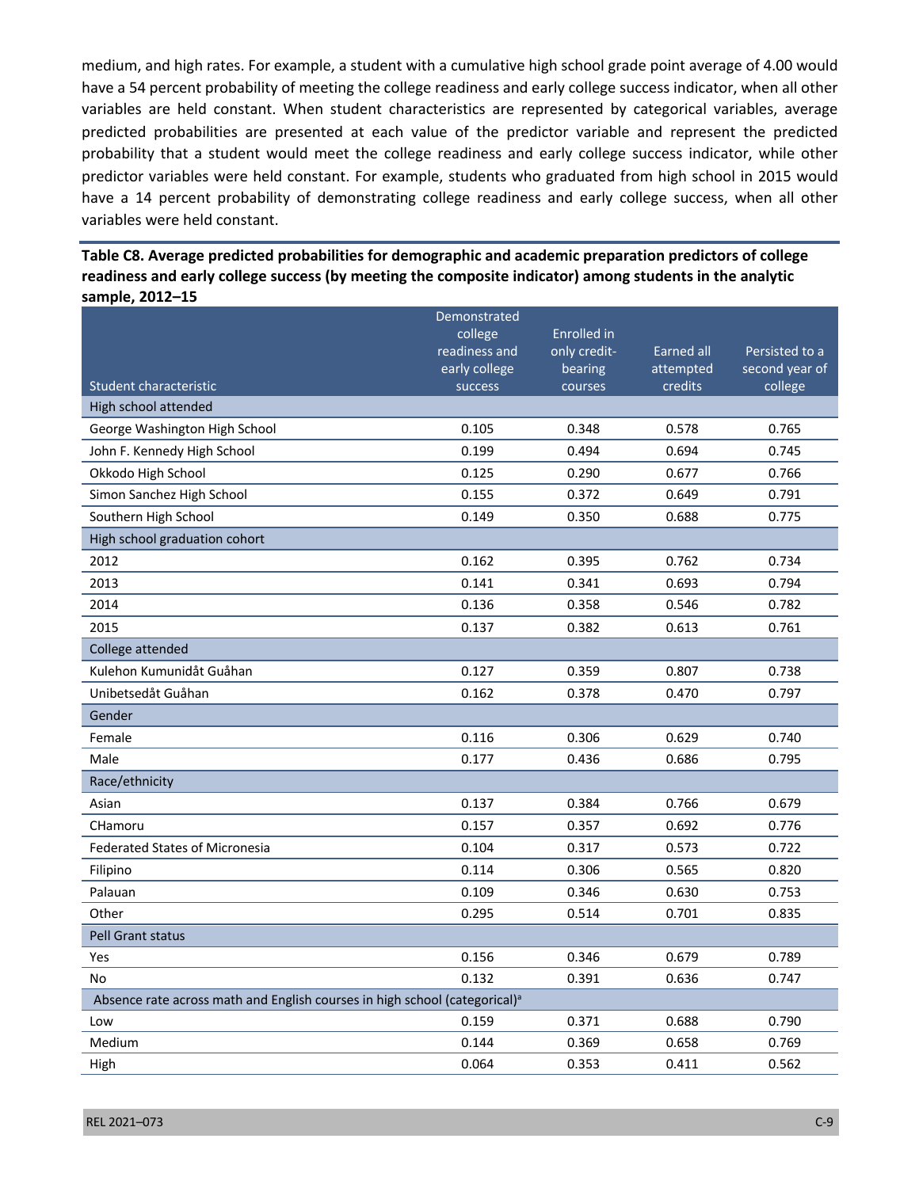medium, and high rates. For example, a student with a cumulative high school grade point average of 4.00 would have a 54 percent probability of meeting the college readiness and early college success indicator, when all other variables are held constant. When student characteristics are represented by categorical variables, average predicted probabilities are presented at each value of the predictor variable and represent the predicted probability that a student would meet the college readiness and early college success indicator, while other predictor variables were held constant. For example, students who graduated from high school in 2015 would have a 14 percent probability of demonstrating college readiness and early college success, when all other variables were held constant.

**Table C8. Average predicted probabilities for demographic and academic preparation predictors of college readiness and early college success (by meeting the composite indicator) among students in the analytic sample, 2012–15**

| Student characteristic | Demonstrated college readiness and early college success | Enrolled in only credit-bearing courses | Earned all attempted credits | Persisted to a second year of college |
|---|---|---|---|---|
| **High school attended** | | | | |
| George Washington High School | 0.105 | 0.348 | 0.578 | 0.765 |
| John F. Kennedy High School | 0.199 | 0.494 | 0.694 | 0.745 |
| Okkodo High School | 0.125 | 0.290 | 0.677 | 0.766 |
| Simon Sanchez High School | 0.155 | 0.372 | 0.649 | 0.791 |
| Southern High School | 0.149 | 0.350 | 0.688 | 0.775 |
| **High school graduation cohort** | | | | |
| 2012 | 0.162 | 0.395 | 0.762 | 0.734 |
| 2013 | 0.141 | 0.341 | 0.693 | 0.794 |
| 2014 | 0.136 | 0.358 | 0.546 | 0.782 |
| 2015 | 0.137 | 0.382 | 0.613 | 0.761 |
| **College attended** | | | | |
| Kulehon Kumunidåt Guåhan | 0.127 | 0.359 | 0.807 | 0.738 |
| Unibetsedåt Guåhan | 0.162 | 0.378 | 0.470 | 0.797 |
| **Gender** | | | | |
| Female | 0.116 | 0.306 | 0.629 | 0.740 |
| Male | 0.177 | 0.436 | 0.686 | 0.795 |
| **Race/ethnicity** | | | | |
| Asian | 0.137 | 0.384 | 0.766 | 0.679 |
| CHamoru | 0.157 | 0.357 | 0.692 | 0.776 |
| Federated States of Micronesia | 0.104 | 0.317 | 0.573 | 0.722 |
| Filipino | 0.114 | 0.306 | 0.565 | 0.820 |
| Palauan | 0.109 | 0.346 | 0.630 | 0.753 |
| Other | 0.295 | 0.514 | 0.701 | 0.835 |
| **Pell Grant status** | | | | |
| Yes | 0.156 | 0.346 | 0.679 | 0.789 |
| No | 0.132 | 0.391 | 0.636 | 0.747 |
| **Absence rate across math and English courses in high school (categorical)[a]** | | | | |
| Low | 0.159 | 0.371 | 0.688 | 0.790 |
| Medium | 0.144 | 0.369 | 0.658 | 0.769 |
| High | 0.064 | 0.353 | 0.411 | 0.562 |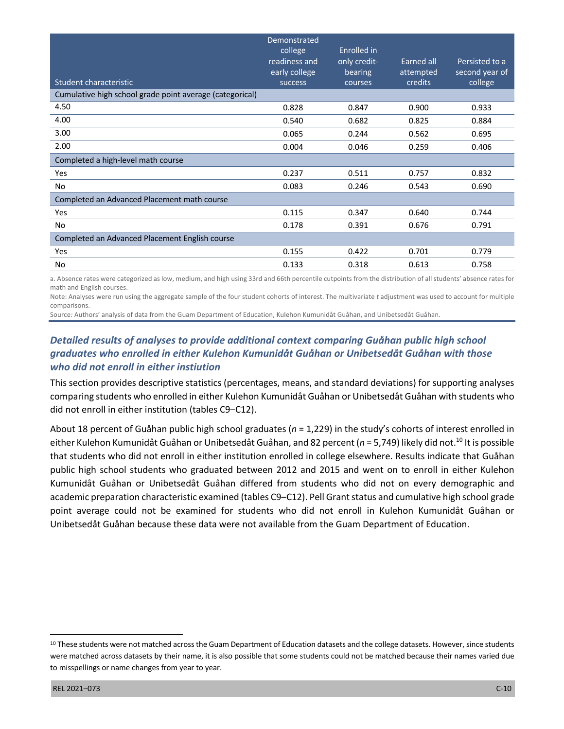| Student characteristic | Demonstrated college readiness and early college success | Enrolled in only credit-bearing courses | Earned all attempted credits | Persisted to a second year of college |
|---|---|---|---|---|
| Cumulative high school grade point average (categorical) | | | | |
| 4.50 | 0.828 | 0.847 | 0.900 | 0.933 |
| 4.00 | 0.540 | 0.682 | 0.825 | 0.884 |
| 3.00 | 0.065 | 0.244 | 0.562 | 0.695 |
| 2.00 | 0.004 | 0.046 | 0.259 | 0.406 |
| Completed a high-level math course | | | | |
| Yes | 0.237 | 0.511 | 0.757 | 0.832 |
| No | 0.083 | 0.246 | 0.543 | 0.690 |
| Completed an Advanced Placement math course | | | | |
| Yes | 0.115 | 0.347 | 0.640 | 0.744 |
| No | 0.178 | 0.391 | 0.676 | 0.791 |
| Completed an Advanced Placement English course | | | | |
| Yes | 0.155 | 0.422 | 0.701 | 0.779 |
| No | 0.133 | 0.318 | 0.613 | 0.758 |

a. Absence rates were categorized as low, medium, and high using 33rd and 66th percentile cutpoints from the distribution of all students' absence rates for math and English courses.

Note: Analyses were run using the aggregate sample of the four student cohorts of interest. The multivariate *t* adjustment was used to account for multiple comparisons.

Source: Authors' analysis of data from the Guam Department of Education, Kulehon Kumunidåt Guåhan, and Unibetsedåt Guåhan.

### *Detailed results of analyses to provide additional context comparing Guåhan public high school graduates who enrolled in either Kulehon Kumunidåt Guåhan or Unibetsedåt Guåhan with those who did not enroll in either instiution*

This section provides descriptive statistics (percentages, means, and standard deviations) for supporting analyses comparing students who enrolled in either Kulehon Kumunidåt Guåhan or Unibetsedåt Guåhan with students who did not enroll in either institution (tables C9–C12).

About 18 percent of Guåhan public high school graduates ($n$ = 1,229) in the study's cohorts of interest enrolled in either Kulehon Kumunidåt Guåhan or Unibetsedåt Guåhan, and 82 percent ($n$ = 5,749) likely did not.[10] It is possible that students who did not enroll in either institution enrolled in college elsewhere. Results indicate that Guåhan public high school students who graduated between 2012 and 2015 and went on to enroll in either Kulehon Kumunidåt Guåhan or Unibetsedåt Guåhan differed from students who did not on every demographic and academic preparation characteristic examined (tables C9–C12). Pell Grant status and cumulative high school grade point average could not be examined for students who did not enroll in Kulehon Kumunidåt Guåhan or Unibetsedåt Guåhan because these data were not available from the Guam Department of Education.

[10] These students were not matched across the Guam Department of Education datasets and the college datasets. However, since students were matched across datasets by their name, it is also possible that some students could not be matched because their names varied due to misspellings or name changes from year to year.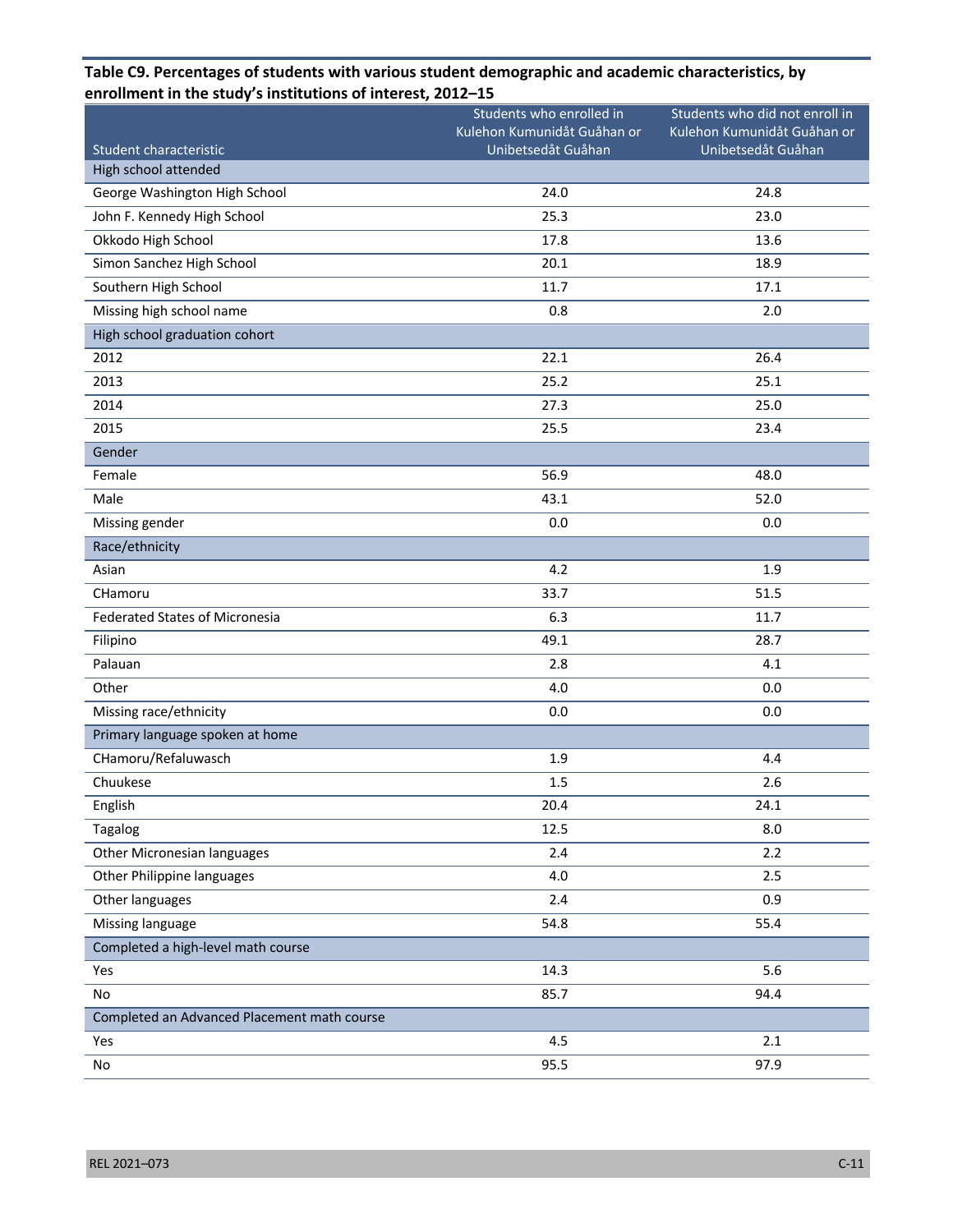**Table C9. Percentages of students with various student demographic and academic characteristics, by enrollment in the study's institutions of interest, 2012–15**

| Student characteristic | Students who enrolled in Kulehon Kumunidåt Guåhan or Unibetsedåt Guåhan | Students who did not enroll in Kulehon Kumunidåt Guåhan or Unibetsedåt Guåhan |
|---|---|---|
| High school attended | | |
| George Washington High School | 24.0 | 24.8 |
| John F. Kennedy High School | 25.3 | 23.0 |
| Okkodo High School | 17.8 | 13.6 |
| Simon Sanchez High School | 20.1 | 18.9 |
| Southern High School | 11.7 | 17.1 |
| Missing high school name | 0.8 | 2.0 |
| High school graduation cohort | | |
| 2012 | 22.1 | 26.4 |
| 2013 | 25.2 | 25.1 |
| 2014 | 27.3 | 25.0 |
| 2015 | 25.5 | 23.4 |
| Gender | | |
| Female | 56.9 | 48.0 |
| Male | 43.1 | 52.0 |
| Missing gender | 0.0 | 0.0 |
| Race/ethnicity | | |
| Asian | 4.2 | 1.9 |
| CHamoru | 33.7 | 51.5 |
| Federated States of Micronesia | 6.3 | 11.7 |
| Filipino | 49.1 | 28.7 |
| Palauan | 2.8 | 4.1 |
| Other | 4.0 | 0.0 |
| Missing race/ethnicity | 0.0 | 0.0 |
| Primary language spoken at home | | |
| CHamoru/Refaluwasch | 1.9 | 4.4 |
| Chuukese | 1.5 | 2.6 |
| English | 20.4 | 24.1 |
| Tagalog | 12.5 | 8.0 |
| Other Micronesian languages | 2.4 | 2.2 |
| Other Philippine languages | 4.0 | 2.5 |
| Other languages | 2.4 | 0.9 |
| Missing language | 54.8 | 55.4 |
| Completed a high-level math course | | |
| Yes | 14.3 | 5.6 |
| No | 85.7 | 94.4 |
| Completed an Advanced Placement math course | | |
| Yes | 4.5 | 2.1 |
| No | 95.5 | 97.9 |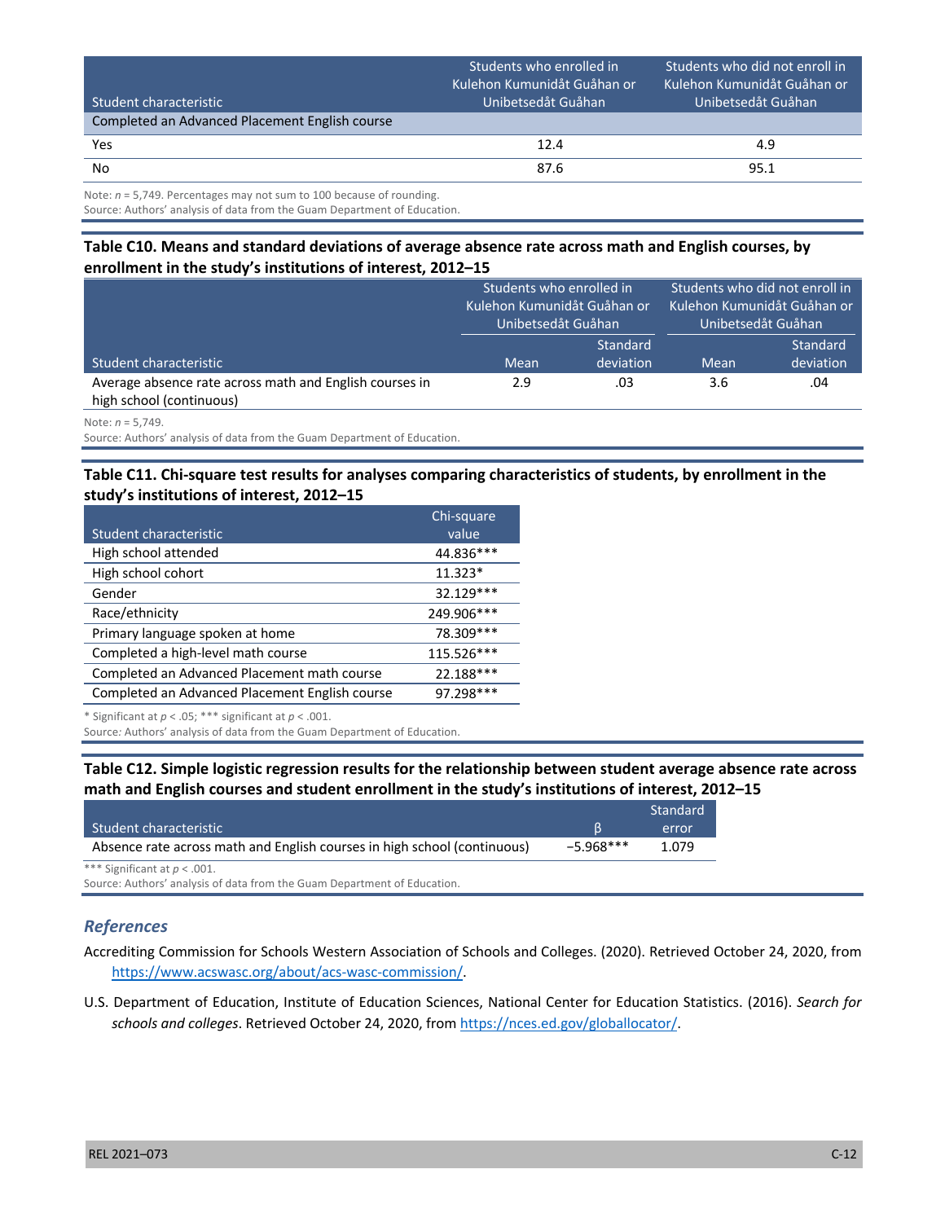| Student characteristic | Students who enrolled in Kulehon Kumunidåt Guåhan or Unibetsedåt Guåhan | Students who did not enroll in Kulehon Kumunidåt Guåhan or Unibetsedåt Guåhan |
|---|---|---|
| Completed an Advanced Placement English course | | |
| Yes | 12.4 | 4.9 |
| No | 87.6 | 95.1 |

Note: $n$ = 5,749. Percentages may not sum to 100 because of rounding.
Source: Authors' analysis of data from the Guam Department of Education.

**Table C10. Means and standard deviations of average absence rate across math and English courses, by enrollment in the study's institutions of interest, 2012–15**

| | Students who enrolled in Kulehon Kumunidåt Guåhan or Unibetsedåt Guåhan | | Students who did not enroll in Kulehon Kumunidåt Guåhan or Unibetsedåt Guåhan | |
|---|---|---|---|---|
| Student characteristic | Mean | Standard deviation | Mean | Standard deviation |
| Average absence rate across math and English courses in high school (continuous) | 2.9 | .03 | 3.6 | .04 |

Note: $n$ = 5,749.
Source: Authors' analysis of data from the Guam Department of Education.

**Table C11. Chi-square test results for analyses comparing characteristics of students, by enrollment in the study's institutions of interest, 2012–15**

| Student characteristic | Chi-square value |
|---|---|
| High school attended | 44.836*** |
| High school cohort | 11.323* |
| Gender | 32.129*** |
| Race/ethnicity | 249.906*** |
| Primary language spoken at home | 78.309*** |
| Completed a high-level math course | 115.526*** |
| Completed an Advanced Placement math course | 22.188*** |
| Completed an Advanced Placement English course | 97.298*** |

* Significant at $p < .05$; *** significant at $p < .001$.
Source: Authors' analysis of data from the Guam Department of Education.

**Table C12. Simple logistic regression results for the relationship between student average absence rate across math and English courses and student enrollment in the study's institutions of interest, 2012–15**

| Student characteristic | $\beta$ | Standard error |
|---|---|---|
| Absence rate across math and English courses in high school (continuous) | −5.968*** | 1.079 |

*** Significant at $p < .001$.
Source: Authors' analysis of data from the Guam Department of Education.

## *References*

Accrediting Commission for Schools Western Association of Schools and Colleges. (2020). Retrieved October 24, 2020, from https://www.acswasc.org/about/acs-wasc-commission/.

U.S. Department of Education, Institute of Education Sciences, National Center for Education Statistics. (2016). *Search for schools and colleges*. Retrieved October 24, 2020, from https://nces.ed.gov/globallocator/.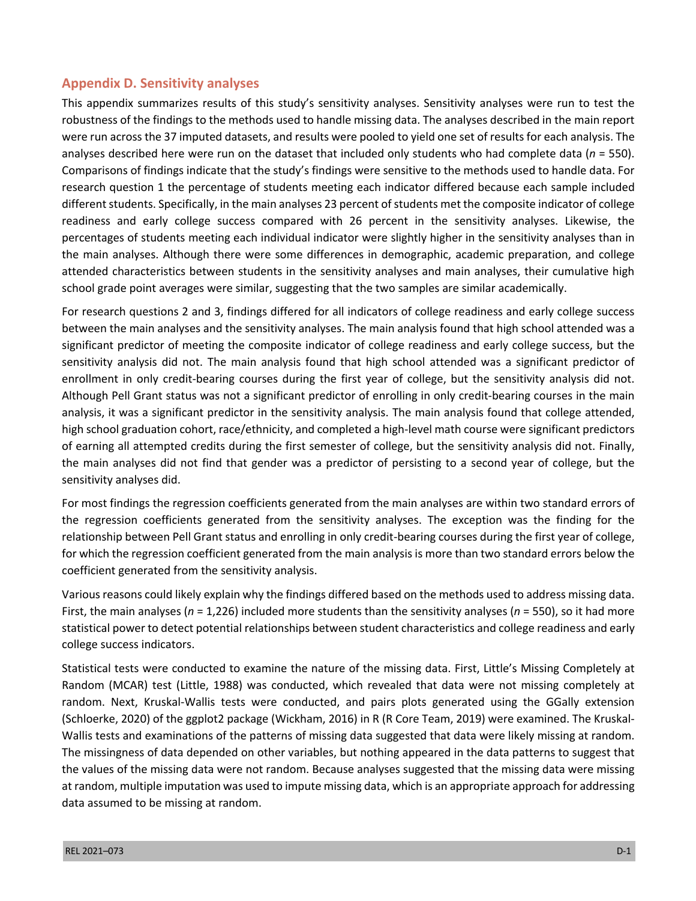## Appendix D. Sensitivity analyses

This appendix summarizes results of this study's sensitivity analyses. Sensitivity analyses were run to test the robustness of the findings to the methods used to handle missing data. The analyses described in the main report were run across the 37 imputed datasets, and results were pooled to yield one set of results for each analysis. The analyses described here were run on the dataset that included only students who had complete data (*n* = 550). Comparisons of findings indicate that the study's findings were sensitive to the methods used to handle data. For research question 1 the percentage of students meeting each indicator differed because each sample included different students. Specifically, in the main analyses 23 percent of students met the composite indicator of college readiness and early college success compared with 26 percent in the sensitivity analyses. Likewise, the percentages of students meeting each individual indicator were slightly higher in the sensitivity analyses than in the main analyses. Although there were some differences in demographic, academic preparation, and college attended characteristics between students in the sensitivity analyses and main analyses, their cumulative high school grade point averages were similar, suggesting that the two samples are similar academically.

For research questions 2 and 3, findings differed for all indicators of college readiness and early college success between the main analyses and the sensitivity analyses. The main analysis found that high school attended was a significant predictor of meeting the composite indicator of college readiness and early college success, but the sensitivity analysis did not. The main analysis found that high school attended was a significant predictor of enrollment in only credit-bearing courses during the first year of college, but the sensitivity analysis did not. Although Pell Grant status was not a significant predictor of enrolling in only credit-bearing courses in the main analysis, it was a significant predictor in the sensitivity analysis. The main analysis found that college attended, high school graduation cohort, race/ethnicity, and completed a high-level math course were significant predictors of earning all attempted credits during the first semester of college, but the sensitivity analysis did not. Finally, the main analyses did not find that gender was a predictor of persisting to a second year of college, but the sensitivity analyses did.

For most findings the regression coefficients generated from the main analyses are within two standard errors of the regression coefficients generated from the sensitivity analyses. The exception was the finding for the relationship between Pell Grant status and enrolling in only credit-bearing courses during the first year of college, for which the regression coefficient generated from the main analysis is more than two standard errors below the coefficient generated from the sensitivity analysis.

Various reasons could likely explain why the findings differed based on the methods used to address missing data. First, the main analyses (*n* = 1,226) included more students than the sensitivity analyses (*n* = 550), so it had more statistical power to detect potential relationships between student characteristics and college readiness and early college success indicators.

Statistical tests were conducted to examine the nature of the missing data. First, Little's Missing Completely at Random (MCAR) test (Little, 1988) was conducted, which revealed that data were not missing completely at random. Next, Kruskal-Wallis tests were conducted, and pairs plots generated using the GGally extension (Schloerke, 2020) of the ggplot2 package (Wickham, 2016) in R (R Core Team, 2019) were examined. The Kruskal-Wallis tests and examinations of the patterns of missing data suggested that data were likely missing at random. The missingness of data depended on other variables, but nothing appeared in the data patterns to suggest that the values of the missing data were not random. Because analyses suggested that the missing data were missing at random, multiple imputation was used to impute missing data, which is an appropriate approach for addressing data assumed to be missing at random.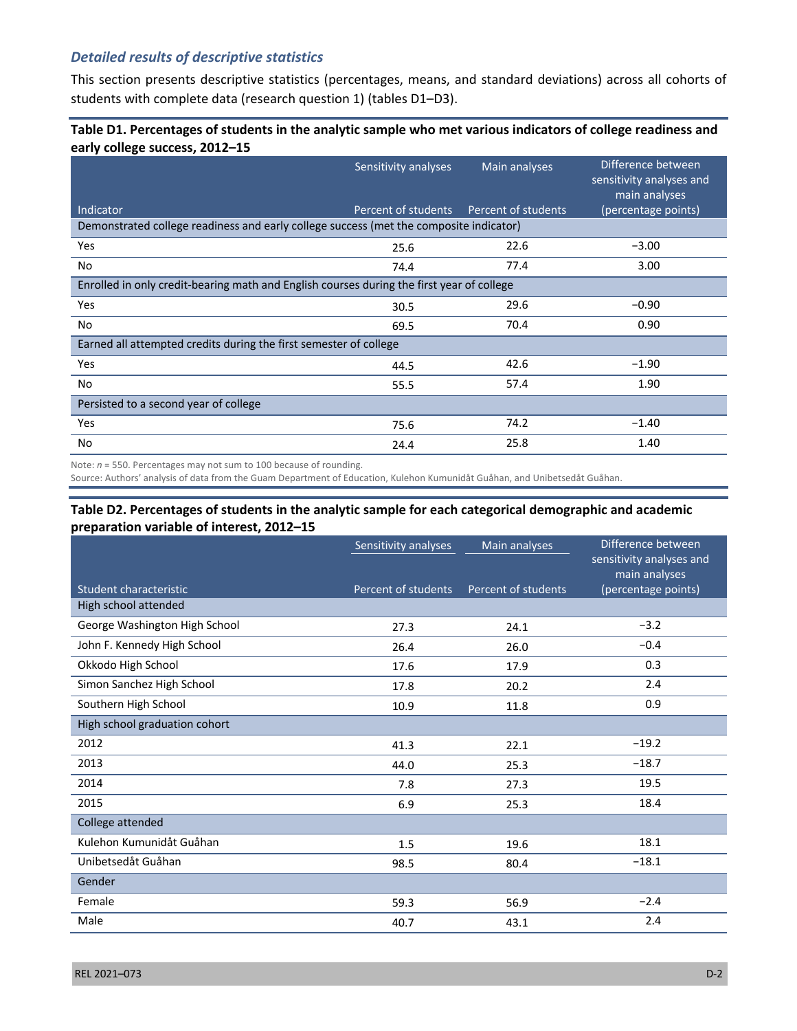### *Detailed results of descriptive statistics*

This section presents descriptive statistics (percentages, means, and standard deviations) across all cohorts of students with complete data (research question 1) (tables D1–D3).

**Table D1. Percentages of students in the analytic sample who met various indicators of college readiness and early college success, 2012–15**

| Indicator | Sensitivity analyses<br>Percent of students | Main analyses<br>Percent of students | Difference between sensitivity analyses and main analyses (percentage points) |
|---|---|---|---|
| Demonstrated college readiness and early college success (met the composite indicator) | | | |
| Yes | 25.6 | 22.6 | −3.00 |
| No | 74.4 | 77.4 | 3.00 |
| Enrolled in only credit-bearing math and English courses during the first year of college | | | |
| Yes | 30.5 | 29.6 | −0.90 |
| No | 69.5 | 70.4 | 0.90 |
| Earned all attempted credits during the first semester of college | | | |
| Yes | 44.5 | 42.6 | −1.90 |
| No | 55.5 | 57.4 | 1.90 |
| Persisted to a second year of college | | | |
| Yes | 75.6 | 74.2 | −1.40 |
| No | 24.4 | 25.8 | 1.40 |

Note: *n* = 550. Percentages may not sum to 100 because of rounding.
Source: Authors' analysis of data from the Guam Department of Education, Kulehon Kumunidåt Guåhan, and Unibetsedåt Guåhan.

**Table D2. Percentages of students in the analytic sample for each categorical demographic and academic preparation variable of interest, 2012–15**

| Student characteristic | Sensitivity analyses<br>Percent of students | Main analyses<br>Percent of students | Difference between sensitivity analyses and main analyses (percentage points) |
|---|---|---|---|
| High school attended | | | |
| George Washington High School | 27.3 | 24.1 | −3.2 |
| John F. Kennedy High School | 26.4 | 26.0 | −0.4 |
| Okkodo High School | 17.6 | 17.9 | 0.3 |
| Simon Sanchez High School | 17.8 | 20.2 | 2.4 |
| Southern High School | 10.9 | 11.8 | 0.9 |
| High school graduation cohort | | | |
| 2012 | 41.3 | 22.1 | −19.2 |
| 2013 | 44.0 | 25.3 | −18.7 |
| 2014 | 7.8 | 27.3 | 19.5 |
| 2015 | 6.9 | 25.3 | 18.4 |
| College attended | | | |
| Kulehon Kumunidåt Guåhan | 1.5 | 19.6 | 18.1 |
| Unibetsedåt Guåhan | 98.5 | 80.4 | −18.1 |
| Gender | | | |
| Female | 59.3 | 56.9 | −2.4 |
| Male | 40.7 | 43.1 | 2.4 |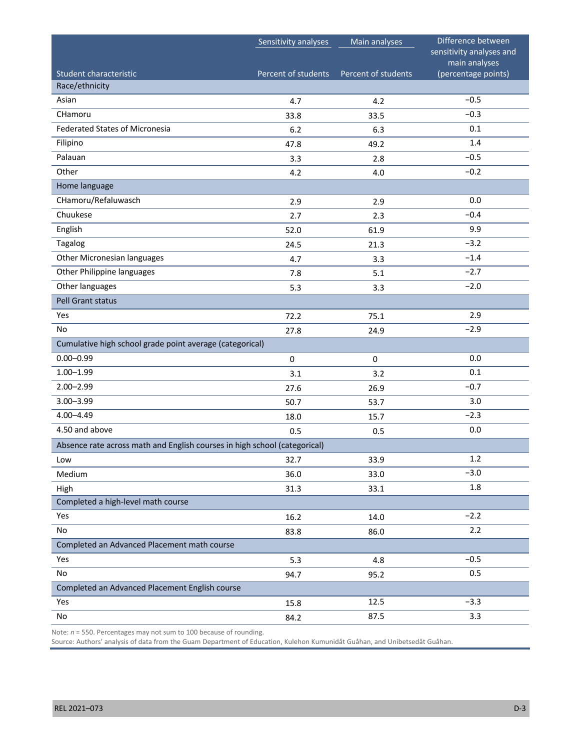| Student characteristic | Sensitivity analyses<br>Percent of students | Main analyses<br>Percent of students | Difference between sensitivity analyses and main analyses (percentage points) |
|---|---|---|---|
| **Race/ethnicity** | | | |
| Asian | 4.7 | 4.2 | −0.5 |
| CHamoru | 33.8 | 33.5 | −0.3 |
| Federated States of Micronesia | 6.2 | 6.3 | 0.1 |
| Filipino | 47.8 | 49.2 | 1.4 |
| Palauan | 3.3 | 2.8 | −0.5 |
| Other | 4.2 | 4.0 | −0.2 |
| **Home language** | | | |
| CHamoru/Refaluwasch | 2.9 | 2.9 | 0.0 |
| Chuukese | 2.7 | 2.3 | −0.4 |
| English | 52.0 | 61.9 | 9.9 |
| Tagalog | 24.5 | 21.3 | −3.2 |
| Other Micronesian languages | 4.7 | 3.3 | −1.4 |
| Other Philippine languages | 7.8 | 5.1 | −2.7 |
| Other languages | 5.3 | 3.3 | −2.0 |
| **Pell Grant status** | | | |
| Yes | 72.2 | 75.1 | 2.9 |
| No | 27.8 | 24.9 | −2.9 |
| **Cumulative high school grade point average (categorical)** | | | |
| 0.00–0.99 | 0 | 0 | 0.0 |
| 1.00–1.99 | 3.1 | 3.2 | 0.1 |
| 2.00–2.99 | 27.6 | 26.9 | −0.7 |
| 3.00–3.99 | 50.7 | 53.7 | 3.0 |
| 4.00–4.49 | 18.0 | 15.7 | −2.3 |
| 4.50 and above | 0.5 | 0.5 | 0.0 |
| **Absence rate across math and English courses in high school (categorical)** | | | |
| Low | 32.7 | 33.9 | 1.2 |
| Medium | 36.0 | 33.0 | −3.0 |
| High | 31.3 | 33.1 | 1.8 |
| **Completed a high-level math course** | | | |
| Yes | 16.2 | 14.0 | −2.2 |
| No | 83.8 | 86.0 | 2.2 |
| **Completed an Advanced Placement math course** | | | |
| Yes | 5.3 | 4.8 | −0.5 |
| No | 94.7 | 95.2 | 0.5 |
| **Completed an Advanced Placement English course** | | | |
| Yes | 15.8 | 12.5 | −3.3 |
| No | 84.2 | 87.5 | 3.3 |

Note: $n = 550$. Percentages may not sum to 100 because of rounding.
Source: Authors' analysis of data from the Guam Department of Education, Kulehon Kumunidåt Guåhan, and Unibetsedåt Guåhan.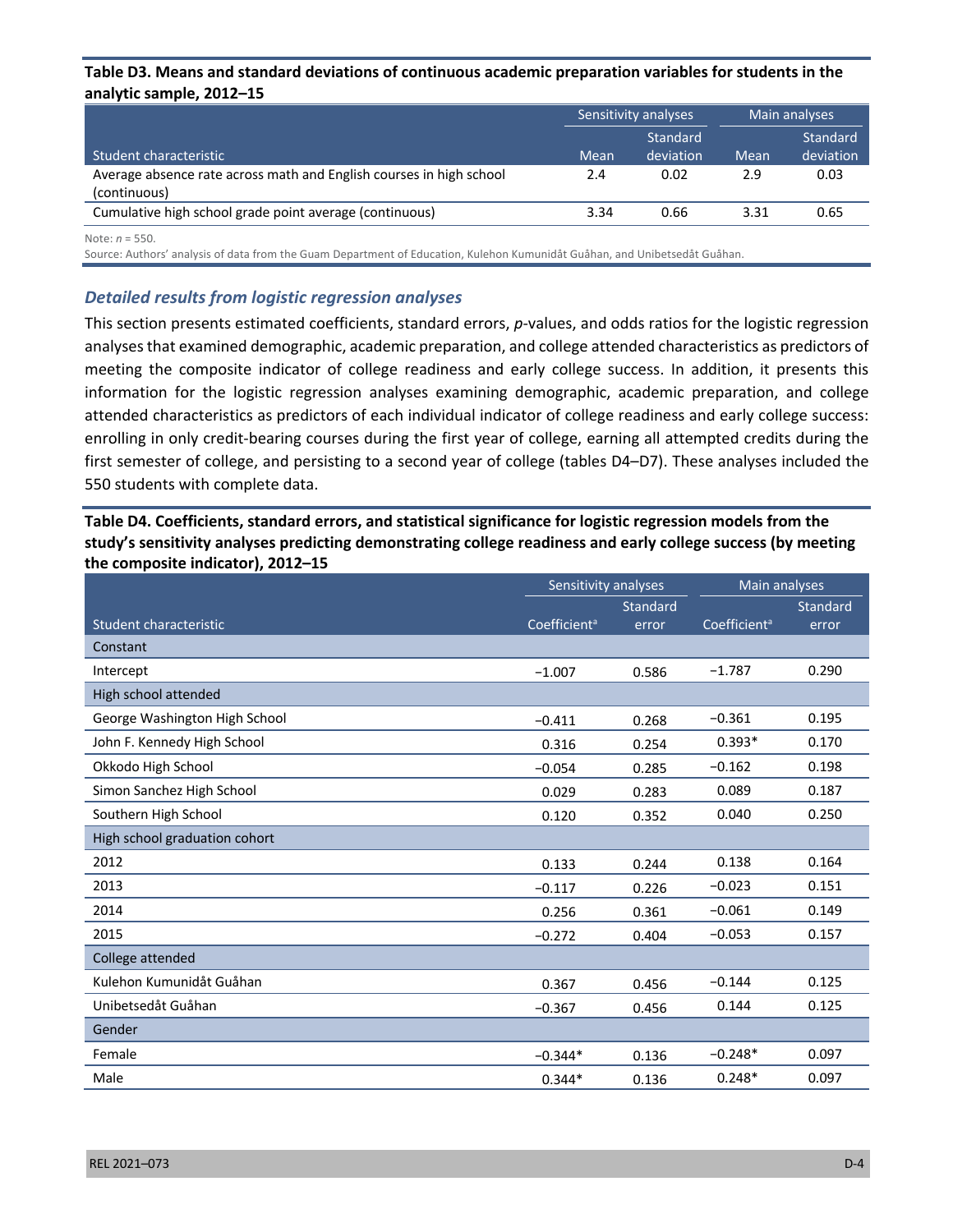**Table D3. Means and standard deviations of continuous academic preparation variables for students in the analytic sample, 2012–15**

| Student characteristic | Sensitivity analyses | | Main analyses | |
|---|---|---|---|---|
| | Mean | Standard deviation | Mean | Standard deviation |
| Average absence rate across math and English courses in high school (continuous) | 2.4 | 0.02 | 2.9 | 0.03 |
| Cumulative high school grade point average (continuous) | 3.34 | 0.66 | 3.31 | 0.65 |

Note: *n* = 550.

Source: Authors' analysis of data from the Guam Department of Education, Kulehon Kumunidåt Guåhan, and Unibetsedåt Guåhan.

### *Detailed results from logistic regression analyses*

This section presents estimated coefficients, standard errors, *p*-values, and odds ratios for the logistic regression analyses that examined demographic, academic preparation, and college attended characteristics as predictors of meeting the composite indicator of college readiness and early college success. In addition, it presents this information for the logistic regression analyses examining demographic, academic preparation, and college attended characteristics as predictors of each individual indicator of college readiness and early college success: enrolling in only credit-bearing courses during the first year of college, earning all attempted credits during the first semester of college, and persisting to a second year of college (tables D4–D7). These analyses included the 550 students with complete data.

**Table D4. Coefficients, standard errors, and statistical significance for logistic regression models from the study's sensitivity analyses predicting demonstrating college readiness and early college success (by meeting the composite indicator), 2012–15**

| Student characteristic | Sensitivity analyses | | Main analyses | |
|---|---|---|---|---|
| | Coefficient[a] | Standard error | Coefficient[a] | Standard error |
| **Constant** | | | | |
| Intercept | −1.007 | 0.586 | −1.787 | 0.290 |
| **High school attended** | | | | |
| George Washington High School | −0.411 | 0.268 | −0.361 | 0.195 |
| John F. Kennedy High School | 0.316 | 0.254 | 0.393* | 0.170 |
| Okkodo High School | −0.054 | 0.285 | −0.162 | 0.198 |
| Simon Sanchez High School | 0.029 | 0.283 | 0.089 | 0.187 |
| Southern High School | 0.120 | 0.352 | 0.040 | 0.250 |
| **High school graduation cohort** | | | | |
| 2012 | 0.133 | 0.244 | 0.138 | 0.164 |
| 2013 | −0.117 | 0.226 | −0.023 | 0.151 |
| 2014 | 0.256 | 0.361 | −0.061 | 0.149 |
| 2015 | −0.272 | 0.404 | −0.053 | 0.157 |
| **College attended** | | | | |
| Kulehon Kumunidåt Guåhan | 0.367 | 0.456 | −0.144 | 0.125 |
| Unibetsedåt Guåhan | −0.367 | 0.456 | 0.144 | 0.125 |
| **Gender** | | | | |
| Female | −0.344* | 0.136 | −0.248* | 0.097 |
| Male | 0.344* | 0.136 | 0.248* | 0.097 |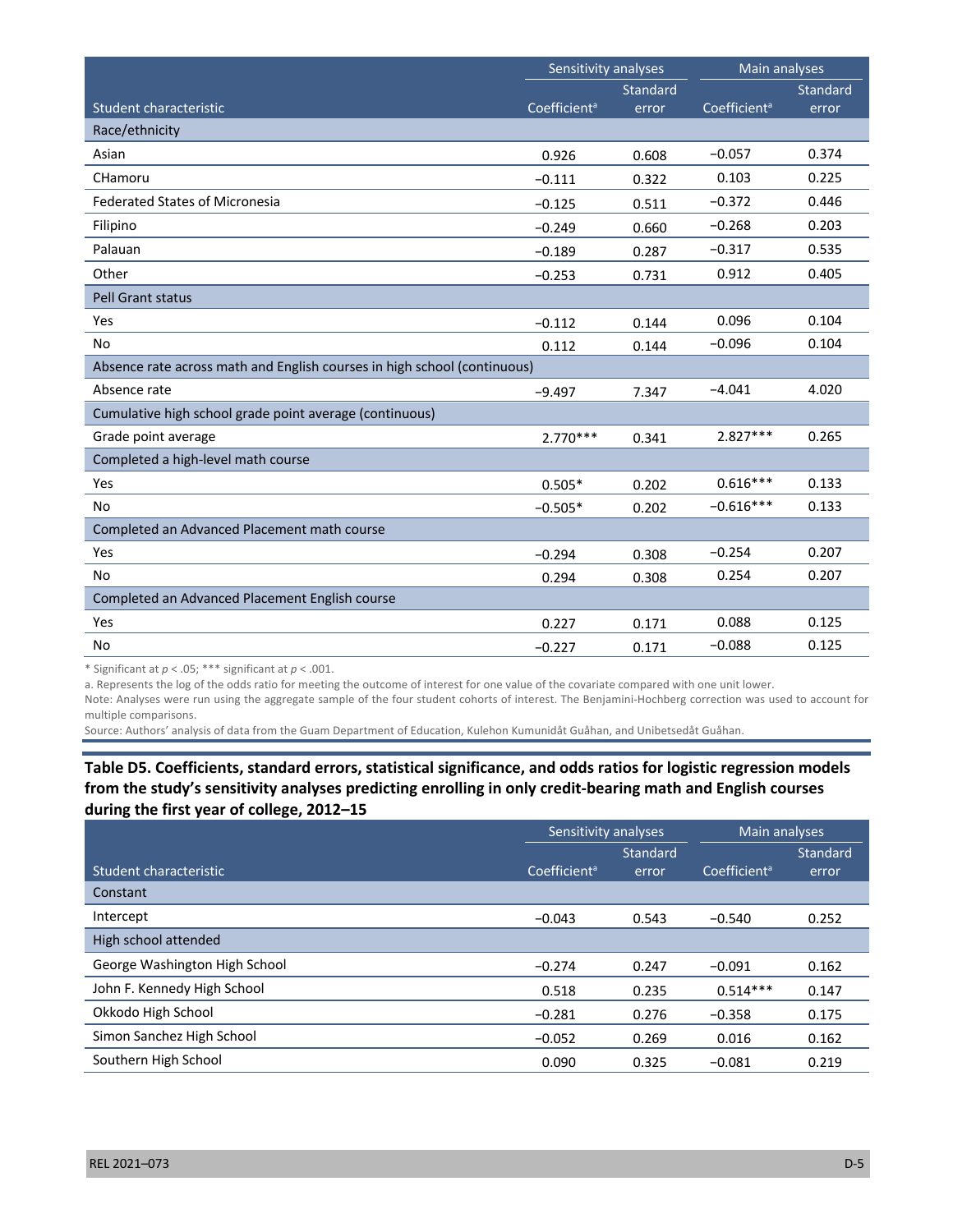| Student characteristic | Sensitivity analyses | | Main analyses | |
|---|---|---|---|---|
| | Coefficient[a] | Standard error | Coefficient[a] | Standard error |
| **Race/ethnicity** | | | | |
| Asian | 0.926 | 0.608 | −0.057 | 0.374 |
| CHamoru | −0.111 | 0.322 | 0.103 | 0.225 |
| Federated States of Micronesia | −0.125 | 0.511 | −0.372 | 0.446 |
| Filipino | −0.249 | 0.660 | −0.268 | 0.203 |
| Palauan | −0.189 | 0.287 | −0.317 | 0.535 |
| Other | −0.253 | 0.731 | 0.912 | 0.405 |
| **Pell Grant status** | | | | |
| Yes | −0.112 | 0.144 | 0.096 | 0.104 |
| No | 0.112 | 0.144 | −0.096 | 0.104 |
| **Absence rate across math and English courses in high school (continuous)** | | | | |
| Absence rate | −9.497 | 7.347 | −4.041 | 4.020 |
| **Cumulative high school grade point average (continuous)** | | | | |
| Grade point average | 2.770*** | 0.341 | 2.827*** | 0.265 |
| **Completed a high-level math course** | | | | |
| Yes | 0.505* | 0.202 | 0.616*** | 0.133 |
| No | −0.505* | 0.202 | −0.616*** | 0.133 |
| **Completed an Advanced Placement math course** | | | | |
| Yes | −0.294 | 0.308 | −0.254 | 0.207 |
| No | 0.294 | 0.308 | 0.254 | 0.207 |
| **Completed an Advanced Placement English course** | | | | |
| Yes | 0.227 | 0.171 | 0.088 | 0.125 |
| No | −0.227 | 0.171 | −0.088 | 0.125 |

* Significant at $p < .05$; *** significant at $p < .001$.

a. Represents the log of the odds ratio for meeting the outcome of interest for one value of the covariate compared with one unit lower.

Note: Analyses were run using the aggregate sample of the four student cohorts of interest. The Benjamini-Hochberg correction was used to account for multiple comparisons.

Source: Authors' analysis of data from the Guam Department of Education, Kulehon Kumunidåt Guåhan, and Unibetsedåt Guåhan.

**Table D5. Coefficients, standard errors, statistical significance, and odds ratios for logistic regression models from the study's sensitivity analyses predicting enrolling in only credit-bearing math and English courses during the first year of college, 2012–15**

| Student characteristic | Sensitivity analyses | | Main analyses | |
|---|---|---|---|---|
| | Coefficient[a] | Standard error | Coefficient[a] | Standard error |
| **Constant** | | | | |
| Intercept | −0.043 | 0.543 | −0.540 | 0.252 |
| **High school attended** | | | | |
| George Washington High School | −0.274 | 0.247 | −0.091 | 0.162 |
| John F. Kennedy High School | 0.518 | 0.235 | 0.514*** | 0.147 |
| Okkodo High School | −0.281 | 0.276 | −0.358 | 0.175 |
| Simon Sanchez High School | −0.052 | 0.269 | 0.016 | 0.162 |
| Southern High School | 0.090 | 0.325 | −0.081 | 0.219 |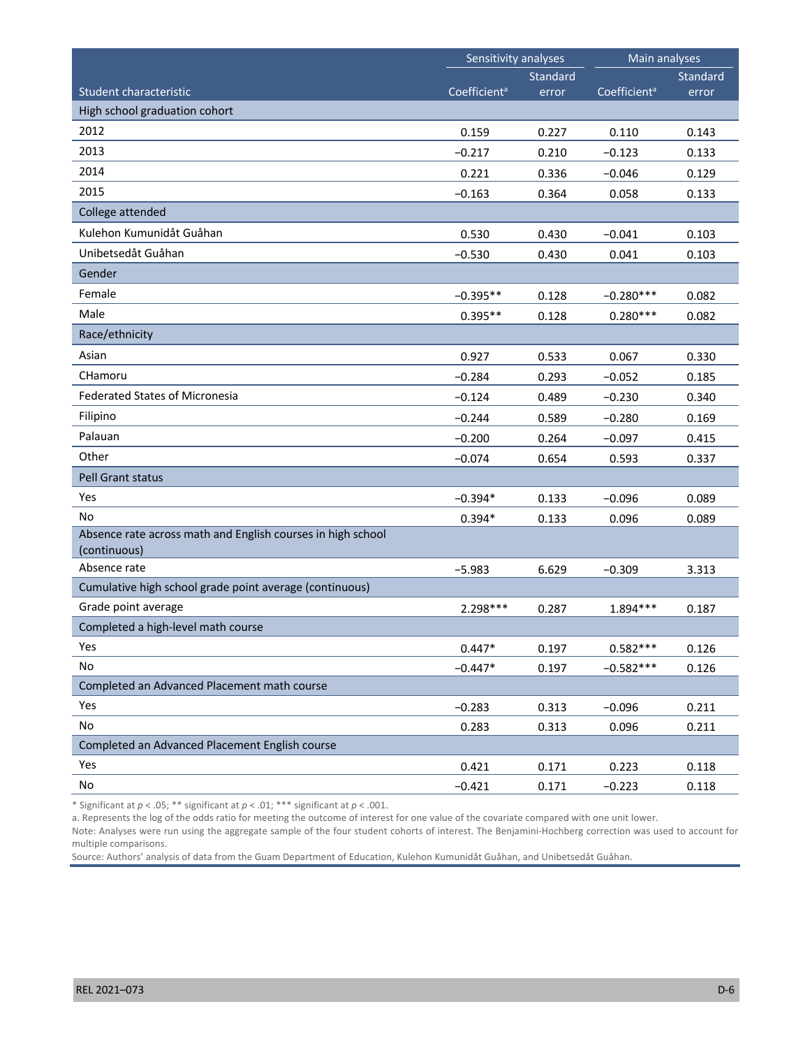| Student characteristic | Sensitivity analyses | | Main analyses | |
|---|---|---|---|---|
| | Coefficient[a] | Standard error | Coefficient[a] | Standard error |
| **High school graduation cohort** | | | | |
| 2012 | 0.159 | 0.227 | 0.110 | 0.143 |
| 2013 | −0.217 | 0.210 | −0.123 | 0.133 |
| 2014 | 0.221 | 0.336 | −0.046 | 0.129 |
| 2015 | −0.163 | 0.364 | 0.058 | 0.133 |
| **College attended** | | | | |
| Kulehon Kumunidåt Guåhan | 0.530 | 0.430 | −0.041 | 0.103 |
| Unibetsedåt Guåhan | −0.530 | 0.430 | 0.041 | 0.103 |
| **Gender** | | | | |
| Female | −0.395** | 0.128 | −0.280*** | 0.082 |
| Male | 0.395** | 0.128 | 0.280*** | 0.082 |
| **Race/ethnicity** | | | | |
| Asian | 0.927 | 0.533 | 0.067 | 0.330 |
| CHamoru | −0.284 | 0.293 | −0.052 | 0.185 |
| Federated States of Micronesia | −0.124 | 0.489 | −0.230 | 0.340 |
| Filipino | −0.244 | 0.589 | −0.280 | 0.169 |
| Palauan | −0.200 | 0.264 | −0.097 | 0.415 |
| Other | −0.074 | 0.654 | 0.593 | 0.337 |
| **Pell Grant status** | | | | |
| Yes | −0.394* | 0.133 | −0.096 | 0.089 |
| No | 0.394* | 0.133 | 0.096 | 0.089 |
| **Absence rate across math and English courses in high school (continuous)** | | | | |
| Absence rate | −5.983 | 6.629 | −0.309 | 3.313 |
| **Cumulative high school grade point average (continuous)** | | | | |
| Grade point average | 2.298*** | 0.287 | 1.894*** | 0.187 |
| **Completed a high-level math course** | | | | |
| Yes | 0.447* | 0.197 | 0.582*** | 0.126 |
| No | −0.447* | 0.197 | −0.582*** | 0.126 |
| **Completed an Advanced Placement math course** | | | | |
| Yes | −0.283 | 0.313 | −0.096 | 0.211 |
| No | 0.283 | 0.313 | 0.096 | 0.211 |
| **Completed an Advanced Placement English course** | | | | |
| Yes | 0.421 | 0.171 | 0.223 | 0.118 |
| No | −0.421 | 0.171 | −0.223 | 0.118 |

* Significant at $p < .05$; ** significant at $p < .01$; *** significant at $p < .001$.

a. Represents the log of the odds ratio for meeting the outcome of interest for one value of the covariate compared with one unit lower.

Note: Analyses were run using the aggregate sample of the four student cohorts of interest. The Benjamini-Hochberg correction was used to account for multiple comparisons.

Source: Authors' analysis of data from the Guam Department of Education, Kulehon Kumunidåt Guåhan, and Unibetsedåt Guåhan.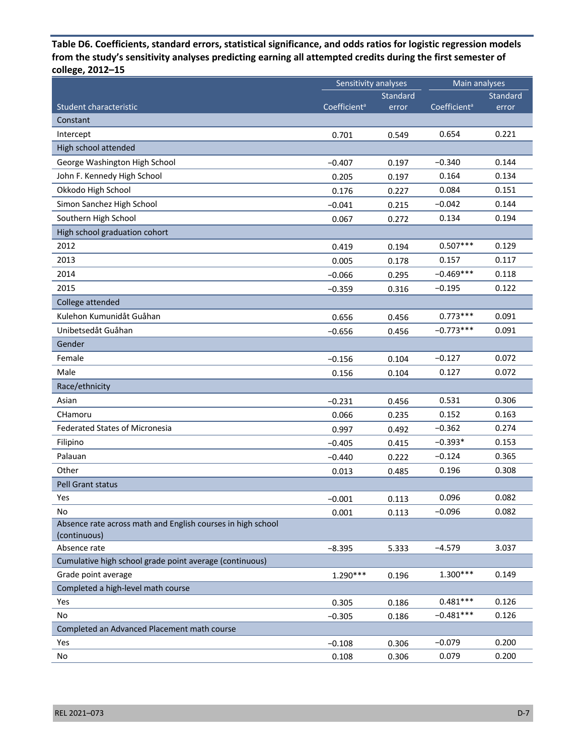**Table D6. Coefficients, standard errors, statistical significance, and odds ratios for logistic regression models from the study's sensitivity analyses predicting earning all attempted credits during the first semester of college, 2012–15**

| Student characteristic | Sensitivity analyses | | Main analyses | |
|---|---|---|---|---|
| | Coefficient[a] | Standard error | Coefficient[a] | Standard error |
| **Constant** | | | | |
| Intercept | 0.701 | 0.549 | 0.654 | 0.221 |
| **High school attended** | | | | |
| George Washington High School | −0.407 | 0.197 | −0.340 | 0.144 |
| John F. Kennedy High School | 0.205 | 0.197 | 0.164 | 0.134 |
| Okkodo High School | 0.176 | 0.227 | 0.084 | 0.151 |
| Simon Sanchez High School | −0.041 | 0.215 | −0.042 | 0.144 |
| Southern High School | 0.067 | 0.272 | 0.134 | 0.194 |
| **High school graduation cohort** | | | | |
| 2012 | 0.419 | 0.194 | 0.507*** | 0.129 |
| 2013 | 0.005 | 0.178 | 0.157 | 0.117 |
| 2014 | −0.066 | 0.295 | −0.469*** | 0.118 |
| 2015 | −0.359 | 0.316 | −0.195 | 0.122 |
| **College attended** | | | | |
| Kulehon Kumunidåt Guåhan | 0.656 | 0.456 | 0.773*** | 0.091 |
| Unibetsedåt Guåhan | −0.656 | 0.456 | −0.773*** | 0.091 |
| **Gender** | | | | |
| Female | −0.156 | 0.104 | −0.127 | 0.072 |
| Male | 0.156 | 0.104 | 0.127 | 0.072 |
| **Race/ethnicity** | | | | |
| Asian | −0.231 | 0.456 | 0.531 | 0.306 |
| CHamoru | 0.066 | 0.235 | 0.152 | 0.163 |
| Federated States of Micronesia | 0.997 | 0.492 | −0.362 | 0.274 |
| Filipino | −0.405 | 0.415 | −0.393* | 0.153 |
| Palauan | −0.440 | 0.222 | −0.124 | 0.365 |
| Other | 0.013 | 0.485 | 0.196 | 0.308 |
| **Pell Grant status** | | | | |
| Yes | −0.001 | 0.113 | 0.096 | 0.082 |
| No | 0.001 | 0.113 | −0.096 | 0.082 |
| **Absence rate across math and English courses in high school (continuous)** | | | | |
| Absence rate | −8.395 | 5.333 | −4.579 | 3.037 |
| **Cumulative high school grade point average (continuous)** | | | | |
| Grade point average | 1.290*** | 0.196 | 1.300*** | 0.149 |
| **Completed a high-level math course** | | | | |
| Yes | 0.305 | 0.186 | 0.481*** | 0.126 |
| No | −0.305 | 0.186 | −0.481*** | 0.126 |
| **Completed an Advanced Placement math course** | | | | |
| Yes | −0.108 | 0.306 | −0.079 | 0.200 |
| No | 0.108 | 0.306 | 0.079 | 0.200 |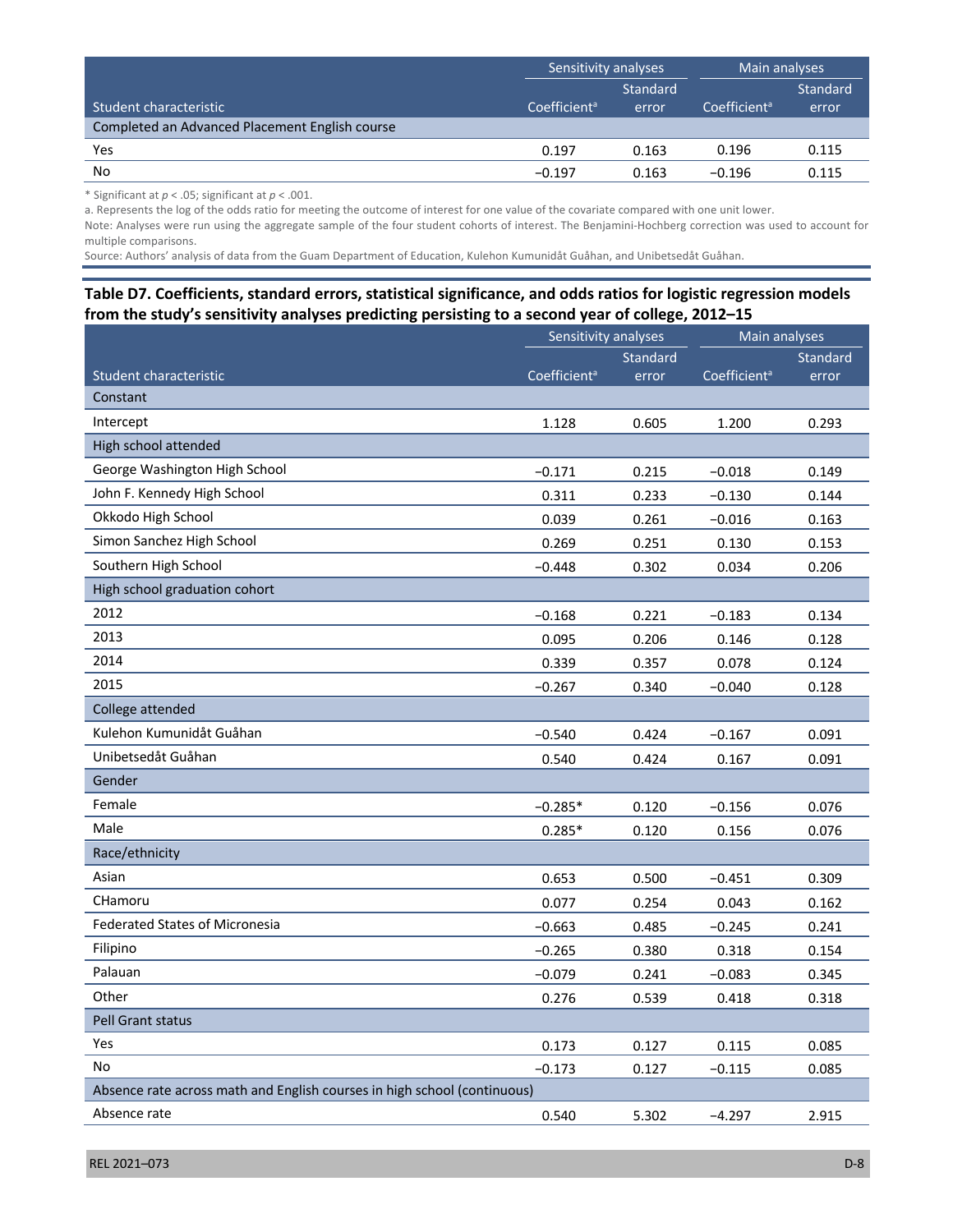| Student characteristic | Sensitivity analyses | | Main analyses | |
|---|---|---|---|---|
| | Coefficient[a] | Standard error | Coefficient[a] | Standard error |
| **Completed an Advanced Placement English course** | | | | |
| Yes | 0.197 | 0.163 | 0.196 | 0.115 |
| No | −0.197 | 0.163 | −0.196 | 0.115 |

\* Significant at $p < .05$; significant at $p < .001$.

a. Represents the log of the odds ratio for meeting the outcome of interest for one value of the covariate compared with one unit lower.

Note: Analyses were run using the aggregate sample of the four student cohorts of interest. The Benjamini-Hochberg correction was used to account for multiple comparisons.

Source: Authors' analysis of data from the Guam Department of Education, Kulehon Kumunidåt Guåhan, and Unibetsedåt Guåhan.

**Table D7. Coefficients, standard errors, statistical significance, and odds ratios for logistic regression models from the study's sensitivity analyses predicting persisting to a second year of college, 2012–15**

| Student characteristic | Sensitivity analyses | | Main analyses | |
|---|---|---|---|---|
| | Coefficient[a] | Standard error | Coefficient[a] | Standard error |
| **Constant** | | | | |
| Intercept | 1.128 | 0.605 | 1.200 | 0.293 |
| **High school attended** | | | | |
| George Washington High School | −0.171 | 0.215 | −0.018 | 0.149 |
| John F. Kennedy High School | 0.311 | 0.233 | −0.130 | 0.144 |
| Okkodo High School | 0.039 | 0.261 | −0.016 | 0.163 |
| Simon Sanchez High School | 0.269 | 0.251 | 0.130 | 0.153 |
| Southern High School | −0.448 | 0.302 | 0.034 | 0.206 |
| **High school graduation cohort** | | | | |
| 2012 | −0.168 | 0.221 | −0.183 | 0.134 |
| 2013 | 0.095 | 0.206 | 0.146 | 0.128 |
| 2014 | 0.339 | 0.357 | 0.078 | 0.124 |
| 2015 | −0.267 | 0.340 | −0.040 | 0.128 |
| **College attended** | | | | |
| Kulehon Kumunidåt Guåhan | −0.540 | 0.424 | −0.167 | 0.091 |
| Unibetsedåt Guåhan | 0.540 | 0.424 | 0.167 | 0.091 |
| **Gender** | | | | |
| Female | −0.285* | 0.120 | −0.156 | 0.076 |
| Male | 0.285* | 0.120 | 0.156 | 0.076 |
| **Race/ethnicity** | | | | |
| Asian | 0.653 | 0.500 | −0.451 | 0.309 |
| CHamoru | 0.077 | 0.254 | 0.043 | 0.162 |
| Federated States of Micronesia | −0.663 | 0.485 | −0.245 | 0.241 |
| Filipino | −0.265 | 0.380 | 0.318 | 0.154 |
| Palauan | −0.079 | 0.241 | −0.083 | 0.345 |
| Other | 0.276 | 0.539 | 0.418 | 0.318 |
| **Pell Grant status** | | | | |
| Yes | 0.173 | 0.127 | 0.115 | 0.085 |
| No | −0.173 | 0.127 | −0.115 | 0.085 |
| **Absence rate across math and English courses in high school (continuous)** | | | | |
| Absence rate | 0.540 | 5.302 | −4.297 | 2.915 |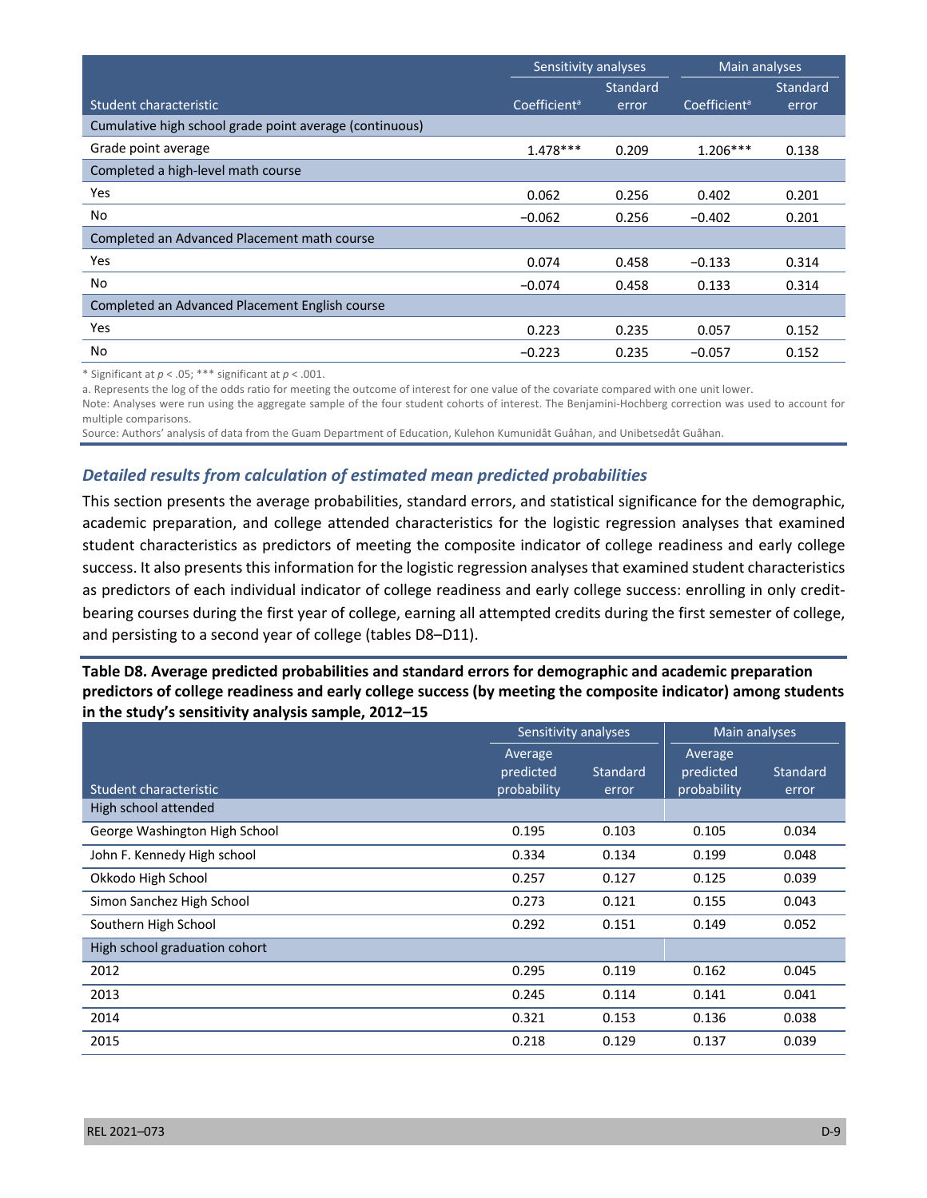| Student characteristic | Sensitivity analyses | | Main analyses | |
|---|---|---|---|---|
| | Coefficient[a] | Standard error | Coefficient[a] | Standard error |
| Cumulative high school grade point average (continuous) | | | | |
| Grade point average | 1.478*** | 0.209 | 1.206*** | 0.138 |
| Completed a high-level math course | | | | |
| Yes | 0.062 | 0.256 | 0.402 | 0.201 |
| No | −0.062 | 0.256 | −0.402 | 0.201 |
| Completed an Advanced Placement math course | | | | |
| Yes | 0.074 | 0.458 | −0.133 | 0.314 |
| No | −0.074 | 0.458 | 0.133 | 0.314 |
| Completed an Advanced Placement English course | | | | |
| Yes | 0.223 | 0.235 | 0.057 | 0.152 |
| No | −0.223 | 0.235 | −0.057 | 0.152 |

* Significant at $p < .05$; *** significant at $p < .001$.

a. Represents the log of the odds ratio for meeting the outcome of interest for one value of the covariate compared with one unit lower.

Note: Analyses were run using the aggregate sample of the four student cohorts of interest. The Benjamini-Hochberg correction was used to account for multiple comparisons.

Source: Authors' analysis of data from the Guam Department of Education, Kulehon Kumunidåt Guåhan, and Unibetsedåt Guåhan.

### *Detailed results from calculation of estimated mean predicted probabilities*

This section presents the average probabilities, standard errors, and statistical significance for the demographic, academic preparation, and college attended characteristics for the logistic regression analyses that examined student characteristics as predictors of meeting the composite indicator of college readiness and early college success. It also presents this information for the logistic regression analyses that examined student characteristics as predictors of each individual indicator of college readiness and early college success: enrolling in only credit-bearing courses during the first year of college, earning all attempted credits during the first semester of college, and persisting to a second year of college (tables D8–D11).

**Table D8. Average predicted probabilities and standard errors for demographic and academic preparation predictors of college readiness and early college success (by meeting the composite indicator) among students in the study's sensitivity analysis sample, 2012–15**

| Student characteristic | Sensitivity analyses | | Main analyses | |
|---|---|---|---|---|
| | Average predicted probability | Standard error | Average predicted probability | Standard error |
| High school attended | | | | |
| George Washington High School | 0.195 | 0.103 | 0.105 | 0.034 |
| John F. Kennedy High school | 0.334 | 0.134 | 0.199 | 0.048 |
| Okkodo High School | 0.257 | 0.127 | 0.125 | 0.039 |
| Simon Sanchez High School | 0.273 | 0.121 | 0.155 | 0.043 |
| Southern High School | 0.292 | 0.151 | 0.149 | 0.052 |
| High school graduation cohort | | | | |
| 2012 | 0.295 | 0.119 | 0.162 | 0.045 |
| 2013 | 0.245 | 0.114 | 0.141 | 0.041 |
| 2014 | 0.321 | 0.153 | 0.136 | 0.038 |
| 2015 | 0.218 | 0.129 | 0.137 | 0.039 |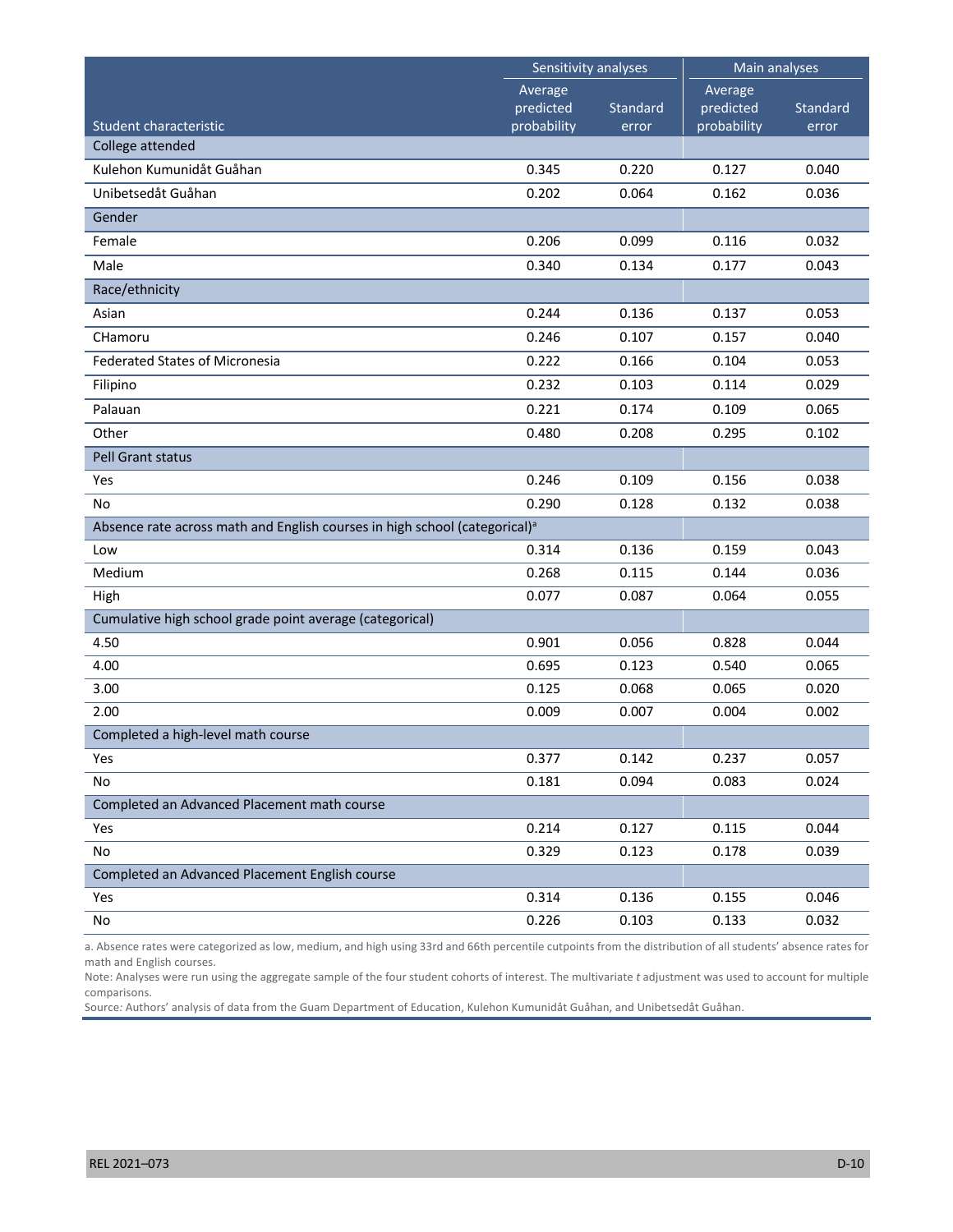| Student characteristic | Sensitivity analyses | | Main analyses | |
|---|---|---|---|---|
| | Average predicted probability | Standard error | Average predicted probability | Standard error |
| **College attended** | | | | |
| Kulehon Kumunidåt Guåhan | 0.345 | 0.220 | 0.127 | 0.040 |
| Unibetsedåt Guåhan | 0.202 | 0.064 | 0.162 | 0.036 |
| **Gender** | | | | |
| Female | 0.206 | 0.099 | 0.116 | 0.032 |
| Male | 0.340 | 0.134 | 0.177 | 0.043 |
| **Race/ethnicity** | | | | |
| Asian | 0.244 | 0.136 | 0.137 | 0.053 |
| CHamoru | 0.246 | 0.107 | 0.157 | 0.040 |
| Federated States of Micronesia | 0.222 | 0.166 | 0.104 | 0.053 |
| Filipino | 0.232 | 0.103 | 0.114 | 0.029 |
| Palauan | 0.221 | 0.174 | 0.109 | 0.065 |
| Other | 0.480 | 0.208 | 0.295 | 0.102 |
| **Pell Grant status** | | | | |
| Yes | 0.246 | 0.109 | 0.156 | 0.038 |
| No | 0.290 | 0.128 | 0.132 | 0.038 |
| **Absence rate across math and English courses in high school (categorical)[a]** | | | | |
| Low | 0.314 | 0.136 | 0.159 | 0.043 |
| Medium | 0.268 | 0.115 | 0.144 | 0.036 |
| High | 0.077 | 0.087 | 0.064 | 0.055 |
| **Cumulative high school grade point average (categorical)** | | | | |
| 4.50 | 0.901 | 0.056 | 0.828 | 0.044 |
| 4.00 | 0.695 | 0.123 | 0.540 | 0.065 |
| 3.00 | 0.125 | 0.068 | 0.065 | 0.020 |
| 2.00 | 0.009 | 0.007 | 0.004 | 0.002 |
| **Completed a high-level math course** | | | | |
| Yes | 0.377 | 0.142 | 0.237 | 0.057 |
| No | 0.181 | 0.094 | 0.083 | 0.024 |
| **Completed an Advanced Placement math course** | | | | |
| Yes | 0.214 | 0.127 | 0.115 | 0.044 |
| No | 0.329 | 0.123 | 0.178 | 0.039 |
| **Completed an Advanced Placement English course** | | | | |
| Yes | 0.314 | 0.136 | 0.155 | 0.046 |
| No | 0.226 | 0.103 | 0.133 | 0.032 |

a. Absence rates were categorized as low, medium, and high using 33rd and 66th percentile cutpoints from the distribution of all students' absence rates for math and English courses.

Note: Analyses were run using the aggregate sample of the four student cohorts of interest. The multivariate *t* adjustment was used to account for multiple comparisons.

Source: Authors' analysis of data from the Guam Department of Education, Kulehon Kumunidåt Guåhan, and Unibetsedåt Guåhan.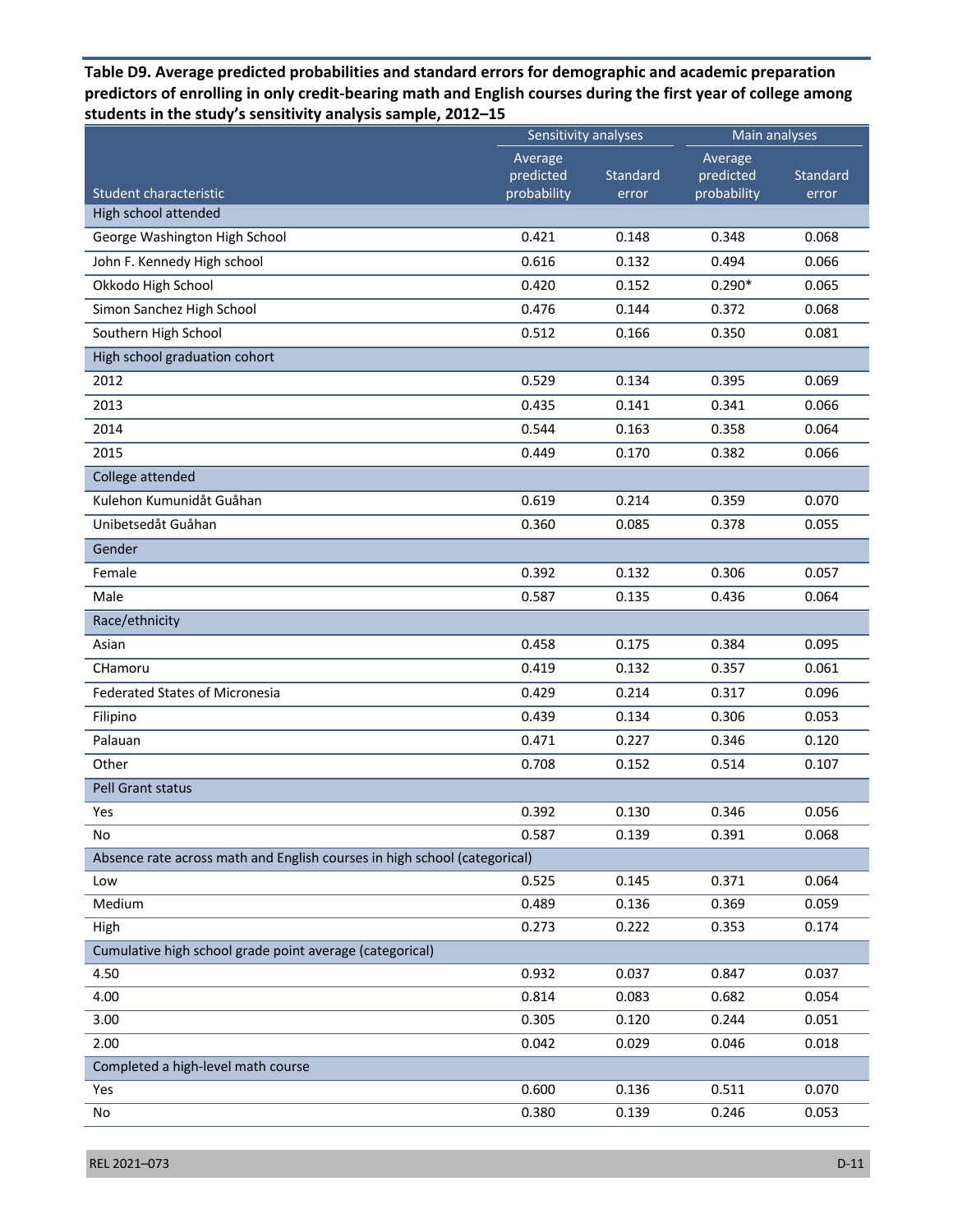**Table D9. Average predicted probabilities and standard errors for demographic and academic preparation predictors of enrolling in only credit-bearing math and English courses during the first year of college among students in the study's sensitivity analysis sample, 2012–15**

| | Sensitivity analyses | | Main analyses | |
|---|---|---|---|---|
| Student characteristic | Average predicted probability | Standard error | Average predicted probability | Standard error |
| **High school attended** | | | | |
| George Washington High School | 0.421 | 0.148 | 0.348 | 0.068 |
| John F. Kennedy High school | 0.616 | 0.132 | 0.494 | 0.066 |
| Okkodo High School | 0.420 | 0.152 | 0.290* | 0.065 |
| Simon Sanchez High School | 0.476 | 0.144 | 0.372 | 0.068 |
| Southern High School | 0.512 | 0.166 | 0.350 | 0.081 |
| **High school graduation cohort** | | | | |
| 2012 | 0.529 | 0.134 | 0.395 | 0.069 |
| 2013 | 0.435 | 0.141 | 0.341 | 0.066 |
| 2014 | 0.544 | 0.163 | 0.358 | 0.064 |
| 2015 | 0.449 | 0.170 | 0.382 | 0.066 |
| **College attended** | | | | |
| Kulehon Kumunidåt Guåhan | 0.619 | 0.214 | 0.359 | 0.070 |
| Unibetsedåt Guåhan | 0.360 | 0.085 | 0.378 | 0.055 |
| **Gender** | | | | |
| Female | 0.392 | 0.132 | 0.306 | 0.057 |
| Male | 0.587 | 0.135 | 0.436 | 0.064 |
| **Race/ethnicity** | | | | |
| Asian | 0.458 | 0.175 | 0.384 | 0.095 |
| CHamoru | 0.419 | 0.132 | 0.357 | 0.061 |
| Federated States of Micronesia | 0.429 | 0.214 | 0.317 | 0.096 |
| Filipino | 0.439 | 0.134 | 0.306 | 0.053 |
| Palauan | 0.471 | 0.227 | 0.346 | 0.120 |
| Other | 0.708 | 0.152 | 0.514 | 0.107 |
| **Pell Grant status** | | | | |
| Yes | 0.392 | 0.130 | 0.346 | 0.056 |
| No | 0.587 | 0.139 | 0.391 | 0.068 |
| **Absence rate across math and English courses in high school (categorical)** | | | | |
| Low | 0.525 | 0.145 | 0.371 | 0.064 |
| Medium | 0.489 | 0.136 | 0.369 | 0.059 |
| High | 0.273 | 0.222 | 0.353 | 0.174 |
| **Cumulative high school grade point average (categorical)** | | | | |
| 4.50 | 0.932 | 0.037 | 0.847 | 0.037 |
| 4.00 | 0.814 | 0.083 | 0.682 | 0.054 |
| 3.00 | 0.305 | 0.120 | 0.244 | 0.051 |
| 2.00 | 0.042 | 0.029 | 0.046 | 0.018 |
| **Completed a high-level math course** | | | | |
| Yes | 0.600 | 0.136 | 0.511 | 0.070 |
| No | 0.380 | 0.139 | 0.246 | 0.053 |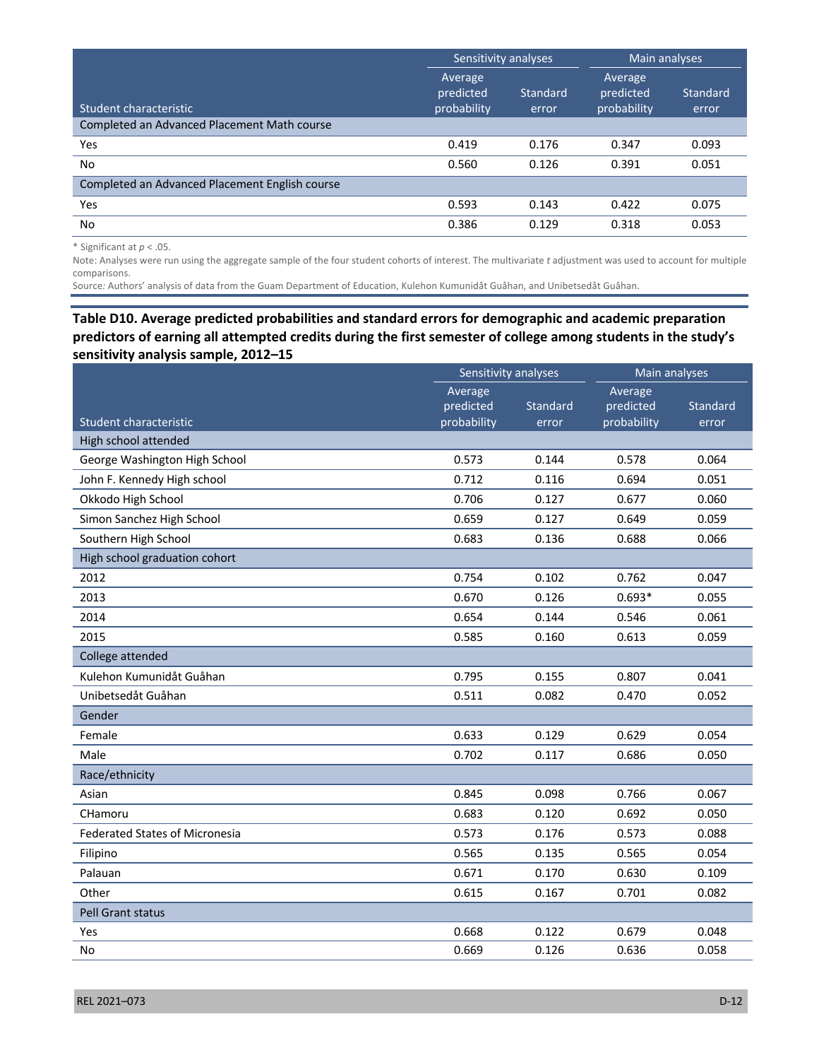| Student characteristic | Sensitivity analyses | | Main analyses | |
|---|---|---|---|---|
| | Average predicted probability | Standard error | Average predicted probability | Standard error |
| Completed an Advanced Placement Math course | | | | |
| Yes | 0.419 | 0.176 | 0.347 | 0.093 |
| No | 0.560 | 0.126 | 0.391 | 0.051 |
| Completed an Advanced Placement English course | | | | |
| Yes | 0.593 | 0.143 | 0.422 | 0.075 |
| No | 0.386 | 0.129 | 0.318 | 0.053 |

* Significant at $p < .05$.

Note: Analyses were run using the aggregate sample of the four student cohorts of interest. The multivariate *t* adjustment was used to account for multiple comparisons.

Source: Authors' analysis of data from the Guam Department of Education, Kulehon Kumunidåt Guåhan, and Unibetsedåt Guåhan.

**Table D10. Average predicted probabilities and standard errors for demographic and academic preparation predictors of earning all attempted credits during the first semester of college among students in the study's sensitivity analysis sample, 2012–15**

| Student characteristic | Sensitivity analyses | | Main analyses | |
|---|---|---|---|---|
| | Average predicted probability | Standard error | Average predicted probability | Standard error |
| High school attended | | | | |
| George Washington High School | 0.573 | 0.144 | 0.578 | 0.064 |
| John F. Kennedy High school | 0.712 | 0.116 | 0.694 | 0.051 |
| Okkodo High School | 0.706 | 0.127 | 0.677 | 0.060 |
| Simon Sanchez High School | 0.659 | 0.127 | 0.649 | 0.059 |
| Southern High School | 0.683 | 0.136 | 0.688 | 0.066 |
| High school graduation cohort | | | | |
| 2012 | 0.754 | 0.102 | 0.762 | 0.047 |
| 2013 | 0.670 | 0.126 | 0.693* | 0.055 |
| 2014 | 0.654 | 0.144 | 0.546 | 0.061 |
| 2015 | 0.585 | 0.160 | 0.613 | 0.059 |
| College attended | | | | |
| Kulehon Kumunidåt Guåhan | 0.795 | 0.155 | 0.807 | 0.041 |
| Unibetsedåt Guåhan | 0.511 | 0.082 | 0.470 | 0.052 |
| Gender | | | | |
| Female | 0.633 | 0.129 | 0.629 | 0.054 |
| Male | 0.702 | 0.117 | 0.686 | 0.050 |
| Race/ethnicity | | | | |
| Asian | 0.845 | 0.098 | 0.766 | 0.067 |
| CHamoru | 0.683 | 0.120 | 0.692 | 0.050 |
| Federated States of Micronesia | 0.573 | 0.176 | 0.573 | 0.088 |
| Filipino | 0.565 | 0.135 | 0.565 | 0.054 |
| Palauan | 0.671 | 0.170 | 0.630 | 0.109 |
| Other | 0.615 | 0.167 | 0.701 | 0.082 |
| Pell Grant status | | | | |
| Yes | 0.668 | 0.122 | 0.679 | 0.048 |
| No | 0.669 | 0.126 | 0.636 | 0.058 |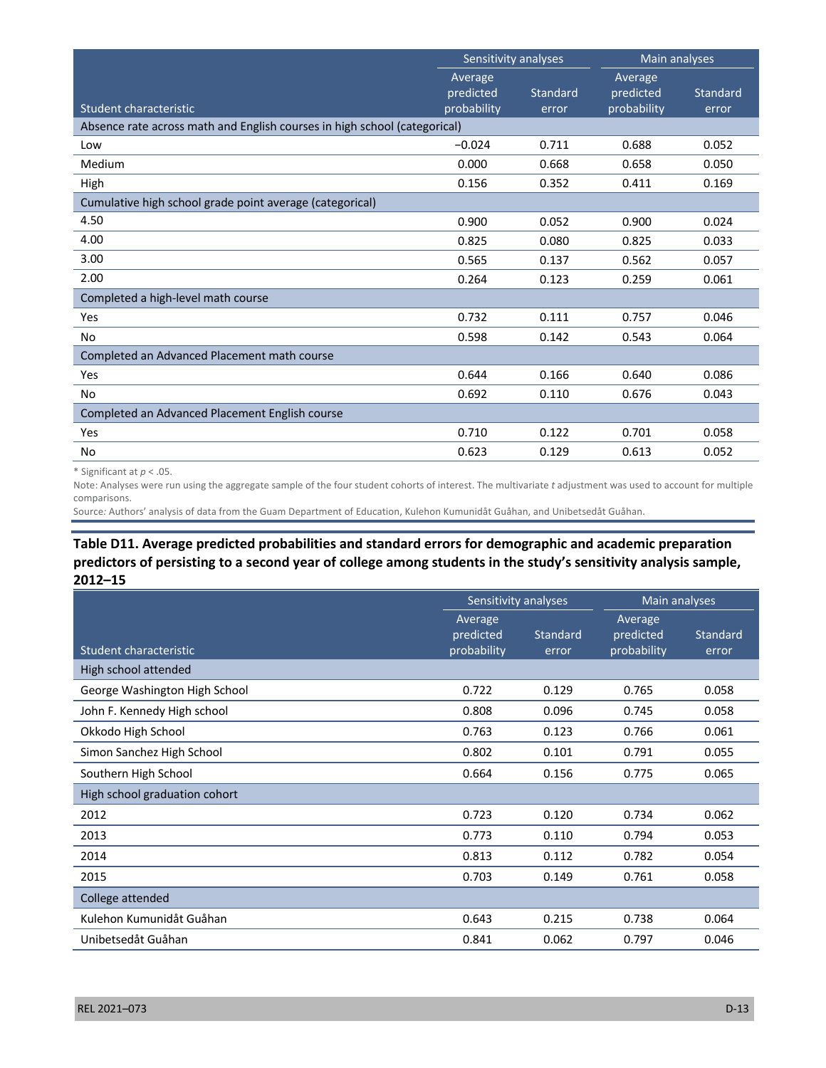| Student characteristic | Sensitivity analyses | | Main analyses | |
|---|---|---|---|---|
| | Average predicted probability | Standard error | Average predicted probability | Standard error |
| **Absence rate across math and English courses in high school (categorical)** | | | | |
| Low | −0.024 | 0.711 | 0.688 | 0.052 |
| Medium | 0.000 | 0.668 | 0.658 | 0.050 |
| High | 0.156 | 0.352 | 0.411 | 0.169 |
| **Cumulative high school grade point average (categorical)** | | | | |
| 4.50 | 0.900 | 0.052 | 0.900 | 0.024 |
| 4.00 | 0.825 | 0.080 | 0.825 | 0.033 |
| 3.00 | 0.565 | 0.137 | 0.562 | 0.057 |
| 2.00 | 0.264 | 0.123 | 0.259 | 0.061 |
| **Completed a high-level math course** | | | | |
| Yes | 0.732 | 0.111 | 0.757 | 0.046 |
| No | 0.598 | 0.142 | 0.543 | 0.064 |
| **Completed an Advanced Placement math course** | | | | |
| Yes | 0.644 | 0.166 | 0.640 | 0.086 |
| No | 0.692 | 0.110 | 0.676 | 0.043 |
| **Completed an Advanced Placement English course** | | | | |
| Yes | 0.710 | 0.122 | 0.701 | 0.058 |
| No | 0.623 | 0.129 | 0.613 | 0.052 |

\* Significant at $p < .05$.

Note: Analyses were run using the aggregate sample of the four student cohorts of interest. The multivariate *t* adjustment was used to account for multiple comparisons.

Source: Authors' analysis of data from the Guam Department of Education, Kulehon Kumunidåt Guåhan, and Unibetsedåt Guåhan.

**Table D11. Average predicted probabilities and standard errors for demographic and academic preparation predictors of persisting to a second year of college among students in the study's sensitivity analysis sample, 2012–15**

| Student characteristic | Sensitivity analyses | | Main analyses | |
|---|---|---|---|---|
| | Average predicted probability | Standard error | Average predicted probability | Standard error |
| **High school attended** | | | | |
| George Washington High School | 0.722 | 0.129 | 0.765 | 0.058 |
| John F. Kennedy High school | 0.808 | 0.096 | 0.745 | 0.058 |
| Okkodo High School | 0.763 | 0.123 | 0.766 | 0.061 |
| Simon Sanchez High School | 0.802 | 0.101 | 0.791 | 0.055 |
| Southern High School | 0.664 | 0.156 | 0.775 | 0.065 |
| **High school graduation cohort** | | | | |
| 2012 | 0.723 | 0.120 | 0.734 | 0.062 |
| 2013 | 0.773 | 0.110 | 0.794 | 0.053 |
| 2014 | 0.813 | 0.112 | 0.782 | 0.054 |
| 2015 | 0.703 | 0.149 | 0.761 | 0.058 |
| **College attended** | | | | |
| Kulehon Kumunidåt Guåhan | 0.643 | 0.215 | 0.738 | 0.064 |
| Unibetsedåt Guåhan | 0.841 | 0.062 | 0.797 | 0.046 |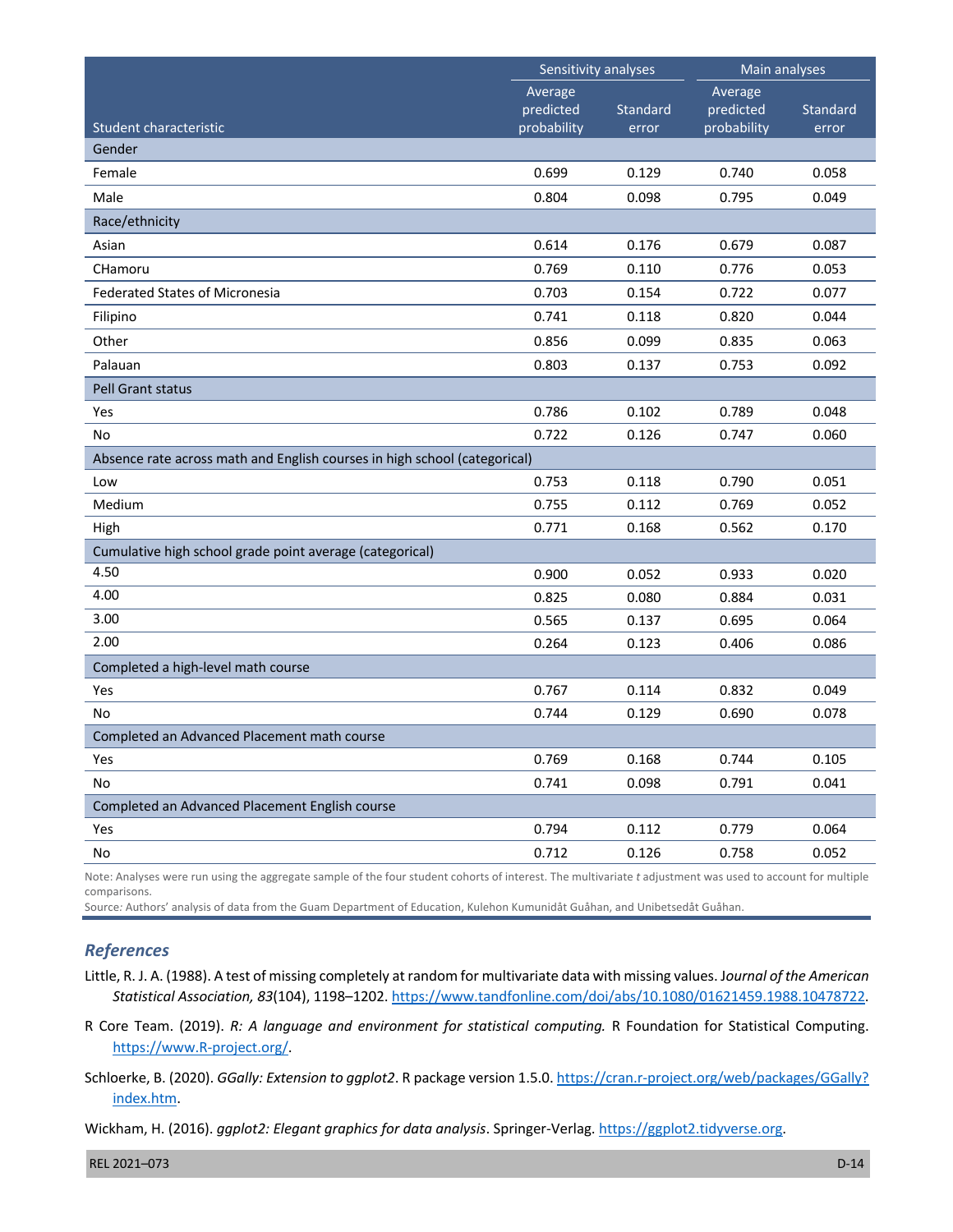| Student characteristic | Sensitivity analyses | | Main analyses | |
|---|---|---|---|---|
| | Average predicted probability | Standard error | Average predicted probability | Standard error |
| **Gender** | | | | |
| Female | 0.699 | 0.129 | 0.740 | 0.058 |
| Male | 0.804 | 0.098 | 0.795 | 0.049 |
| **Race/ethnicity** | | | | |
| Asian | 0.614 | 0.176 | 0.679 | 0.087 |
| CHamoru | 0.769 | 0.110 | 0.776 | 0.053 |
| Federated States of Micronesia | 0.703 | 0.154 | 0.722 | 0.077 |
| Filipino | 0.741 | 0.118 | 0.820 | 0.044 |
| Other | 0.856 | 0.099 | 0.835 | 0.063 |
| Palauan | 0.803 | 0.137 | 0.753 | 0.092 |
| **Pell Grant status** | | | | |
| Yes | 0.786 | 0.102 | 0.789 | 0.048 |
| No | 0.722 | 0.126 | 0.747 | 0.060 |
| **Absence rate across math and English courses in high school (categorical)** | | | | |
| Low | 0.753 | 0.118 | 0.790 | 0.051 |
| Medium | 0.755 | 0.112 | 0.769 | 0.052 |
| High | 0.771 | 0.168 | 0.562 | 0.170 |
| **Cumulative high school grade point average (categorical)** | | | | |
| 4.50 | 0.900 | 0.052 | 0.933 | 0.020 |
| 4.00 | 0.825 | 0.080 | 0.884 | 0.031 |
| 3.00 | 0.565 | 0.137 | 0.695 | 0.064 |
| 2.00 | 0.264 | 0.123 | 0.406 | 0.086 |
| **Completed a high-level math course** | | | | |
| Yes | 0.767 | 0.114 | 0.832 | 0.049 |
| No | 0.744 | 0.129 | 0.690 | 0.078 |
| **Completed an Advanced Placement math course** | | | | |
| Yes | 0.769 | 0.168 | 0.744 | 0.105 |
| No | 0.741 | 0.098 | 0.791 | 0.041 |
| **Completed an Advanced Placement English course** | | | | |
| Yes | 0.794 | 0.112 | 0.779 | 0.064 |
| No | 0.712 | 0.126 | 0.758 | 0.052 |

Note: Analyses were run using the aggregate sample of the four student cohorts of interest. The multivariate *t* adjustment was used to account for multiple comparisons.

Source: Authors' analysis of data from the Guam Department of Education, Kulehon Kumunidåt Guåhan, and Unibetsedåt Guåhan.

## References

Little, R. J. A. (1988). A test of missing completely at random for multivariate data with missing values. *Journal of the American Statistical Association, 83*(104), 1198–1202. https://www.tandfonline.com/doi/abs/10.1080/01621459.1988.10478722.

R Core Team. (2019). *R: A language and environment for statistical computing.* R Foundation for Statistical Computing. https://www.R-project.org/.

Schloerke, B. (2020). *GGally: Extension to ggplot2*. R package version 1.5.0. https://cran.r-project.org/web/packages/GGally?index.htm.

Wickham, H. (2016). *ggplot2: Elegant graphics for data analysis*. Springer-Verlag. https://ggplot2.tidyverse.org.